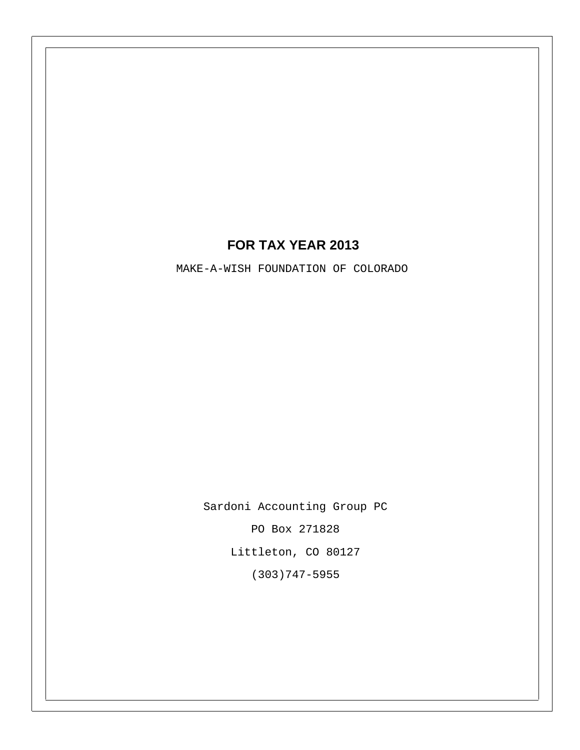# FOR TAX YEAR 2013

MAKE-A-WISH FOUNDATION OF COLORADO

Sardoni Accounting Group PC

PO Box 271828

Littleton, CO 80127

(303)747-5955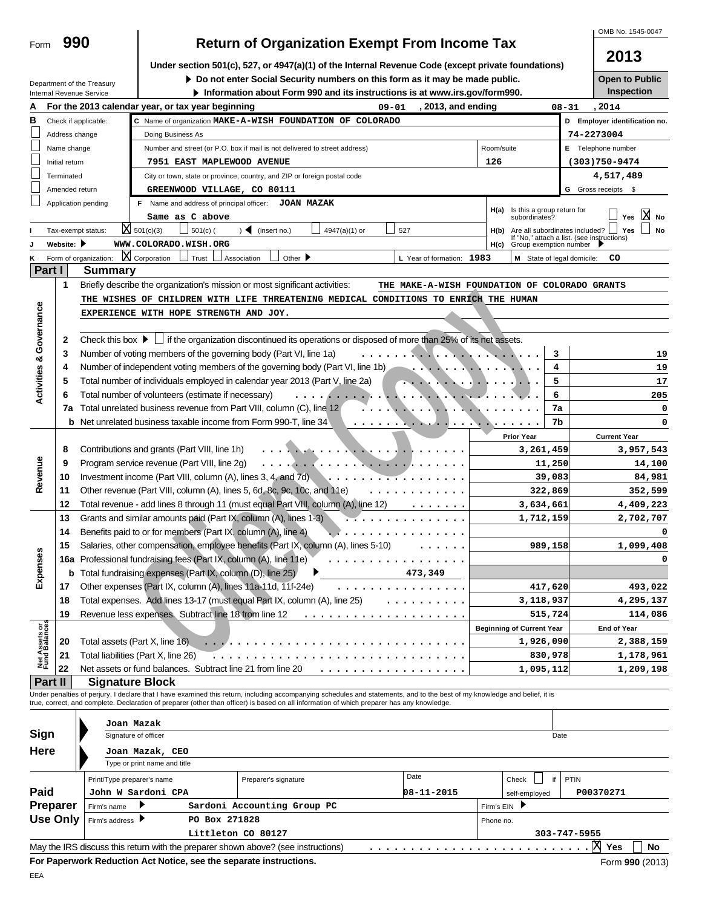Form **990**

# Return of Organization Exempt From Income Tax

OMB No. 1545-0047

**2013**

Under section 501(c), 527, or 4947(a)(1) of the Internal Revenue Code (except private foundations)

▶ Do not enter Social Security numbers on this form as it may be made public.

▶ Information about Form 990 and its instructions is at www.irs.gov/form990.

**Open to Public Inspection**

Department of the Treasury
Internal Revenue Service

**A** For the 2013 calendar year, or tax year beginning 09-01, 2013, and ending 08-31, 2014

**B** Check if applicable:
- ☐ Address change
- ☐ Name change
- ☐ Initial return
- ☐ Terminated
- ☐ Amended return
- ☐ Application pending

**C** Name of organization: MAKE-A-WISH FOUNDATION OF COLORADO

Doing Business As

Number and street (or P.O. box if mail is not delivered to street address): 7951 EAST MAPLEWOOD AVENUE — Room/suite: 126

City or town, state or province, country, and ZIP or foreign postal code: GREENWOOD VILLAGE, CO 80111

**D** Employer identification no.: 74-2273004

**E** Telephone number: (303)750-9474

**G** Gross receipts $ 4,517,489

**F** Name and address of principal officer: JOAN MAZAK
Same as C above

**H(a)** Is this a group return for subordinates? ☐ Yes ☒ No

**H(b)** Are all subordinates included? ☐ Yes ☐ No
If "No," attach a list. (see instructions)

**H(c)** Group exemption number ▶

**I** Tax-exempt status: ☒ 501(c)(3) ☐ 501(c) ( ) ◀ (insert no.) ☐ 4947(a)(1) or ☐ 527

**J** Website: ▶ WWW.COLORADO.WISH.ORG

**K** Form of organization: ☒ Corporation ☐ Trust ☐ Association ☐ Other ▶

**L** Year of formation: 1983

**M** State of legal domicile: CO

## Part I Summary

**Activities & Governance**

1 Briefly describe the organization's mission or most significant activities: THE MAKE-A-WISH FOUNDATION OF COLORADO GRANTS THE WISHES OF CHILDREN WITH LIFE THREATENING MEDICAL CONDITIONS TO ENRICH THE HUMAN EXPERIENCE WITH HOPE STRENGTH AND JOY.

2 Check this box ▶ ☐ if the organization discontinued its operations or disposed of more than 25% of its net assets.

| | | | |
|---|---|---|---|
| 3 | Number of voting members of the governing body (Part VI, line 1a) | 3 | 19 |
| 4 | Number of independent voting members of the governing body (Part VI, line 1b) | 4 | 19 |
| 5 | Total number of individuals employed in calendar year 2013 (Part V, line 2a) | 5 | 17 |
| 6 | Total number of volunteers (estimate if necessary) | 6 | 205 |
| 7a | Total unrelated business revenue from Part VIII, column (C), line 12 | 7a | 0 |
| b | Net unrelated business taxable income from Form 990-T, line 34 | 7b | 0 |

| | | Prior Year | Current Year |
|---|---|---|---|
| **Revenue** | | | |
| 8 | Contributions and grants (Part VIII, line 1h) | 3,261,459 | 3,957,543 |
| 9 | Program service revenue (Part VIII, line 2g) | 11,250 | 14,100 |
| 10 | Investment income (Part VIII, column (A), lines 3, 4, and 7d) | 39,083 | 84,981 |
| 11 | Other revenue (Part VIII, column (A), lines 5, 6d, 8c, 9c, 10c, and 11e) | 322,869 | 352,599 |
| 12 | Total revenue - add lines 8 through 11 (must equal Part VIII, column (A), line 12) | 3,634,661 | 4,409,223 |
| **Expenses** | | | |
| 13 | Grants and similar amounts paid (Part IX, column (A), lines 1-3) | 1,712,159 | 2,702,707 |
| 14 | Benefits paid to or for members (Part IX, column (A), line 4) | | 0 |
| 15 | Salaries, other compensation, employee benefits (Part IX, column (A), lines 5-10) | 989,158 | 1,099,408 |
| 16a | Professional fundraising fees (Part IX, column (A), line 11e) | | 0 |
| b | Total fundraising expenses (Part IX, column (D), line 25) ▶ 473,349 | | |
| 17 | Other expenses (Part IX, column (A), lines 11a-11d, 11f-24e) | 417,620 | 493,022 |
| 18 | Total expenses. Add lines 13-17 (must equal Part IX, column (A), line 25) | 3,118,937 | 4,295,137 |
| 19 | Revenue less expenses. Subtract line 18 from line 12 | 515,724 | 114,086 |

| | | Beginning of Current Year | End of Year |
|---|---|---|---|
| **Net Assets or Fund Balances** | | | |
| 20 | Total assets (Part X, line 16) | 1,926,090 | 2,388,159 |
| 21 | Total liabilities (Part X, line 26) | 830,978 | 1,178,961 |
| 22 | Net assets or fund balances. Subtract line 21 from line 20 | 1,095,112 | 1,209,198 |

## Part II Signature Block

Under penalties of perjury, I declare that I have examined this return, including accompanying schedules and statements, and to the best of my knowledge and belief, it is true, correct, and complete. Declaration of preparer (other than officer) is based on all information of which preparer has any knowledge.

**Sign Here**

Joan Mazak
Signature of officer — Date

Joan Mazak, CEO
Type or print name and title

**Paid Preparer Use Only**

| Print/Type preparer's name | Preparer's signature | Date | Check ☐ if self-employed | PTIN |
|---|---|---|---|---|
| John W Sardoni CPA | | 08-11-2015 | | P00370271 |

Firm's name ▶ Sardoni Accounting Group PC — Firm's EIN ▶

Firm's address ▶ PO Box 271828, Littleton CO 80127 — Phone no. 303-747-5955

May the IRS discuss this return with the preparer shown above? (see instructions) ☒ Yes ☐ No

**For Paperwork Reduction Act Notice, see the separate instructions.** Form **990** (2013)

EEA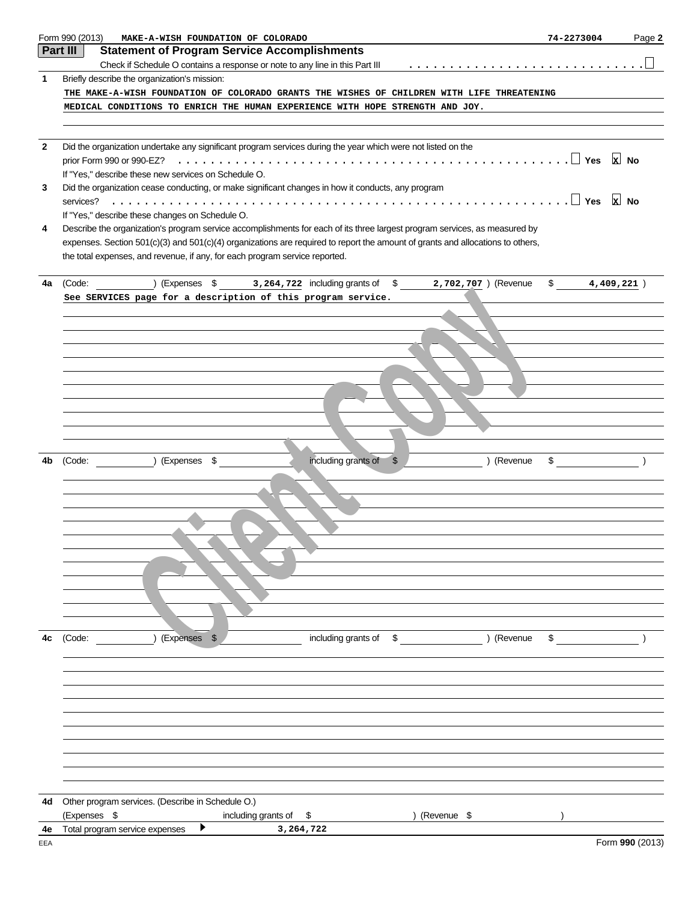Form 990 (2013) MAKE-A-WISH FOUNDATION OF COLORADO 74-2273004 Page 2

## Part III Statement of Program Service Accomplishments

Check if Schedule O contains a response or note to any line in this Part III . . . . . . . . . . . . . . . . . . . . . . . . . . . . ☐

**1** Briefly describe the organization's mission:

THE MAKE-A-WISH FOUNDATION OF COLORADO GRANTS THE WISHES OF CHILDREN WITH LIFE THREATENING MEDICAL CONDITIONS TO ENRICH THE HUMAN EXPERIENCE WITH HOPE STRENGTH AND JOY.

**2** Did the organization undertake any significant program services during the year which were not listed on the prior Form 990 or 990-EZ? . . . . . . . . . . . . . . . . . . . . . . . . . . . . . . . . ☐ Yes ☒ No

If "Yes," describe these new services on Schedule O.

**3** Did the organization cease conducting, or make significant changes in how it conducts, any program services? . . . . . . . . . . . . . . . . . . . . . . . . . . . . . . . . . . . . . . . . . ☐ Yes ☒ No

If "Yes," describe these changes on Schedule O.

**4** Describe the organization's program service accomplishments for each of its three largest program services, as measured by expenses. Section 501(c)(3) and 501(c)(4) organizations are required to report the amount of grants and allocations to others, the total expenses, and revenue, if any, for each program service reported.

**4a** (Code: ) (Expenses $ 3,264,722 including grants of $ 2,702,707 ) (Revenue $ 4,409,221 )

See SERVICES page for a description of this program service.

**4b** (Code: ) (Expenses $ including grants of $ ) (Revenue $ )

**4c** (Code: ) (Expenses $ including grants of $ ) (Revenue $ )

**4d** Other program services. (Describe in Schedule O.)

(Expenses $ including grants of $ ) (Revenue $ )

**4e** Total program service expenses ▶ 3,264,722

EEA Form 990 (2013)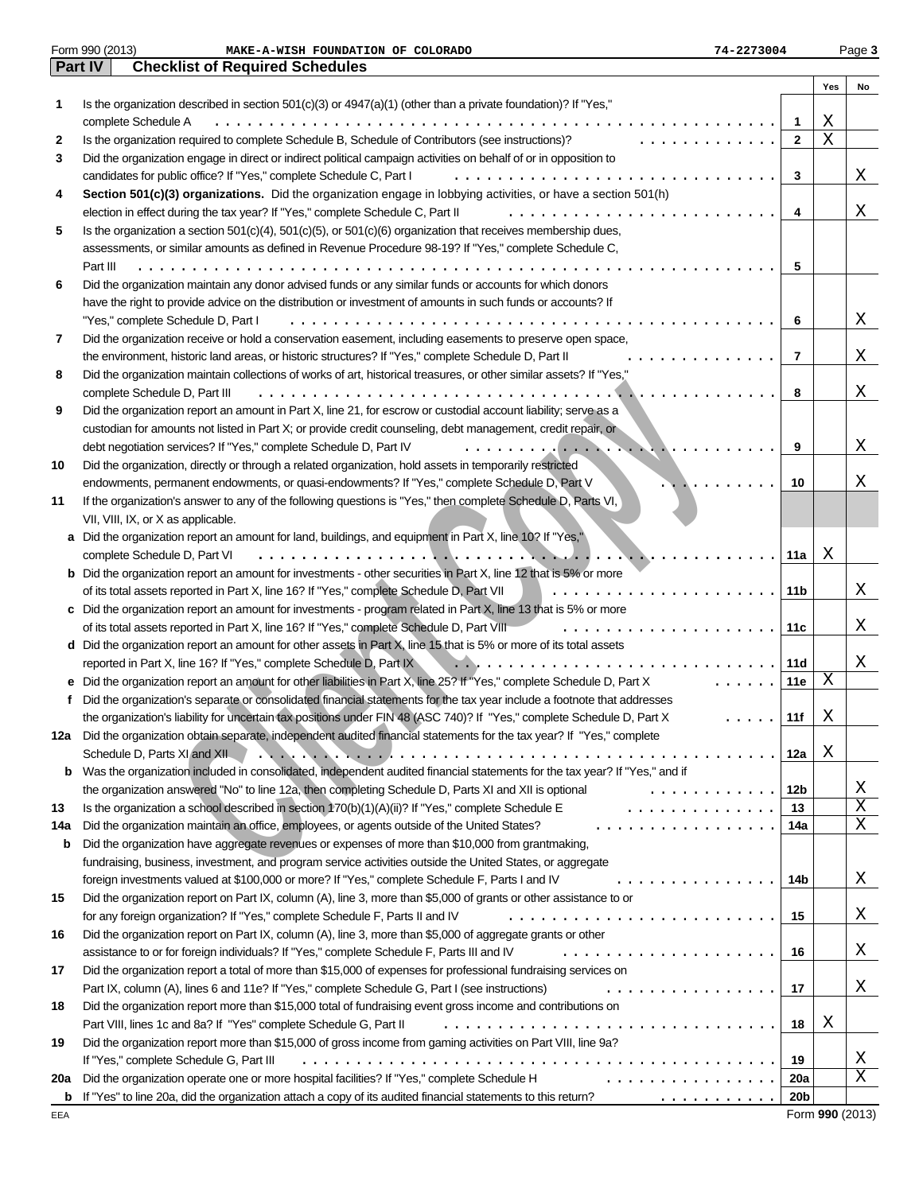Form 990 (2013) MAKE-A-WISH FOUNDATION OF COLORADO 74-2273004

## Part IV Checklist of Required Schedules

| | | | Yes | No |
|---|---|---|---|---|
| 1 | Is the organization described in section 501(c)(3) or 4947(a)(1) (other than a private foundation)? If "Yes," complete Schedule A | 1 | X | |
| 2 | Is the organization required to complete Schedule B, Schedule of Contributors (see instructions)? | 2 | X | |
| 3 | Did the organization engage in direct or indirect political campaign activities on behalf of or in opposition to candidates for public office? If "Yes," complete Schedule C, Part I | 3 | | X |
| 4 | **Section 501(c)(3) organizations.** Did the organization engage in lobbying activities, or have a section 501(h) election in effect during the tax year? If "Yes," complete Schedule C, Part II | 4 | | X |
| 5 | Is the organization a section 501(c)(4), 501(c)(5), or 501(c)(6) organization that receives membership dues, assessments, or similar amounts as defined in Revenue Procedure 98-19? If "Yes," complete Schedule C, Part III | 5 | | |
| 6 | Did the organization maintain any donor advised funds or any similar funds or accounts for which donors have the right to provide advice on the distribution or investment of amounts in such funds or accounts? If "Yes," complete Schedule D, Part I | 6 | | X |
| 7 | Did the organization receive or hold a conservation easement, including easements to preserve open space, the environment, historic land areas, or historic structures? If "Yes," complete Schedule D, Part II | 7 | | X |
| 8 | Did the organization maintain collections of works of art, historical treasures, or other similar assets? If "Yes," complete Schedule D, Part III | 8 | | X |
| 9 | Did the organization report an amount in Part X, line 21, for escrow or custodial account liability; serve as a custodian for amounts not listed in Part X; or provide credit counseling, debt management, credit repair, or debt negotiation services? If "Yes," complete Schedule D, Part IV | 9 | | X |
| 10 | Did the organization, directly or through a related organization, hold assets in temporarily restricted endowments, permanent endowments, or quasi-endowments? If "Yes," complete Schedule D, Part V | 10 | | X |
| 11 | If the organization's answer to any of the following questions is "Yes," then complete Schedule D, Parts VI, VII, VIII, IX, or X as applicable. | | | |
| a | Did the organization report an amount for land, buildings, and equipment in Part X, line 10? If "Yes," complete Schedule D, Part VI | 11a | X | |
| b | Did the organization report an amount for investments - other securities in Part X, line 12 that is 5% or more of its total assets reported in Part X, line 16? If "Yes," complete Schedule D, Part VII | 11b | | X |
| c | Did the organization report an amount for investments - program related in Part X, line 13 that is 5% or more of its total assets reported in Part X, line 16? If "Yes," complete Schedule D, Part VIII | 11c | | X |
| d | Did the organization report an amount for other assets in Part X, line 15 that is 5% or more of its total assets reported in Part X, line 16? If "Yes," complete Schedule D, Part IX | 11d | | X |
| e | Did the organization report an amount for other liabilities in Part X, line 25? If "Yes," complete Schedule D, Part X | 11e | X | |
| f | Did the organization's separate or consolidated financial statements for the tax year include a footnote that addresses the organization's liability for uncertain tax positions under FIN 48 (ASC 740)? If "Yes," complete Schedule D, Part X | 11f | X | |
| 12a | Did the organization obtain separate, independent audited financial statements for the tax year? If "Yes," complete Schedule D, Parts XI and XII | 12a | X | |
| b | Was the organization included in consolidated, independent audited financial statements for the tax year? If "Yes," and if the organization answered "No" to line 12a, then completing Schedule D, Parts XI and XII is optional | 12b | | X |
| 13 | Is the organization a school described in section 170(b)(1)(A)(ii)? If "Yes," complete Schedule E | 13 | | X |
| 14a | Did the organization maintain an office, employees, or agents outside of the United States? | 14a | | X |
| b | Did the organization have aggregate revenues or expenses of more than $10,000 from grantmaking, fundraising, business, investment, and program service activities outside the United States, or aggregate foreign investments valued at $100,000 or more? If "Yes," complete Schedule F, Parts I and IV | 14b | | X |
| 15 | Did the organization report on Part IX, column (A), line 3, more than $5,000 of grants or other assistance to or for any foreign organization? If "Yes," complete Schedule F, Parts II and IV | 15 | | X |
| 16 | Did the organization report on Part IX, column (A), line 3, more than $5,000 of aggregate grants or other assistance to or for foreign individuals? If "Yes," complete Schedule F, Parts III and IV | 16 | | X |
| 17 | Did the organization report a total of more than $15,000 of expenses for professional fundraising services on Part IX, column (A), lines 6 and 11e? If "Yes," complete Schedule G, Part I (see instructions) | 17 | | X |
| 18 | Did the organization report more than $15,000 total of fundraising event gross income and contributions on Part VIII, lines 1c and 8a? If "Yes" complete Schedule G, Part II | 18 | X | |
| 19 | Did the organization report more than $15,000 of gross income from gaming activities on Part VIII, line 9a? If "Yes," complete Schedule G, Part III | 19 | | X |
| 20a | Did the organization operate one or more hospital facilities? If "Yes," complete Schedule H | 20a | | X |
| b | If "Yes" to line 20a, did the organization attach a copy of its audited financial statements to this return? | 20b | | |

Form **990** (2013)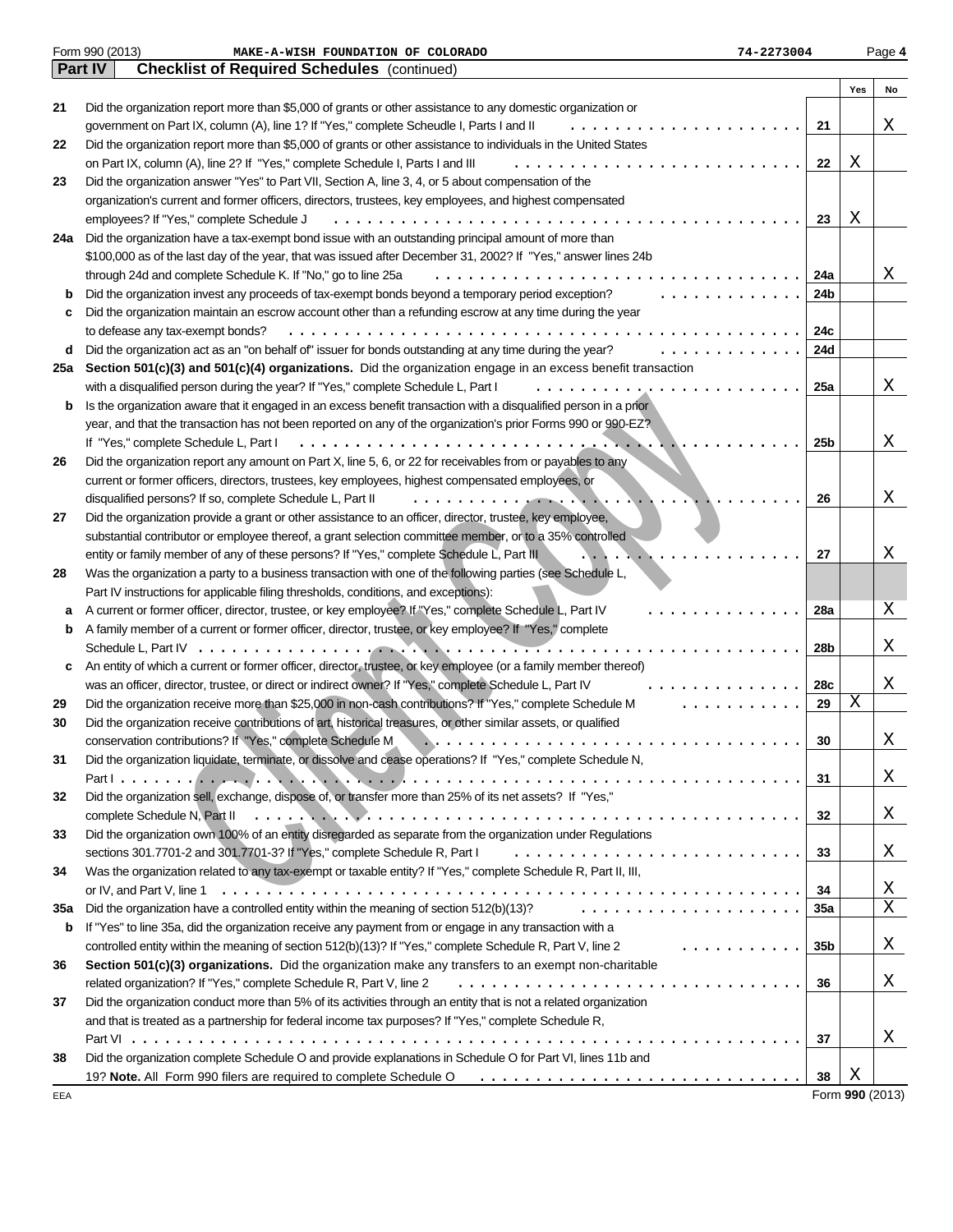Form 990 (2013) MAKE-A-WISH FOUNDATION OF COLORADO 74-2273004 Page 4

**Part IV Checklist of Required Schedules** (continued)

| | | | Yes | No |
|---|---|---|---|---|
| 21 | Did the organization report more than $5,000 of grants or other assistance to any domestic organization or government on Part IX, column (A), line 1? If "Yes," complete Scheudle I, Parts I and II | 21 | | X |
| 22 | Did the organization report more than $5,000 of grants or other assistance to individuals in the United States on Part IX, column (A), line 2? If "Yes," complete Schedule I, Parts I and III | 22 | X | |
| 23 | Did the organization answer "Yes" to Part VII, Section A, line 3, 4, or 5 about compensation of the organization's current and former officers, directors, trustees, key employees, and highest compensated employees? If "Yes," complete Schedule J | 23 | X | |
| 24a | Did the organization have a tax-exempt bond issue with an outstanding principal amount of more than $100,000 as of the last day of the year, that was issued after December 31, 2002? If "Yes," answer lines 24b through 24d and complete Schedule K. If "No," go to line 25a | 24a | | X |
| b | Did the organization invest any proceeds of tax-exempt bonds beyond a temporary period exception? | 24b | | |
| c | Did the organization maintain an escrow account other than a refunding escrow at any time during the year to defease any tax-exempt bonds? | 24c | | |
| d | Did the organization act as an "on behalf of" issuer for bonds outstanding at any time during the year? | 24d | | |
| 25a | **Section 501(c)(3) and 501(c)(4) organizations.** Did the organization engage in an excess benefit transaction with a disqualified person during the year? If "Yes," complete Schedule L, Part I | 25a | | X |
| b | Is the organization aware that it engaged in an excess benefit transaction with a disqualified person in a prior year, and that the transaction has not been reported on any of the organization's prior Forms 990 or 990-EZ? If "Yes," complete Schedule L, Part I | 25b | | X |
| 26 | Did the organization report any amount on Part X, line 5, 6, or 22 for receivables from or payables to any current or former officers, directors, trustees, key employees, highest compensated employees, or disqualified persons? If so, complete Schedule L, Part II | 26 | | X |
| 27 | Did the organization provide a grant or other assistance to an officer, director, trustee, key employee, substantial contributor or employee thereof, a grant selection committee member, or to a 35% controlled entity or family member of any of these persons? If "Yes," complete Schedule L, Part III | 27 | | X |
| 28 | Was the organization a party to a business transaction with one of the following parties (see Schedule L, Part IV instructions for applicable filing thresholds, conditions, and exceptions): | | | |
| a | A current or former officer, director, trustee, or key employee? If "Yes," complete Schedule L, Part IV | 28a | | X |
| b | A family member of a current or former officer, director, trustee, or key employee? If "Yes," complete Schedule L, Part IV | 28b | | X |
| c | An entity of which a current or former officer, director, trustee, or key employee (or a family member thereof) was an officer, director, trustee, or direct or indirect owner? If "Yes," complete Schedule L, Part IV | 28c | | X |
| 29 | Did the organization receive more than $25,000 in non-cash contributions? If "Yes," complete Schedule M | 29 | X | |
| 30 | Did the organization receive contributions of art, historical treasures, or other similar assets, or qualified conservation contributions? If "Yes," complete Schedule M | 30 | | X |
| 31 | Did the organization liquidate, terminate, or dissolve and cease operations? If "Yes," complete Schedule N, Part I | 31 | | X |
| 32 | Did the organization sell, exchange, dispose of, or transfer more than 25% of its net assets? If "Yes," complete Schedule N, Part II | 32 | | X |
| 33 | Did the organization own 100% of an entity disregarded as separate from the organization under Regulations sections 301.7701-2 and 301.7701-3? If "Yes," complete Schedule R, Part I | 33 | | X |
| 34 | Was the organization related to any tax-exempt or taxable entity? If "Yes," complete Schedule R, Part II, III, or IV, and Part V, line 1 | 34 | | X |
| 35a | Did the organization have a controlled entity within the meaning of section 512(b)(13)? | 35a | | X |
| b | If "Yes" to line 35a, did the organization receive any payment from or engage in any transaction with a controlled entity within the meaning of section 512(b)(13)? If "Yes," complete Schedule R, Part V, line 2 | 35b | | X |
| 36 | **Section 501(c)(3) organizations.** Did the organization make any transfers to an exempt non-charitable related organization? If "Yes," complete Schedule R, Part V, line 2 | 36 | | X |
| 37 | Did the organization conduct more than 5% of its activities through an entity that is not a related organization and that is treated as a partnership for federal income tax purposes? If "Yes," complete Schedule R, Part VI | 37 | | X |
| 38 | Did the organization complete Schedule O and provide explanations in Schedule O for Part VI, lines 11b and 19? **Note.** All Form 990 filers are required to complete Schedule O | 38 | X | |

EEA Form **990** (2013)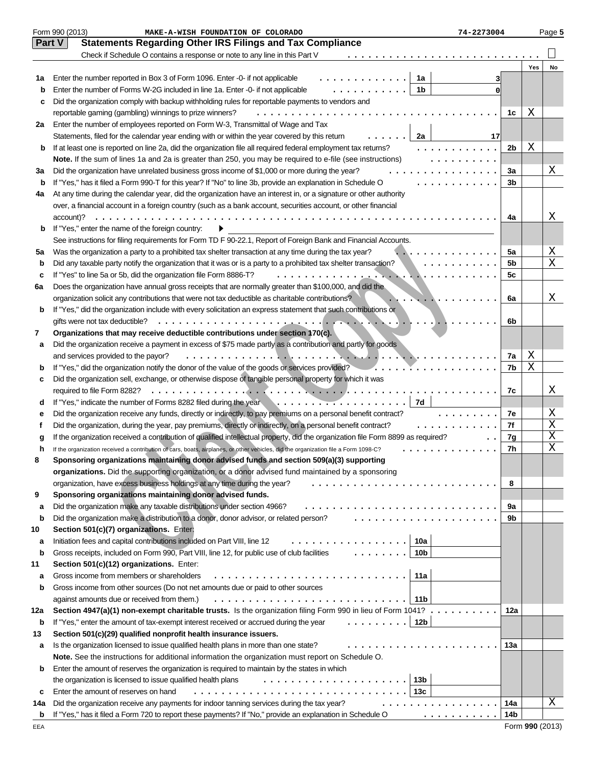Form 990 (2013) MAKE-A-WISH FOUNDATION OF COLORADO 74-2273004 Page 5

## Part V Statements Regarding Other IRS Filings and Tax Compliance

Check if Schedule O contains a response or note to any line in this Part V ☐

| | | | | | Yes | No |
|---|---|---|---|---|---|---|
| 1a | Enter the number reported in Box 3 of Form 1096. Enter -0- if not applicable | 1a | 3 | | | |
| b | Enter the number of Forms W-2G included in line 1a. Enter -0- if not applicable | 1b | 0 | | | |
| c | Did the organization comply with backup withholding rules for reportable payments to vendors and reportable gaming (gambling) winnings to prize winners? | | | 1c | X | |
| 2a | Enter the number of employees reported on Form W-3, Transmittal of Wage and Tax Statements, filed for the calendar year ending with or within the year covered by this return | 2a | 17 | | | |
| b | If at least one is reported on line 2a, did the organization file all required federal employment tax returns? | | | 2b | X | |
| | **Note.** If the sum of lines 1a and 2a is greater than 250, you may be required to e-file (see instructions) | | | | | |
| 3a | Did the organization have unrelated business gross income of $1,000 or more during the year? | | | 3a | | X |
| b | If "Yes," has it filed a Form 990-T for this year? If "No" to line 3b, provide an explanation in Schedule O | | | 3b | | |
| 4a | At any time during the calendar year, did the organization have an interest in, or a signature or other authority over, a financial account in a foreign country (such as a bank account, securities account, or other financial account)? | | | 4a | | X |
| b | If "Yes," enter the name of the foreign country: ▶ | | | | | |
| | See instructions for filing requirements for Form TD F 90-22.1, Report of Foreign Bank and Financial Accounts. | | | | | |
| 5a | Was the organization a party to a prohibited tax shelter transaction at any time during the tax year? | | | 5a | | X |
| b | Did any taxable party notify the organization that it was or is a party to a prohibited tax shelter transaction? | | | 5b | | X |
| c | If "Yes" to line 5a or 5b, did the organization file Form 8886-T? | | | 5c | | |
| 6a | Does the organization have annual gross receipts that are normally greater than $100,000, and did the organization solicit any contributions that were not tax deductible as charitable contributions? | | | 6a | | X |
| b | If "Yes," did the organization include with every solicitation an express statement that such contributions or gifts were not tax deductible? | | | 6b | | |
| 7 | **Organizations that may receive deductible contributions under section 170(c).** | | | | | |
| a | Did the organization receive a payment in excess of $75 made partly as a contribution and partly for goods and services provided to the payor? | | | 7a | X | |
| b | If "Yes," did the organization notify the donor of the value of the goods or services provided? | | | 7b | X | |
| c | Did the organization sell, exchange, or otherwise dispose of tangible personal property for which it was required to file Form 8282? | | | 7c | | X |
| d | If "Yes," indicate the number of Forms 8282 filed during the year | 7d | | | | |
| e | Did the organization receive any funds, directly or indirectly, to pay premiums on a personal benefit contract? | | | 7e | | X |
| f | Did the organization, during the year, pay premiums, directly or indirectly, on a personal benefit contract? | | | 7f | | X |
| g | If the organization received a contribution of qualified intellectual property, did the organization file Form 8899 as required? | | | 7g | | X |
| h | If the organization received a contribution of cars, boats, airplanes, or other vehicles, did the organization file a Form 1098-C? | | | 7h | | X |
| 8 | **Sponsoring organizations maintaining donor advised funds and section 509(a)(3) supporting organizations.** Did the supporting organization, or a donor advised fund maintained by a sponsoring organization, have excess business holdings at any time during the year? | | | 8 | | |
| 9 | **Sponsoring organizations maintaining donor advised funds.** | | | | | |
| a | Did the organization make any taxable distributions under section 4966? | | | 9a | | |
| b | Did the organization make a distribution to a donor, donor advisor, or related person? | | | 9b | | |
| 10 | **Section 501(c)(7) organizations.** Enter: | | | | | |
| a | Initiation fees and capital contributions included on Part VIII, line 12 | 10a | | | | |
| b | Gross receipts, included on Form 990, Part VIII, line 12, for public use of club facilities | 10b | | | | |
| 11 | **Section 501(c)(12) organizations.** Enter: | | | | | |
| a | Gross income from members or shareholders | 11a | | | | |
| b | Gross income from other sources (Do not net amounts due or paid to other sources against amounts due or received from them.) | 11b | | | | |
| 12a | **Section 4947(a)(1) non-exempt charitable trusts.** Is the organization filing Form 990 in lieu of Form 1041? | | | 12a | | |
| b | If "Yes," enter the amount of tax-exempt interest received or accrued during the year | 12b | | | | |
| 13 | **Section 501(c)(29) qualified nonprofit health insurance issuers.** | | | | | |
| a | Is the organization licensed to issue qualified health plans in more than one state? | | | 13a | | |
| | **Note.** See the instructions for additional information the organization must report on Schedule O. | | | | | |
| b | Enter the amount of reserves the organization is required to maintain by the states in which the organization is licensed to issue qualified health plans | 13b | | | | |
| c | Enter the amount of reserves on hand | 13c | | | | |
| 14a | Did the organization receive any payments for indoor tanning services during the tax year? | | | 14a | | X |
| b | If "Yes," has it filed a Form 720 to report these payments? If "No," provide an explanation in Schedule O | | | 14b | | |

EEA Form 990 (2013)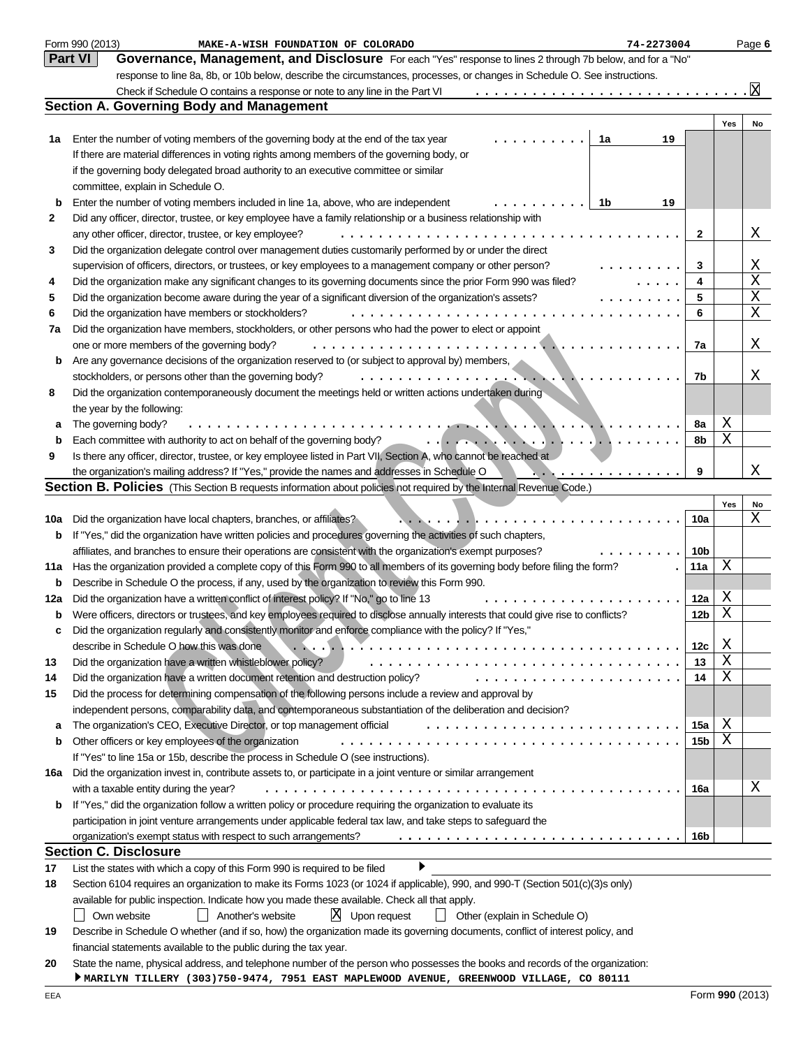Form 990 (2013) MAKE-A-WISH FOUNDATION OF COLORADO 74-2273004 Page 6

## Part VI Governance, Management, and Disclosure

For each "Yes" response to lines 2 through 7b below, and for a "No" response to line 8a, 8b, or 10b below, describe the circumstances, processes, or changes in Schedule O. See instructions.

Check if Schedule O contains a response or note to any line in the Part VI . . . . . . . . . . . . . . . . . . . . . . . . . . . . . . X

### Section A. Governing Body and Management

| | | | Yes | No |
|---|---|---|---|---|
| 1a | Enter the number of voting members of the governing body at the end of the tax year . . . . . . . . . . 1a 19<br>If there are material differences in voting rights among members of the governing body, or if the governing body delegated broad authority to an executive committee or similar committee, explain in Schedule O. | | | |
| b | Enter the number of voting members included in line 1a, above, who are independent . . . . . . . . . . 1b 19 | | | |
| 2 | Did any officer, director, trustee, or key employee have a family relationship or a business relationship with any other officer, director, trustee, or key employee? | 2 | | X |
| 3 | Did the organization delegate control over management duties customarily performed by or under the direct supervision of officers, directors, or trustees, or key employees to a management company or other person? | 3 | | X |
| 4 | Did the organization make any significant changes to its governing documents since the prior Form 990 was filed? | 4 | | X |
| 5 | Did the organization become aware during the year of a significant diversion of the organization's assets? | 5 | | X |
| 6 | Did the organization have members or stockholders? | 6 | | X |
| 7a | Did the organization have members, stockholders, or other persons who had the power to elect or appoint one or more members of the governing body? | 7a | | X |
| b | Are any governance decisions of the organization reserved to (or subject to approval by) members, stockholders, or persons other than the governing body? | 7b | | X |
| 8 | Did the organization contemporaneously document the meetings held or written actions undertaken during the year by the following: | | | |
| a | The governing body? | 8a | X | |
| b | Each committee with authority to act on behalf of the governing body? | 8b | X | |
| 9 | Is there any officer, director, trustee, or key employee listed in Part VII, Section A, who cannot be reached at the organization's mailing address? If "Yes," provide the names and addresses in Schedule O | 9 | | X |

### Section B. Policies (This Section B requests information about policies not required by the Internal Revenue Code.)

| | | | Yes | No |
|---|---|---|---|---|
| 10a | Did the organization have local chapters, branches, or affiliates? | 10a | | X |
| b | If "Yes," did the organization have written policies and procedures governing the activities of such chapters, affiliates, and branches to ensure their operations are consistent with the organization's exempt purposes? | 10b | | |
| 11a | Has the organization provided a complete copy of this Form 990 to all members of its governing body before filing the form? | 11a | X | |
| b | Describe in Schedule O the process, if any, used by the organization to review this Form 990. | | | |
| 12a | Did the organization have a written conflict of interest policy? If "No," go to line 13 | 12a | X | |
| b | Were officers, directors or trustees, and key employees required to disclose annually interests that could give rise to conflicts? | 12b | X | |
| c | Did the organization regularly and consistently monitor and enforce compliance with the policy? If "Yes," describe in Schedule O how this was done | 12c | X | |
| 13 | Did the organization have a written whistleblower policy? | 13 | X | |
| 14 | Did the organization have a written document retention and destruction policy? | 14 | X | |
| 15 | Did the process for determining compensation of the following persons include a review and approval by independent persons, comparability data, and contemporaneous substantiation of the deliberation and decision? | | | |
| a | The organization's CEO, Executive Director, or top management official | 15a | X | |
| b | Other officers or key employees of the organization | 15b | X | |
| | If "Yes" to line 15a or 15b, describe the process in Schedule O (see instructions). | | | |
| 16a | Did the organization invest in, contribute assets to, or participate in a joint venture or similar arrangement with a taxable entity during the year? | 16a | | X |
| b | If "Yes," did the organization follow a written policy or procedure requiring the organization to evaluate its participation in joint venture arrangements under applicable federal tax law, and take steps to safeguard the organization's exempt status with respect to such arrangements? | 16b | | |

### Section C. Disclosure

17 List the states with which a copy of this Form 990 is required to be filed ▶

18 Section 6104 requires an organization to make its Forms 1023 (or 1024 if applicable), 990, and 990-T (Section 501(c)(3)s only) available for public inspection. Indicate how you made these available. Check all that apply.

☐ Own website ☐ Another's website ☒ Upon request ☐ Other (explain in Schedule O)

19 Describe in Schedule O whether (and if so, how) the organization made its governing documents, conflict of interest policy, and financial statements available to the public during the tax year.

20 State the name, physical address, and telephone number of the person who possesses the books and records of the organization:

▶ MARILYN TILLERY (303)750-9474, 7951 EAST MAPLEWOOD AVENUE, GREENWOOD VILLAGE, CO 80111

EEA Form 990 (2013)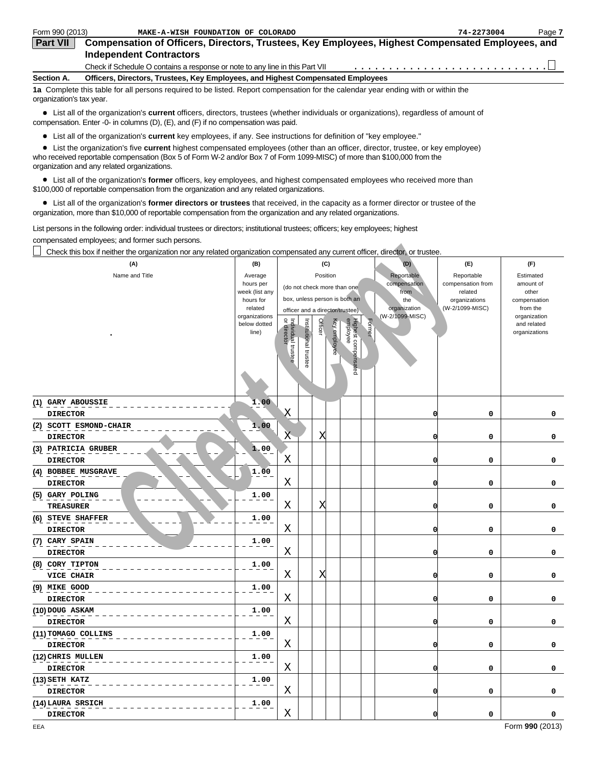Form 990 (2013) MAKE-A-WISH FOUNDATION OF COLORADO 74-2273004

## Part VII Compensation of Officers, Directors, Trustees, Key Employees, Highest Compensated Employees, and Independent Contractors

Check if Schedule O contains a response or note to any line in this Part VII . . . . . . . . . . . . . . . . . . . . . . . . . . ☐

### Section A. Officers, Directors, Trustees, Key Employees, and Highest Compensated Employees

**1a** Complete this table for all persons required to be listed. Report compensation for the calendar year ending with or within the organization's tax year.

- List all of the organization's **current** officers, directors, trustees (whether individuals or organizations), regardless of amount of compensation. Enter -0- in columns (D), (E), and (F) if no compensation was paid.
- List all of the organization's **current** key employees, if any. See instructions for definition of "key employee."
- List the organization's five **current** highest compensated employees (other than an officer, director, trustee, or key employee) who received reportable compensation (Box 5 of Form W-2 and/or Box 7 of Form 1099-MISC) of more than $100,000 from the organization and any related organizations.
- List all of the organization's **former** officers, key employees, and highest compensated employees who received more than $100,000 of reportable compensation from the organization and any related organizations.
- List all of the organization's **former directors or trustees** that received, in the capacity as a former director or trustee of the organization, more than $10,000 of reportable compensation from the organization and any related organizations.

List persons in the following order: individual trustees or directors; institutional trustees; officers; key employees; highest compensated employees; and former such persons.

☐ Check this box if neither the organization nor any related organization compensated any current officer, director, or trustee.

| (A) Name and Title | (B) Average hours per week (list any hours for related organizations below dotted line) | (C) Position (do not check more than one box, unless person is both an officer and a director/trustee): Individual trustee or director | Institutional trustee | Officer | Key employee | Highest compensated employee | Former | (D) Reportable compensation from the organization (W-2/1099-MISC) | (E) Reportable compensation from related organizations (W-2/1099-MISC) | (F) Estimated amount of other compensation from the organization and related organizations |
|---|---|---|---|---|---|---|---|---|---|---|
| (1) GARY ABOUSSIE<br>DIRECTOR | 1.00 | X | | | | | | 0 | 0 | 0 |
| (2) SCOTT ESMOND-CHAIR<br>DIRECTOR | 1.00 | X | | X | | | | 0 | 0 | 0 |
| (3) PATRICIA GRUBER<br>DIRECTOR | 1.00 | X | | | | | | 0 | 0 | 0 |
| (4) BOBBEE MUSGRAVE<br>DIRECTOR | 1.00 | X | | | | | | 0 | 0 | 0 |
| (5) GARY POLING<br>TREASURER | 1.00 | X | | X | | | | 0 | 0 | 0 |
| (6) STEVE SHAFFER<br>DIRECTOR | 1.00 | X | | | | | | 0 | 0 | 0 |
| (7) CARY SPAIN<br>DIRECTOR | 1.00 | X | | | | | | 0 | 0 | 0 |
| (8) CORY TIPTON<br>VICE CHAIR | 1.00 | X | | X | | | | 0 | 0 | 0 |
| (9) MIKE GOOD<br>DIRECTOR | 1.00 | X | | | | | | 0 | 0 | 0 |
| (10) DOUG ASKAM<br>DIRECTOR | 1.00 | X | | | | | | 0 | 0 | 0 |
| (11) TOMAGO COLLINS<br>DIRECTOR | 1.00 | X | | | | | | 0 | 0 | 0 |
| (12) CHRIS MULLEN<br>DIRECTOR | 1.00 | X | | | | | | 0 | 0 | 0 |
| (13) SETH KATZ<br>DIRECTOR | 1.00 | X | | | | | | 0 | 0 | 0 |
| (14) LAURA SRSICH<br>DIRECTOR | 1.00 | X | | | | | | 0 | 0 | 0 |

Form 990 (2013)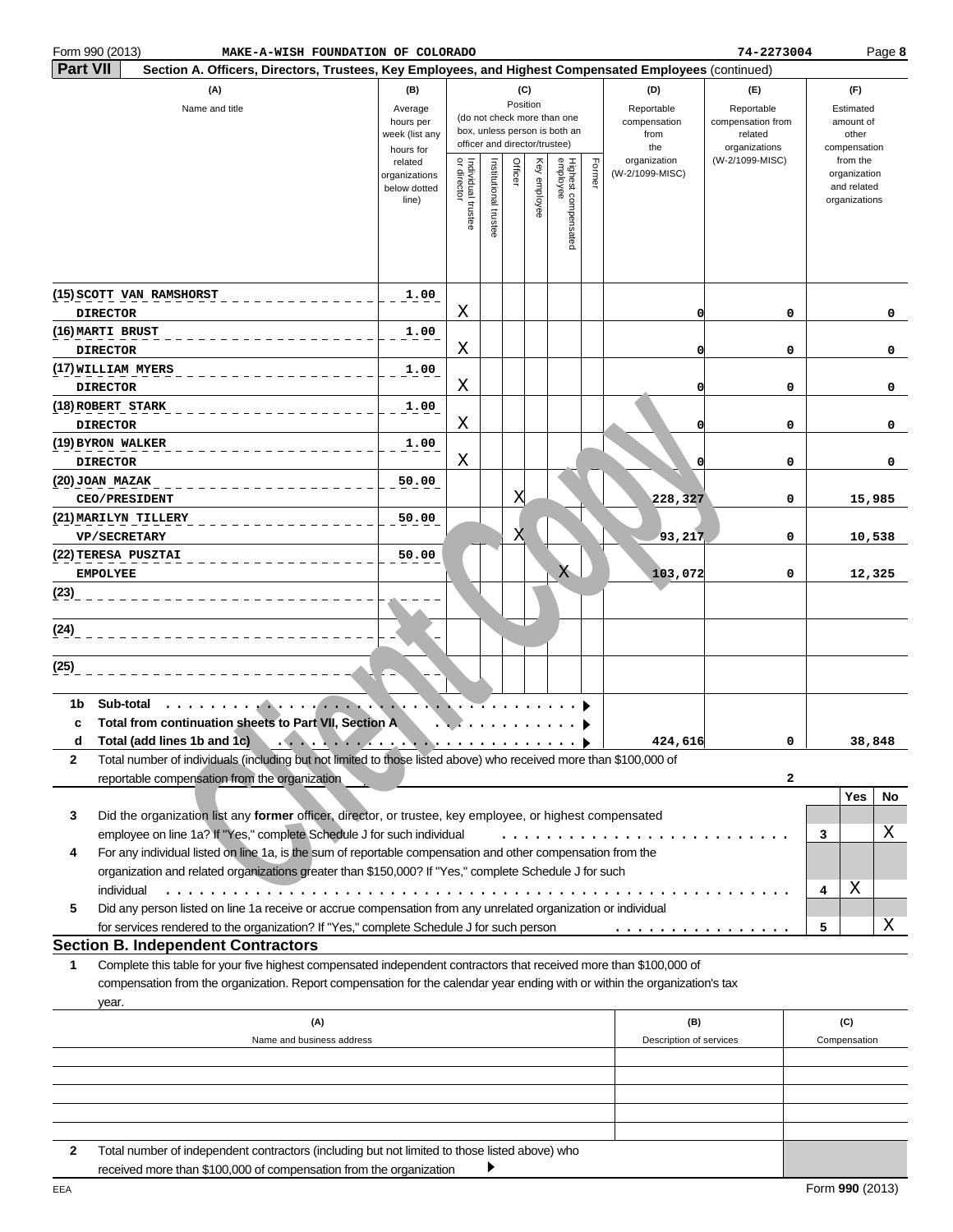Form 990 (2013) MAKE-A-WISH FOUNDATION OF COLORADO 74-2273004 Page 8

**Part VII** **Section A. Officers, Directors, Trustees, Key Employees, and Highest Compensated Employees** (continued)

| (A) Name and title | (B) Average hours per week (list any hours for related organizations below dotted line) | (C) Position: Individual trustee or director | Institutional trustee | Officer | Key employee | Highest compensated employee | Former | (D) Reportable compensation from the organization (W-2/1099-MISC) | (E) Reportable compensation from related organizations (W-2/1099-MISC) | (F) Estimated amount of other compensation from the organization and related organizations |
|---|---|---|---|---|---|---|---|---|---|---|
| (15) SCOTT VAN RAMSHORST DIRECTOR | 1.00 | X | | | | | | 0 | 0 | 0 |
| (16) MARTI BRUST DIRECTOR | 1.00 | X | | | | | | 0 | 0 | 0 |
| (17) WILLIAM MYERS DIRECTOR | 1.00 | X | | | | | | 0 | 0 | 0 |
| (18) ROBERT STARK DIRECTOR | 1.00 | X | | | | | | 0 | 0 | 0 |
| (19) BYRON WALKER DIRECTOR | 1.00 | X | | | | | | 0 | 0 | 0 |
| (20) JOAN MAZAK CEO/PRESIDENT | 50.00 | | | X | | | | 228,327 | 0 | 15,985 |
| (21) MARILYN TILLERY VP/SECRETARY | 50.00 | | | X | | | | 93,217 | 0 | 10,538 |
| (22) TERESA PUSZTAI EMPOLYEE | 50.00 | | | | | X | | 103,072 | 0 | 12,325 |
| (23) | | | | | | | | | | |
| (24) | | | | | | | | | | |
| (25) | | | | | | | | | | |
| 1b Sub-total | | | | | | | | | | |
| c Total from continuation sheets to Part VII, Section A | | | | | | | | | | |
| d Total (add lines 1b and 1c) | | | | | | | | 424,616 | 0 | 38,848 |

2 Total number of individuals (including but not limited to those listed above) who received more than $100,000 of reportable compensation from the organization: **2**

| | | Yes | No |
|---|---|---|---|
| 3 Did the organization list any **former** officer, director, or trustee, key employee, or highest compensated employee on line 1a? If "Yes," complete Schedule J for such individual | 3 | | X |
| 4 For any individual listed on line 1a, is the sum of reportable compensation and other compensation from the organization and related organizations greater than $150,000? If "Yes," complete Schedule J for such individual | 4 | X | |
| 5 Did any person listed on line 1a receive or accrue compensation from any unrelated organization or individual for services rendered to the organization? If "Yes," complete Schedule J for such person | 5 | | X |

## Section B. Independent Contractors

1 Complete this table for your five highest compensated independent contractors that received more than $100,000 of compensation from the organization. Report compensation for the calendar year ending with or within the organization's tax year.

| (A) Name and business address | (B) Description of services | (C) Compensation |
|---|---|---|
| | | |
| | | |
| | | |
| | | |
| | | |

2 Total number of independent contractors (including but not limited to those listed above) who received more than $100,000 of compensation from the organization ▶

EEA Form 990 (2013)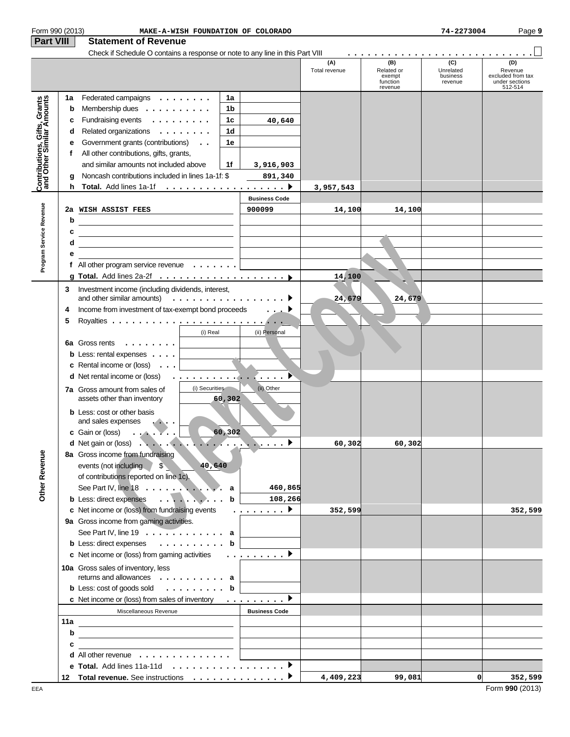Form 990 (2013) MAKE-A-WISH FOUNDATION OF COLORADO 74-2273004 Page 9

## Part VIII Statement of Revenue

Check if Schedule O contains a response or note to any line in this Part VIII . . . . . . . . . . . . . . . . . . . . . . . . . . . . . ☐

| | | | | | (A) Total revenue | (B) Related or exempt function revenue | (C) Unrelated business revenue | (D) Revenue excluded from tax under sections 512-514 |
|---|---|---|---|---|---|---|---|---|
| **Contributions, Gifts, Grants and Other Similar Amounts** | 1a | Federated campaigns | 1a | | | | | |
| | b | Membership dues | 1b | | | | | |
| | c | Fundraising events | 1c | 40,640 | | | | |
| | d | Related organizations | 1d | | | | | |
| | e | Government grants (contributions) | 1e | | | | | |
| | f | All other contributions, gifts, grants, and similar amounts not included above | 1f | 3,916,903 | | | | |
| | g | Noncash contributions included in lines 1a-1f: $ | | 891,340 | | | | |
| | h | **Total.** Add lines 1a-1f | | ▶ | 3,957,543 | | | |
| **Program Service Revenue** | | | | **Business Code** | | | | |
| | 2a | WISH ASSIST FEES | | 900099 | 14,100 | 14,100 | | |
| | b | | | | | | | |
| | c | | | | | | | |
| | d | | | | | | | |
| | e | | | | | | | |
| | f | All other program service revenue | | | | | | |
| | g | **Total.** Add lines 2a-2f | | ▶ | 14,100 | | | |
| **Other Revenue** | 3 | Investment income (including dividends, interest, and other similar amounts) | | ▶ | 24,679 | 24,679 | | |
| | 4 | Income from investment of tax-exempt bond proceeds | | ▶ | | | | |
| | 5 | Royalties | | ▶ | | | | |
| | | | (i) Real | (ii) Personal | | | | |
| | 6a | Gross rents | | | | | | |
| | b | Less: rental expenses | | | | | | |
| | c | Rental income or (loss) | | | | | | |
| | d | Net rental income or (loss) | | ▶ | | | | |
| | | | (i) Securities | (ii) Other | | | | |
| | 7a | Gross amount from sales of assets other than inventory | 60,302 | | | | | |
| | b | Less: cost or other basis and sales expenses | | | | | | |
| | c | Gain or (loss) | 60,302 | | | | | |
| | d | Net gain or (loss) | | ▶ | 60,302 | 60,302 | | |
| | 8a | Gross income from fundraising events (not including $ 40,640 of contributions reported on line 1c). See Part IV, line 18 | a | 460,865 | | | | |
| | b | Less: direct expenses | b | 108,266 | | | | |
| | c | Net income or (loss) from fundraising events | | ▶ | 352,599 | | | 352,599 |
| | 9a | Gross income from gaming activities. See Part IV, line 19 | a | | | | | |
| | b | Less: direct expenses | b | | | | | |
| | c | Net income or (loss) from gaming activities | | ▶ | | | | |
| | 10a | Gross sales of inventory, less returns and allowances | a | | | | | |
| | b | Less: cost of goods sold | b | | | | | |
| | c | Net income or (loss) from sales of inventory | | ▶ | | | | |
| | | Miscellaneous Revenue | | **Business Code** | | | | |
| | 11a | | | | | | | |
| | b | | | | | | | |
| | c | | | | | | | |
| | d | All other revenue | | | | | | |
| | e | **Total.** Add lines 11a-11d | | ▶ | | | | |
| | 12 | **Total revenue.** See instructions | | ▶ | 4,409,223 | 99,081 | 0 | 352,599 |

EEA Form **990** (2013)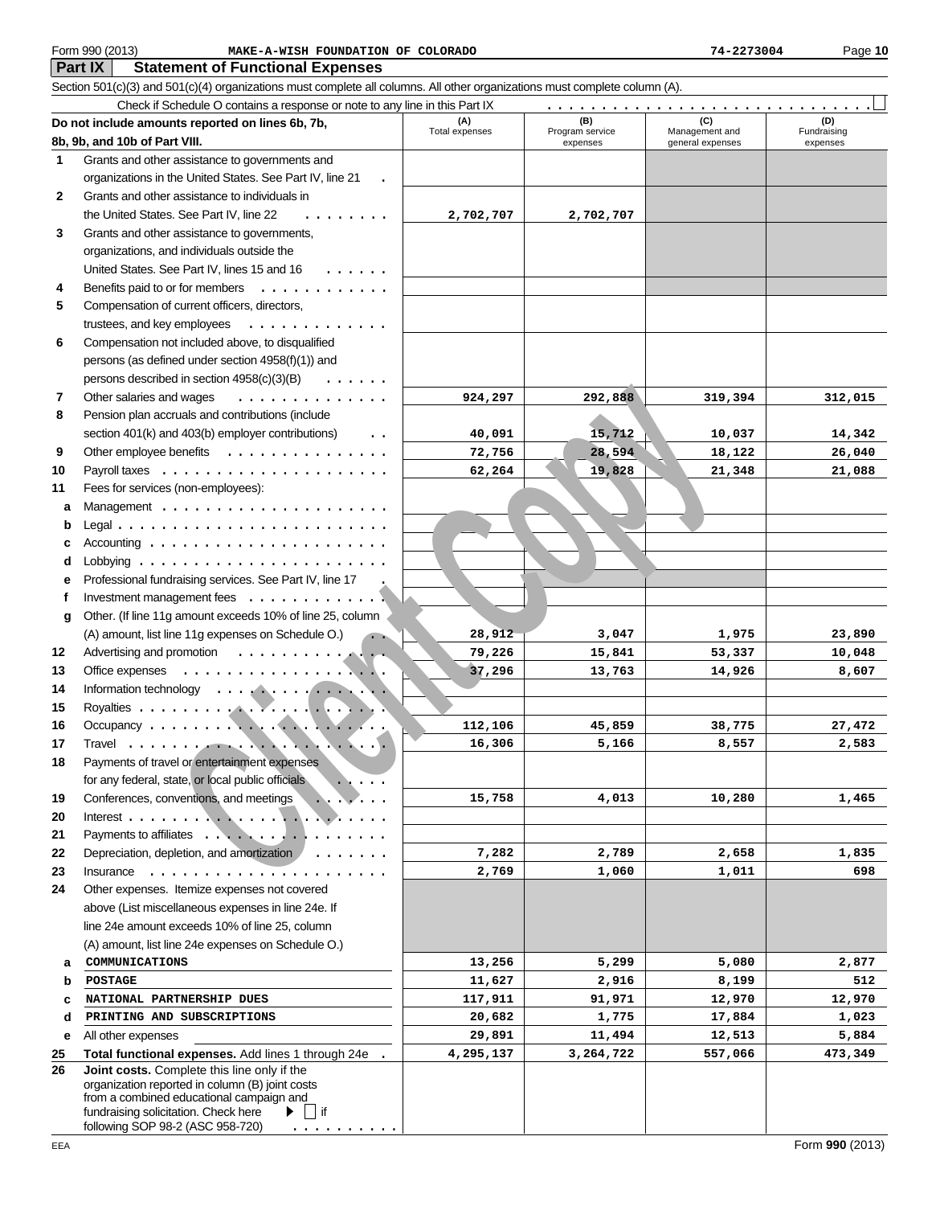Form 990 (2013) MAKE-A-WISH FOUNDATION OF COLORADO 74-2273004

## Part IX Statement of Functional Expenses

Section 501(c)(3) and 501(c)(4) organizations must complete all columns. All other organizations must complete column (A).

Check if Schedule O contains a response or note to any line in this Part IX ☐

| Do not include amounts reported on lines 6b, 7b, 8b, 9b, and 10b of Part VIII. | (A) Total expenses | (B) Program service expenses | (C) Management and general expenses | (D) Fundraising expenses |
|---|---|---|---|---|
| 1 Grants and other assistance to governments and organizations in the United States. See Part IV, line 21 | | | | |
| 2 Grants and other assistance to individuals in the United States. See Part IV, line 22 | 2,702,707 | 2,702,707 | | |
| 3 Grants and other assistance to governments, organizations, and individuals outside the United States. See Part IV, lines 15 and 16 | | | | |
| 4 Benefits paid to or for members | | | | |
| 5 Compensation of current officers, directors, trustees, and key employees | | | | |
| 6 Compensation not included above, to disqualified persons (as defined under section 4958(f)(1)) and persons described in section 4958(c)(3)(B) | | | | |
| 7 Other salaries and wages | 924,297 | 292,888 | 319,394 | 312,015 |
| 8 Pension plan accruals and contributions (include section 401(k) and 403(b) employer contributions) | 40,091 | 15,712 | 10,037 | 14,342 |
| 9 Other employee benefits | 72,756 | 28,594 | 18,122 | 26,040 |
| 10 Payroll taxes | 62,264 | 19,828 | 21,348 | 21,088 |
| 11 Fees for services (non-employees): | | | | |
| a Management | | | | |
| b Legal | | | | |
| c Accounting | | | | |
| d Lobbying | | | | |
| e Professional fundraising services. See Part IV, line 17 | | | | |
| f Investment management fees | | | | |
| g Other. (If line 11g amount exceeds 10% of line 25, column (A) amount, list line 11g expenses on Schedule O.) | 28,912 | 3,047 | 1,975 | 23,890 |
| 12 Advertising and promotion | 79,226 | 15,841 | 53,337 | 10,048 |
| 13 Office expenses | 37,296 | 13,763 | 14,926 | 8,607 |
| 14 Information technology | | | | |
| 15 Royalties | | | | |
| 16 Occupancy | 112,106 | 45,859 | 38,775 | 27,472 |
| 17 Travel | 16,306 | 5,166 | 8,557 | 2,583 |
| 18 Payments of travel or entertainment expenses for any federal, state, or local public officials | | | | |
| 19 Conferences, conventions, and meetings | 15,758 | 4,013 | 10,280 | 1,465 |
| 20 Interest | | | | |
| 21 Payments to affiliates | | | | |
| 22 Depreciation, depletion, and amortization | 7,282 | 2,789 | 2,658 | 1,835 |
| 23 Insurance | 2,769 | 1,060 | 1,011 | 698 |
| 24 Other expenses. Itemize expenses not covered above (List miscellaneous expenses in line 24e. If line 24e amount exceeds 10% of line 25, column (A) amount, list line 24e expenses on Schedule O.) | | | | |
| a COMMUNICATIONS | 13,256 | 5,299 | 5,080 | 2,877 |
| b POSTAGE | 11,627 | 2,916 | 8,199 | 512 |
| c NATIONAL PARTNERSHIP DUES | 117,911 | 91,971 | 12,970 | 12,970 |
| d PRINTING AND SUBSCRIPTIONS | 20,682 | 1,775 | 17,884 | 1,023 |
| e All other expenses | 29,891 | 11,494 | 12,513 | 5,884 |
| 25 **Total functional expenses.** Add lines 1 through 24e | 4,295,137 | 3,264,722 | 557,066 | 473,349 |
| 26 **Joint costs.** Complete this line only if the organization reported in column (B) joint costs from a combined educational campaign and fundraising solicitation. Check here ▶ ☐ if following SOP 98-2 (ASC 958-720) | | | | |

EEA Form **990** (2013)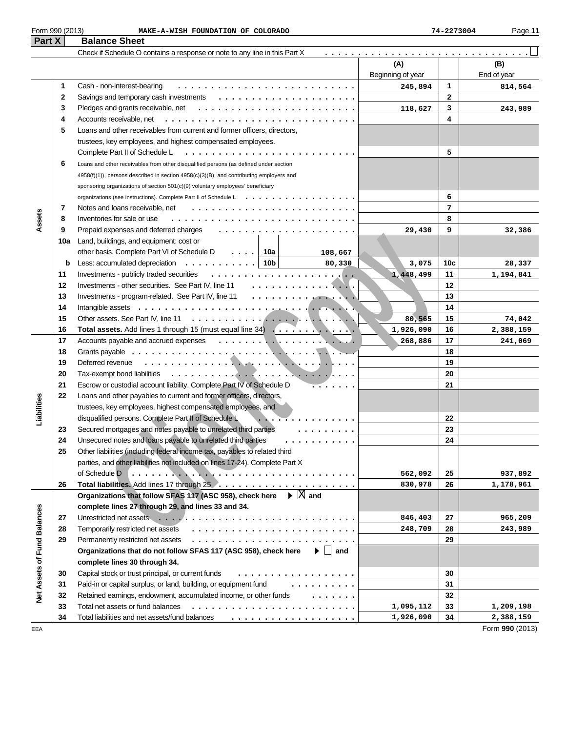Form 990 (2013) MAKE-A-WISH FOUNDATION OF COLORADO 74-2273004

## Part X Balance Sheet

Check if Schedule O contains a response or note to any line in this Part X . . . . ☐

| | | | | (A) Beginning of year | | (B) End of year |
|---|---|---|---|---|---|---|
| Assets | 1 | Cash - non-interest-bearing | | 245,894 | 1 | 814,564 |
| | 2 | Savings and temporary cash investments | | | 2 | |
| | 3 | Pledges and grants receivable, net | | 118,627 | 3 | 243,989 |
| | 4 | Accounts receivable, net | | | 4 | |
| | 5 | Loans and other receivables from current and former officers, directors, trustees, key employees, and highest compensated employees. Complete Part II of Schedule L | | | 5 | |
| | 6 | Loans and other receivables from other disqualified persons (as defined under section 4958(f)(1)), persons described in section 4958(c)(3)(B), and contributing employers and sponsoring organizations of section 501(c)(9) voluntary employees' beneficiary organizations (see instructions). Complete Part II of Schedule L | | | 6 | |
| | 7 | Notes and loans receivable, net | | | 7 | |
| | 8 | Inventories for sale or use | | | 8 | |
| | 9 | Prepaid expenses and deferred charges | | 29,430 | 9 | 32,386 |
| | 10a | Land, buildings, and equipment: cost or other basis. Complete Part VI of Schedule D | 10a 108,667 | | | |
| | b | Less: accumulated depreciation | 10b 80,330 | 3,075 | 10c | 28,337 |
| | 11 | Investments - publicly traded securities | | 1,448,499 | 11 | 1,194,841 |
| | 12 | Investments - other securities. See Part IV, line 11 | | | 12 | |
| | 13 | Investments - program-related. See Part IV, line 11 | | | 13 | |
| | 14 | Intangible assets | | | 14 | |
| | 15 | Other assets. See Part IV, line 11 | | 80,565 | 15 | 74,042 |
| | 16 | **Total assets.** Add lines 1 through 15 (must equal line 34) | | 1,926,090 | 16 | 2,388,159 |
| Liabilities | 17 | Accounts payable and accrued expenses | | 268,886 | 17 | 241,069 |
| | 18 | Grants payable | | | 18 | |
| | 19 | Deferred revenue | | | 19 | |
| | 20 | Tax-exempt bond liabilities | | | 20 | |
| | 21 | Escrow or custodial account liability. Complete Part IV of Schedule D | | | 21 | |
| | 22 | Loans and other payables to current and former officers, directors, trustees, key employees, highest compensated employees, and disqualified persons. Complete Part II of Schedule L | | | 22 | |
| | 23 | Secured mortgages and notes payable to unrelated third parties | | | 23 | |
| | 24 | Unsecured notes and loans payable to unrelated third parties | | | 24 | |
| | 25 | Other liabilities (including federal income tax, payables to related third parties, and other liabilities not included on lines 17-24). Complete Part X of Schedule D | | 562,092 | 25 | 937,892 |
| | 26 | **Total liabilities.** Add lines 17 through 25 | | 830,978 | 26 | 1,178,961 |
| Net Assets or Fund Balances | | **Organizations that follow SFAS 117 (ASC 958), check here ▶ ☒ and complete lines 27 through 29, and lines 33 and 34.** | | | | |
| | 27 | Unrestricted net assets | | 846,403 | 27 | 965,209 |
| | 28 | Temporarily restricted net assets | | 248,709 | 28 | 243,989 |
| | 29 | Permanently restricted net assets | | | 29 | |
| | | **Organizations that do not follow SFAS 117 (ASC 958), check here ▶ ☐ and complete lines 30 through 34.** | | | | |
| | 30 | Capital stock or trust principal, or current funds | | | 30 | |
| | 31 | Paid-in or capital surplus, or land, building, or equipment fund | | | 31 | |
| | 32 | Retained earnings, endowment, accumulated income, or other funds | | | 32 | |
| | 33 | Total net assets or fund balances | | 1,095,112 | 33 | 1,209,198 |
| | 34 | Total liabilities and net assets/fund balances | | 1,926,090 | 34 | 2,388,159 |

EEA Form **990** (2013)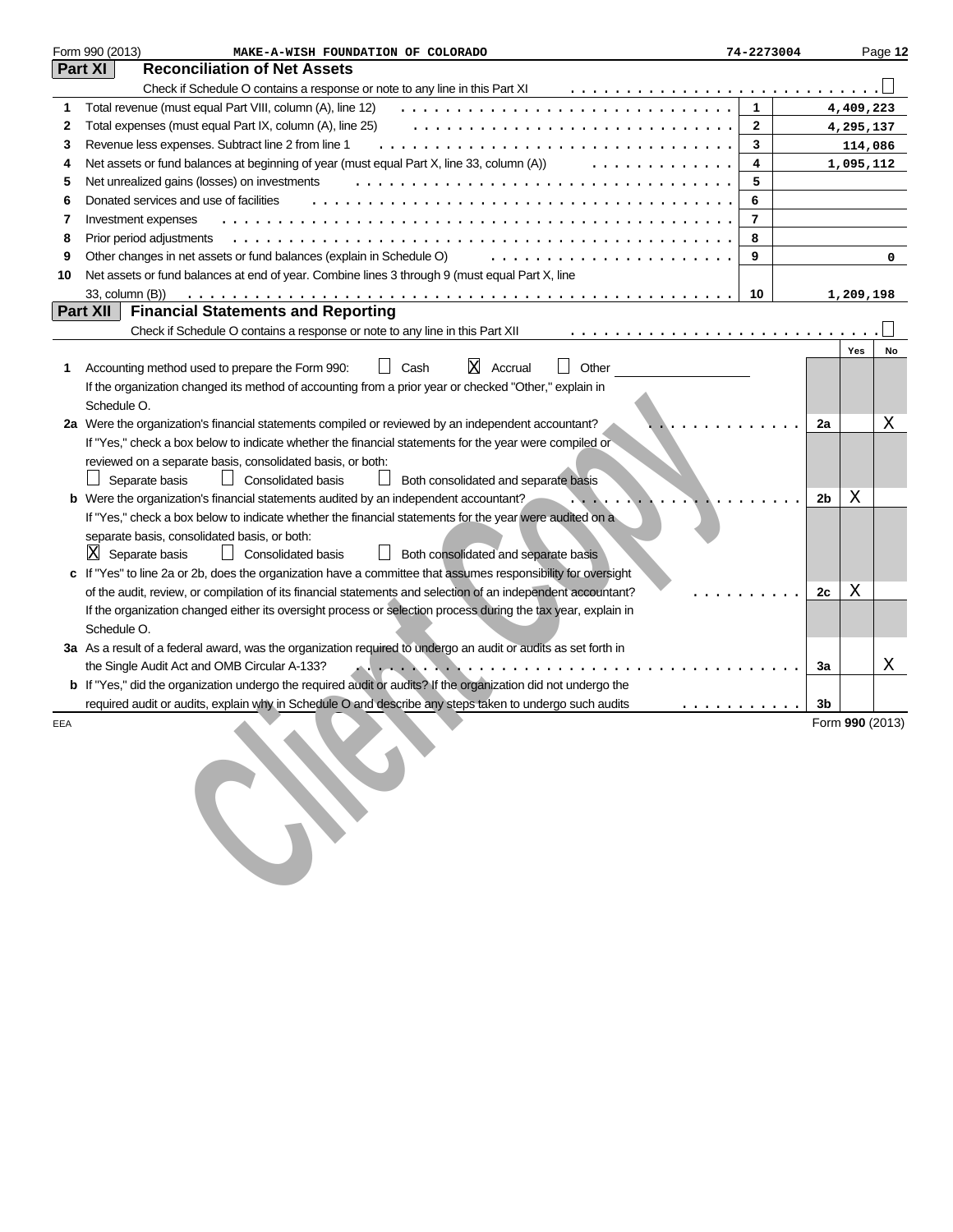Form 990 (2013) MAKE-A-WISH FOUNDATION OF COLORADO 74-2273004 Page 12

## Part XI Reconciliation of Net Assets

Check if Schedule O contains a response or note to any line in this Part XI . . . ☐

| | | | |
|---|---|---|---|
| 1 | Total revenue (must equal Part VIII, column (A), line 12) | 1 | 4,409,223 |
| 2 | Total expenses (must equal Part IX, column (A), line 25) | 2 | 4,295,137 |
| 3 | Revenue less expenses. Subtract line 2 from line 1 | 3 | 114,086 |
| 4 | Net assets or fund balances at beginning of year (must equal Part X, line 33, column (A)) | 4 | 1,095,112 |
| 5 | Net unrealized gains (losses) on investments | 5 | |
| 6 | Donated services and use of facilities | 6 | |
| 7 | Investment expenses | 7 | |
| 8 | Prior period adjustments | 8 | |
| 9 | Other changes in net assets or fund balances (explain in Schedule O) | 9 | 0 |
| 10 | Net assets or fund balances at end of year. Combine lines 3 through 9 (must equal Part X, line 33, column (B)) | 10 | 1,209,198 |

## Part XII Financial Statements and Reporting

Check if Schedule O contains a response or note to any line in this Part XII . . . ☐

| | | | Yes | No |
|---|---|---|---|---|
| 1 | Accounting method used to prepare the Form 990: ☐ Cash ☒ Accrual ☐ Other<br>If the organization changed its method of accounting from a prior year or checked "Other," explain in Schedule O. | | | |
| 2a | Were the organization's financial statements compiled or reviewed by an independent accountant? | 2a | | X |
| | If "Yes," check a box below to indicate whether the financial statements for the year were compiled or reviewed on a separate basis, consolidated basis, or both:<br>☐ Separate basis ☐ Consolidated basis ☐ Both consolidated and separate basis | | | |
| b | Were the organization's financial statements audited by an independent accountant? | 2b | X | |
| | If "Yes," check a box below to indicate whether the financial statements for the year were audited on a separate basis, consolidated basis, or both:<br>☒ Separate basis ☐ Consolidated basis ☐ Both consolidated and separate basis | | | |
| c | If "Yes" to line 2a or 2b, does the organization have a committee that assumes responsibility for oversight of the audit, review, or compilation of its financial statements and selection of an independent accountant? | 2c | X | |
| | If the organization changed either its oversight process or selection process during the tax year, explain in Schedule O. | | | |
| 3a | As a result of a federal award, was the organization required to undergo an audit or audits as set forth in the Single Audit Act and OMB Circular A-133? | 3a | | X |
| b | If "Yes," did the organization undergo the required audit or audits? If the organization did not undergo the required audit or audits, explain why in Schedule O and describe any steps taken to undergo such audits | 3b | | |

EEA Form 990 (2013)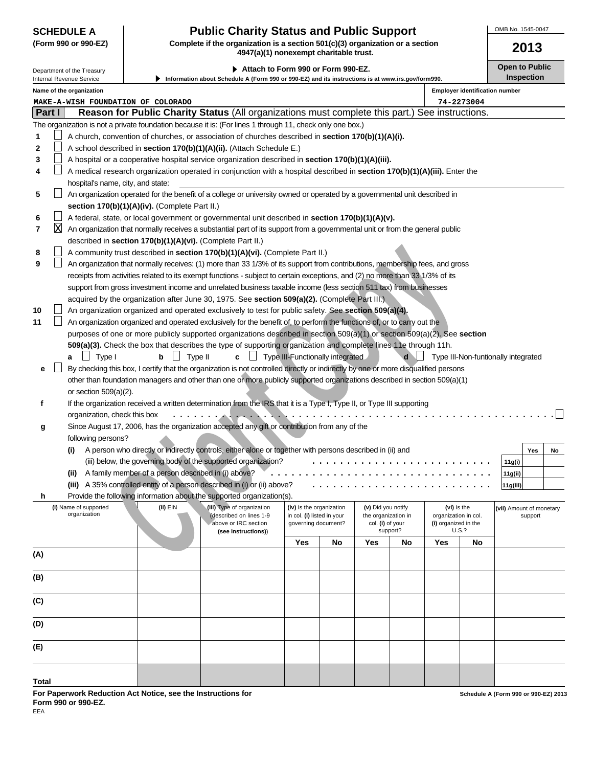**SCHEDULE A**
**(Form 990 or 990-EZ)**

Department of the Treasury
Internal Revenue Service

# Public Charity Status and Public Support

**Complete if the organization is a section 501(c)(3) organization or a section 4947(a)(1) nonexempt charitable trust.**

▶ **Attach to Form 990 or Form 990-EZ.**

▶ **Information about Schedule A (Form 990 or 990-EZ) and its instructions is at www.irs.gov/form990.**

OMB No. 1545-0047

**2013**

**Open to Public Inspection**

**Name of the organization**
MAKE-A-WISH FOUNDATION OF COLORADO

**Employer identification number**
74-2273004

## Part I — Reason for Public Charity Status (All organizations must complete this part.) See instructions.

The organization is not a private foundation because it is: (For lines 1 through 11, check only one box.)

1. ☐ A church, convention of churches, or association of churches described in **section 170(b)(1)(A)(i).**
2. ☐ A school described in **section 170(b)(1)(A)(ii).** (Attach Schedule E.)
3. ☐ A hospital or a cooperative hospital service organization described in **section 170(b)(1)(A)(iii).**
4. ☐ A medical research organization operated in conjunction with a hospital described in **section 170(b)(1)(A)(iii).** Enter the hospital's name, city, and state:
5. ☐ An organization operated for the benefit of a college or university owned or operated by a governmental unit described in **section 170(b)(1)(A)(iv).** (Complete Part II.)
6. ☐ A federal, state, or local government or governmental unit described in **section 170(b)(1)(A)(v).**
7. ☒ An organization that normally receives a substantial part of its support from a governmental unit or from the general public described in **section 170(b)(1)(A)(vi).** (Complete Part II.)
8. ☐ A community trust described in **section 170(b)(1)(A)(vi).** (Complete Part II.)
9. ☐ An organization that normally receives: (1) more than 33 1/3% of its support from contributions, membership fees, and gross receipts from activities related to its exempt functions - subject to certain exceptions, and (2) no more than 33 1/3% of its support from gross investment income and unrelated business taxable income (less section 511 tax) from businesses acquired by the organization after June 30, 1975. See **section 509(a)(2).** (Complete Part III.)
10. ☐ An organization organized and operated exclusively to test for public safety. See **section 509(a)(4).**
11. ☐ An organization organized and operated exclusively for the benefit of, to perform the functions of, or to carry out the purposes of one or more publicly supported organizations described in section 509(a)(1) or section 509(a)(2). See **section 509(a)(3).** Check the box that describes the type of supporting organization and complete lines 11e through 11h.
   - **a** ☐ Type I  **b** ☐ Type II  **c** ☐ Type III-Functionally integrated  **d** ☐ Type III-Non-functionally integrated
   - **e** ☐ By checking this box, I certify that the organization is not controlled directly or indirectly by one or more disqualified persons other than foundation managers and other than one or more publicly supported organizations described in section 509(a)(1) or section 509(a)(2).
   - **f** If the organization received a written determination from the IRS that it is a Type I, Type II, or Type III supporting organization, check this box ☐
   - **g** Since August 17, 2006, has the organization accepted any gift or contribution from any of the following persons?

| | | Yes | No |
|---|---|---|---|
| **(i)** A person who directly or indirectly controls, either alone or together with persons described in (ii) and (iii) below, the governing body of the supported organization? | 11g(i) | | |
| **(ii)** A family member of a person described in (i) above? | 11g(ii) | | |
| **(iii)** A 35% controlled entity of a person described in (i) or (ii) above? | 11g(iii) | | |

   - **h** Provide the following information about the supported organization(s).

| (i) Name of supported organization | (ii) EIN | (iii) Type of organization (described on lines 1-9 above or IRC section (see instructions)) | (iv) Is the organization in col. (i) listed in your governing document? | | (v) Did you notify the organization in col. (i) of your support? | | (vi) Is the organization in col. (i) organized in the U.S.? | | (vii) Amount of monetary support |
|---|---|---|---|---|---|---|---|---|---|
| | | | Yes | No | Yes | No | Yes | No | |
| (A) | | | | | | | | | |
| (B) | | | | | | | | | |
| (C) | | | | | | | | | |
| (D) | | | | | | | | | |
| (E) | | | | | | | | | |
| Total | | | | | | | | | |

**For Paperwork Reduction Act Notice, see the Instructions for Form 990 or 990-EZ.**

Schedule A (Form 990 or 990-EZ) 2013

EEA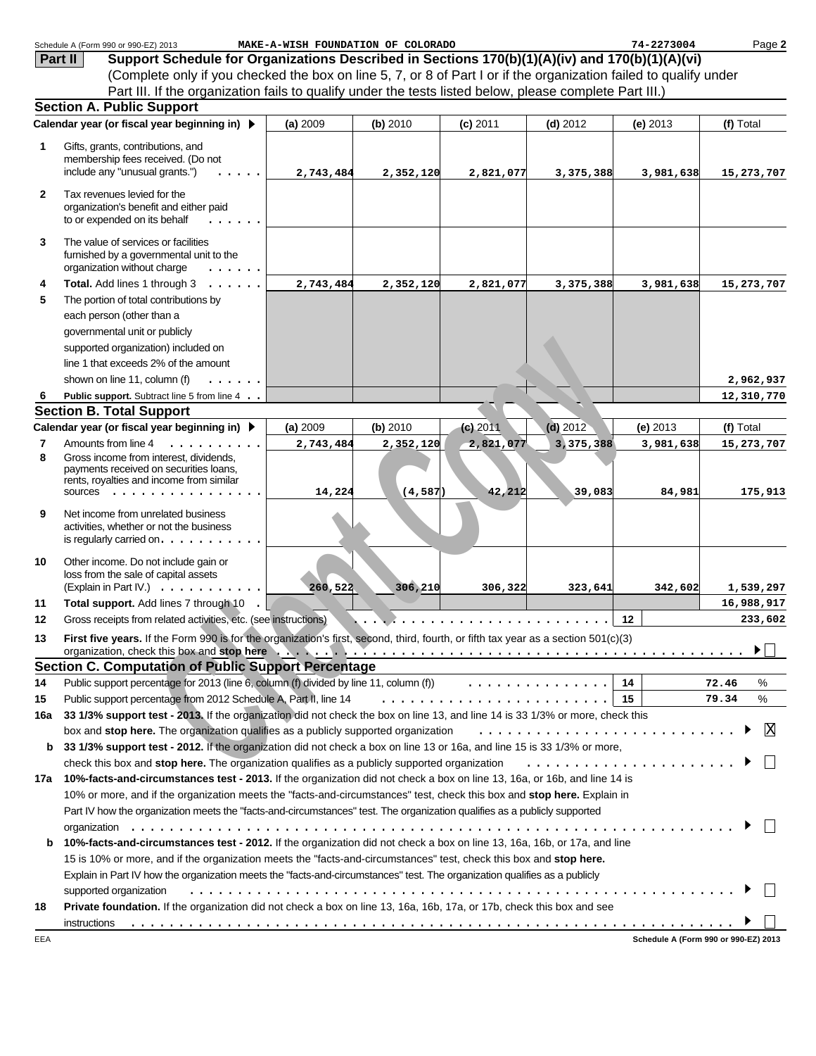Schedule A (Form 990 or 990-EZ) 2013 MAKE-A-WISH FOUNDATION OF COLORADO 74-2273004 Page 2

## Part II Support Schedule for Organizations Described in Sections 170(b)(1)(A)(iv) and 170(b)(1)(A)(vi)

(Complete only if you checked the box on line 5, 7, or 8 of Part I or if the organization failed to qualify under Part III. If the organization fails to qualify under the tests listed below, please complete Part III.)

### Section A. Public Support

| | Calendar year (or fiscal year beginning in) ▶ | (a) 2009 | (b) 2010 | (c) 2011 | (d) 2012 | (e) 2013 | (f) Total |
|---|---|---|---|---|---|---|---|
| 1 | Gifts, grants, contributions, and membership fees received. (Do not include any "unusual grants.") | 2,743,484 | 2,352,120 | 2,821,077 | 3,375,388 | 3,981,638 | 15,273,707 |
| 2 | Tax revenues levied for the organization's benefit and either paid to or expended on its behalf | | | | | | |
| 3 | The value of services or facilities furnished by a governmental unit to the organization without charge | | | | | | |
| 4 | **Total.** Add lines 1 through 3 | 2,743,484 | 2,352,120 | 2,821,077 | 3,375,388 | 3,981,638 | 15,273,707 |
| 5 | The portion of total contributions by each person (other than a governmental unit or publicly supported organization) included on line 1 that exceeds 2% of the amount shown on line 11, column (f) | | | | | | 2,962,937 |
| 6 | **Public support.** Subtract line 5 from line 4 | | | | | | 12,310,770 |

### Section B. Total Support

| | Calendar year (or fiscal year beginning in) ▶ | (a) 2009 | (b) 2010 | (c) 2011 | (d) 2012 | (e) 2013 | (f) Total |
|---|---|---|---|---|---|---|---|
| 7 | Amounts from line 4 | 2,743,484 | 2,352,120 | 2,821,077 | 3,375,388 | 3,981,638 | 15,273,707 |
| 8 | Gross income from interest, dividends, payments received on securities loans, rents, royalties and income from similar sources | 14,224 | (4,587) | 42,212 | 39,083 | 84,981 | 175,913 |
| 9 | Net income from unrelated business activities, whether or not the business is regularly carried on | | | | | | |
| 10 | Other income. Do not include gain or loss from the sale of capital assets (Explain in Part IV.) | 260,522 | 306,210 | 306,322 | 323,641 | 342,602 | 1,539,297 |
| 11 | **Total support.** Add lines 7 through 10 | | | | | | 16,988,917 |
| 12 | Gross receipts from related activities, etc. (see instructions) | | | | | 12 | 233,602 |

13 **First five years.** If the Form 990 is for the organization's first, second, third, fourth, or fifth tax year as a section 501(c)(3) organization, check this box and **stop here** ▶ ☐

### Section C. Computation of Public Support Percentage

| | | | |
|---|---|---|---|
| 14 | Public support percentage for 2013 (line 6, column (f) divided by line 11, column (f)) | 14 | 72.46 % |
| 15 | Public support percentage from 2012 Schedule A, Part II, line 14 | 15 | 79.34 % |

16a **33 1/3% support test - 2013.** If the organization did not check the box on line 13, and line 14 is 33 1/3% or more, check this box and **stop here.** The organization qualifies as a publicly supported organization ▶ ☒

b **33 1/3% support test - 2012.** If the organization did not check a box on line 13 or 16a, and line 15 is 33 1/3% or more, check this box and **stop here.** The organization qualifies as a publicly supported organization ▶ ☐

17a **10%-facts-and-circumstances test - 2013.** If the organization did not check a box on line 13, 16a, or 16b, and line 14 is 10% or more, and if the organization meets the "facts-and-circumstances" test, check this box and **stop here.** Explain in Part IV how the organization meets the "facts-and-circumstances" test. The organization qualifies as a publicly supported organization ▶ ☐

b **10%-facts-and-circumstances test - 2012.** If the organization did not check a box on line 13, 16a, 16b, or 17a, and line 15 is 10% or more, and if the organization meets the "facts-and-circumstances" test, check this box and **stop here.** Explain in Part IV how the organization meets the "facts-and-circumstances" test. The organization qualifies as a publicly supported organization ▶ ☐

18 **Private foundation.** If the organization did not check a box on line 13, 16a, 16b, 17a, or 17b, check this box and see instructions ▶ ☐

EEA Schedule A (Form 990 or 990-EZ) 2013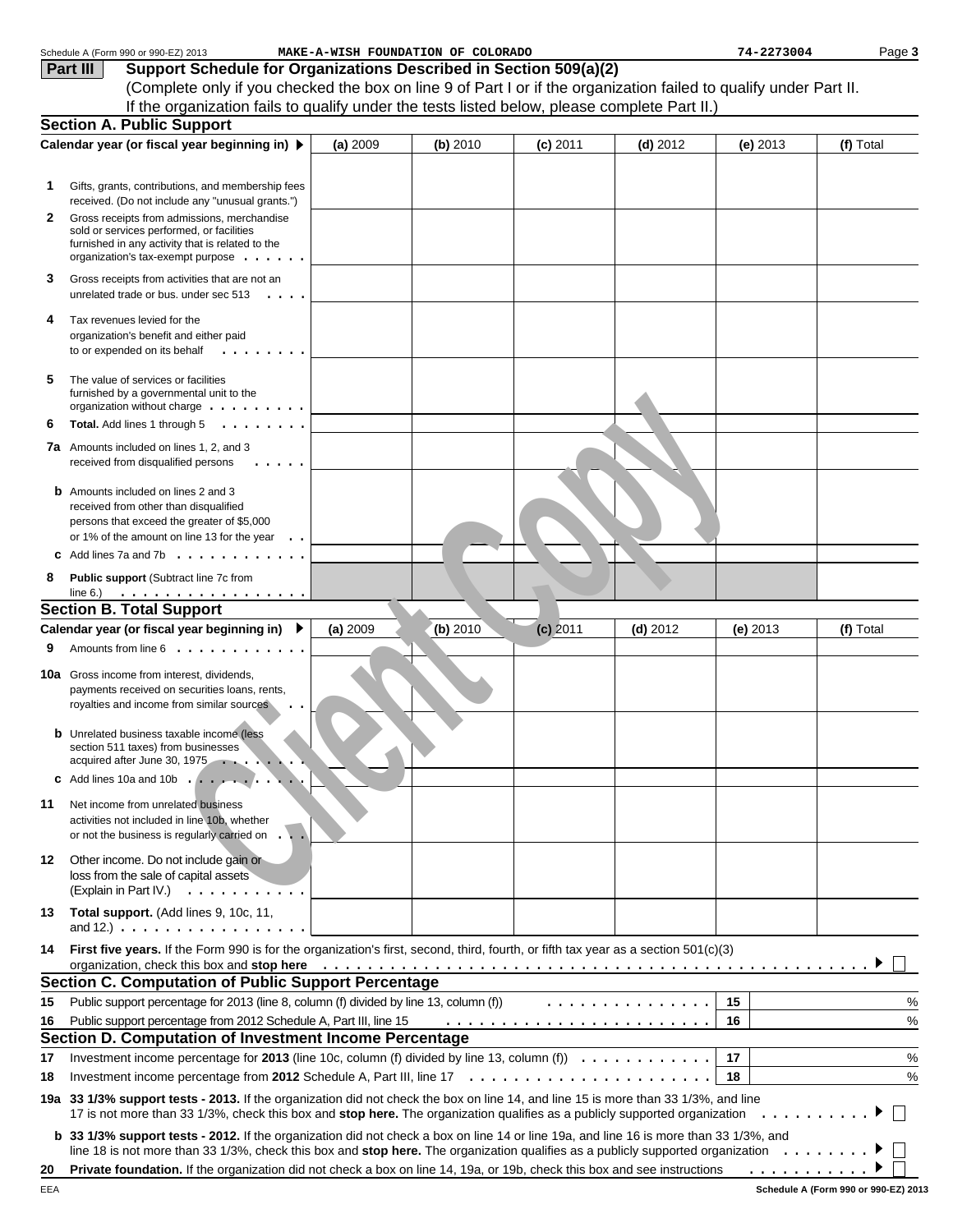Schedule A (Form 990 or 990-EZ) 2013 MAKE-A-WISH FOUNDATION OF COLORADO 74-2273004 Page 3

## Part III Support Schedule for Organizations Described in Section 509(a)(2)

(Complete only if you checked the box on line 9 of Part I or if the organization failed to qualify under Part II. If the organization fails to qualify under the tests listed below, please complete Part II.)

### Section A. Public Support

| Calendar year (or fiscal year beginning in) ▶ | (a) 2009 | (b) 2010 | (c) 2011 | (d) 2012 | (e) 2013 | (f) Total |
|---|---|---|---|---|---|---|
| **1** Gifts, grants, contributions, and membership fees received. (Do not include any "unusual grants.") | | | | | | |
| **2** Gross receipts from admissions, merchandise sold or services performed, or facilities furnished in any activity that is related to the organization's tax-exempt purpose | | | | | | |
| **3** Gross receipts from activities that are not an unrelated trade or bus. under sec 513 | | | | | | |
| **4** Tax revenues levied for the organization's benefit and either paid to or expended on its behalf | | | | | | |
| **5** The value of services or facilities furnished by a governmental unit to the organization without charge | | | | | | |
| **6** **Total.** Add lines 1 through 5 | | | | | | |
| **7a** Amounts included on lines 1, 2, and 3 received from disqualified persons | | | | | | |
| **b** Amounts included on lines 2 and 3 received from other than disqualified persons that exceed the greater of $5,000 or 1% of the amount on line 13 for the year | | | | | | |
| **c** Add lines 7a and 7b | | | | | | |
| **8** **Public support** (Subtract line 7c from line 6.) | | | | | | |

### Section B. Total Support

| Calendar year (or fiscal year beginning in) ▶ | (a) 2009 | (b) 2010 | (c) 2011 | (d) 2012 | (e) 2013 | (f) Total |
|---|---|---|---|---|---|---|
| **9** Amounts from line 6 | | | | | | |
| **10a** Gross income from interest, dividends, payments received on securities loans, rents, royalties and income from similar sources | | | | | | |
| **b** Unrelated business taxable income (less section 511 taxes) from businesses acquired after June 30, 1975 | | | | | | |
| **c** Add lines 10a and 10b | | | | | | |
| **11** Net income from unrelated business activities not included in line 10b, whether or not the business is regularly carried on | | | | | | |
| **12** Other income. Do not include gain or loss from the sale of capital assets (Explain in Part IV.) | | | | | | |
| **13** **Total support.** (Add lines 9, 10c, 11, and 12.) | | | | | | |

**14** **First five years.** If the Form 990 is for the organization's first, second, third, fourth, or fifth tax year as a section 501(c)(3) organization, check this box and **stop here** ▶ ☐

### Section C. Computation of Public Support Percentage

| | | | |
|---|---|---|---|
| **15** | Public support percentage for 2013 (line 8, column (f) divided by line 13, column (f)) | 15 | % |
| **16** | Public support percentage from 2012 Schedule A, Part III, line 15 | 16 | % |

### Section D. Computation of Investment Income Percentage

| | | | |
|---|---|---|---|
| **17** | Investment income percentage for **2013** (line 10c, column (f) divided by line 13, column (f)) | 17 | % |
| **18** | Investment income percentage from **2012** Schedule A, Part III, line 17 | 18 | % |

**19a** **33 1/3% support tests - 2013.** If the organization did not check the box on line 14, and line 15 is more than 33 1/3%, and line 17 is not more than 33 1/3%, check this box and **stop here.** The organization qualifies as a publicly supported organization ▶ ☐

**b** **33 1/3% support tests - 2012.** If the organization did not check a box on line 14 or line 19a, and line 16 is more than 33 1/3%, and line 18 is not more than 33 1/3%, check this box and **stop here.** The organization qualifies as a publicly supported organization ▶ ☐

**20** **Private foundation.** If the organization did not check a box on line 14, 19a, or 19b, check this box and see instructions ▶ ☐

EEA Schedule A (Form 990 or 990-EZ) 2013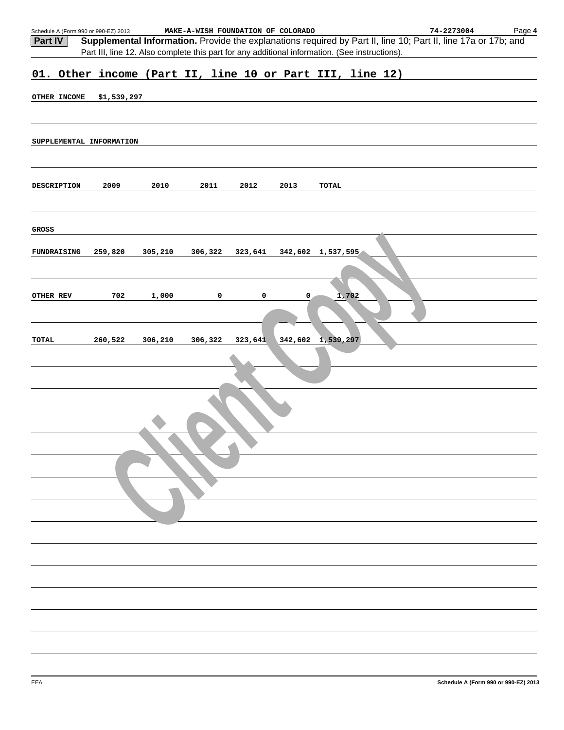**Part IV** **Supplemental Information.** Provide the explanations required by Part II, line 10; Part II, line 17a or 17b; and Part III, line 12. Also complete this part for any additional information. (See instructions).

## 01. Other income (Part II, line 10 or Part III, line 12)

OTHER INCOME $1,539,297

SUPPLEMENTAL INFORMATION

| DESCRIPTION | 2009 | 2010 | 2011 | 2012 | 2013 | TOTAL |
|---|---|---|---|---|---|---|
| GROSS | | | | | | |
| FUNDRAISING | 259,820 | 305,210 | 306,322 | 323,641 | 342,602 | 1,537,595 |
| OTHER REV | 702 | 1,000 | 0 | 0 | 0 | 1,702 |
| TOTAL | 260,522 | 306,210 | 306,322 | 323,641 | 342,602 | 1,539,297 |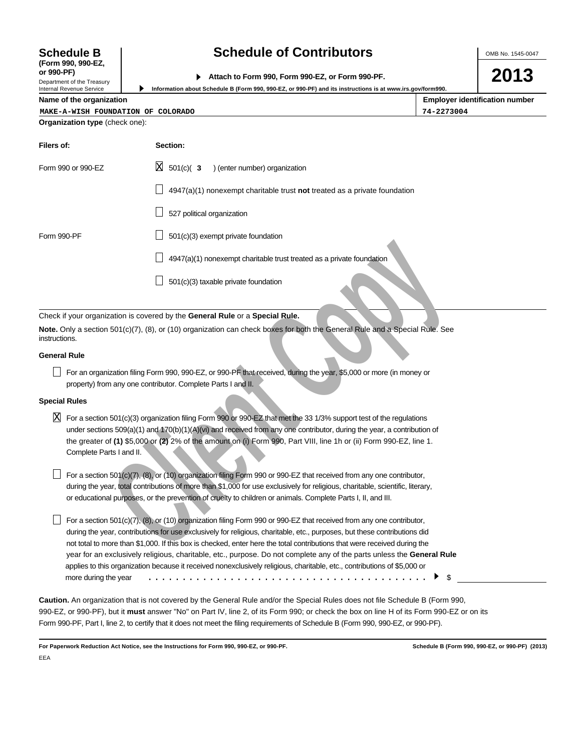# Schedule B

**(Form 990, 990-EZ, or 990-PF)**

Department of the Treasury
Internal Revenue Service

## Schedule of Contributors

▶ **Attach to Form 990, Form 990-EZ, or Form 990-PF.**

▶ **Information about Schedule B (Form 990, 990-EZ, or 990-PF) and its instructions is at www.irs.gov/form990.**

OMB No. 1545-0047

**2013**

| Name of the organization | Employer identification number |
|---|---|
| MAKE-A-WISH FOUNDATION OF COLORADO | 74-2273004 |

**Organization type** (check one):

| Filers of: | Section: |
|---|---|
| Form 990 or 990-EZ | [X] 501(c)( **3** ) (enter number) organization |
| | [ ] 4947(a)(1) nonexempt charitable trust **not** treated as a private foundation |
| | [ ] 527 political organization |
| Form 990-PF | [ ] 501(c)(3) exempt private foundation |
| | [ ] 4947(a)(1) nonexempt charitable trust treated as a private foundation |
| | [ ] 501(c)(3) taxable private foundation |

Check if your organization is covered by the **General Rule** or a **Special Rule.**

**Note.** Only a section 501(c)(7), (8), or (10) organization can check boxes for both the General Rule and a Special Rule. See instructions.

**General Rule**

[ ] For an organization filing Form 990, 990-EZ, or 990-PF that received, during the year, $5,000 or more (in money or property) from any one contributor. Complete Parts I and II.

**Special Rules**

[X] For a section 501(c)(3) organization filing Form 990 or 990-EZ that met the 33 1/3% support test of the regulations under sections 509(a)(1) and 170(b)(1)(A)(vi) and received from any one contributor, during the year, a contribution of the greater of **(1)** $5,000 or **(2)** 2% of the amount on (i) Form 990, Part VIII, line 1h or (ii) Form 990-EZ, line 1. Complete Parts I and II.

[ ] For a section 501(c)(7), (8), or (10) organization filing Form 990 or 990-EZ that received from any one contributor, during the year, total contributions of more than $1,000 for use exclusively for religious, charitable, scientific, literary, or educational purposes, or the prevention of cruelty to children or animals. Complete Parts I, II, and III.

[ ] For a section 501(c)(7), (8), or (10) organization filing Form 990 or 990-EZ that received from any one contributor, during the year, contributions for use exclusively for religious, charitable, etc., purposes, but these contributions did not total to more than $1,000. If this box is checked, enter here the total contributions that were received during the year for an exclusively religious, charitable, etc., purpose. Do not complete any of the parts unless the **General Rule** applies to this organization because it received nonexclusively religious, charitable, etc., contributions of $5,000 or more during the year . . . . . . . . . . . . . . . . . . . . . . . . . . . . . . . . . . . . . . . . ▶ $ ____________

**Caution.** An organization that is not covered by the General Rule and/or the Special Rules does not file Schedule B (Form 990, 990-EZ, or 990-PF), but it **must** answer "No" on Part IV, line 2, of its Form 990; or check the box on line H of its Form 990-EZ or on its Form 990-PF, Part I, line 2, to certify that it does not meet the filing requirements of Schedule B (Form 990, 990-EZ, or 990-PF).

**For Paperwork Reduction Act Notice, see the Instructions for Form 990, 990-EZ, or 990-PF.** **Schedule B (Form 990, 990-EZ, or 990-PF) (2013)**

EEA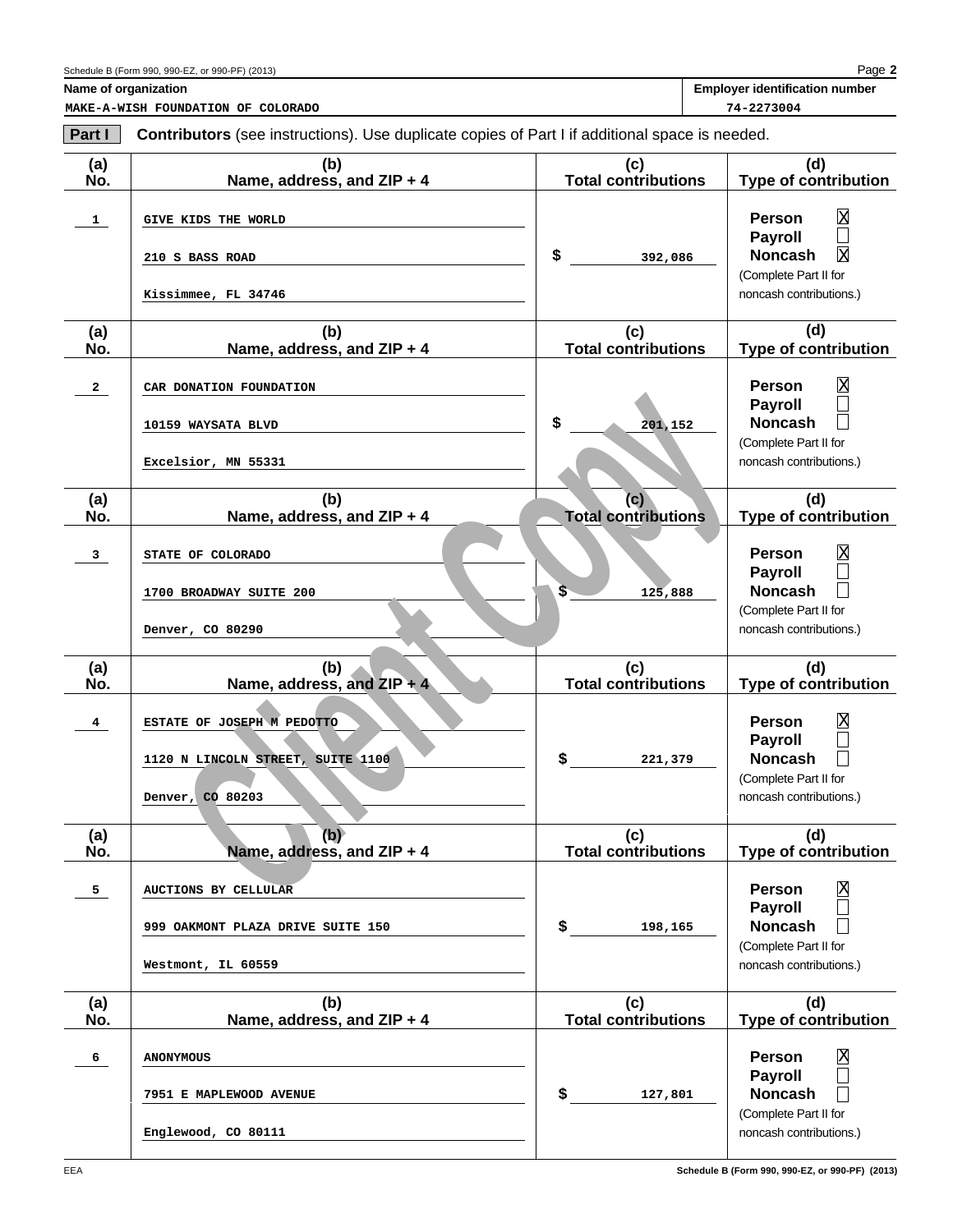Schedule B (Form 990, 990-EZ, or 990-PF) (2013) Page **2**

**Name of organization**

MAKE-A-WISH FOUNDATION OF COLORADO

**Employer identification number**

74-2273004

**Part I** **Contributors** (see instructions). Use duplicate copies of Part I if additional space is needed.

| (a) No. | (b) Name, address, and ZIP + 4 | (c) Total contributions | (d) Type of contribution |
|---|---|---|---|
| 1 | GIVE KIDS THE WORLD<br>210 S BASS ROAD<br>Kissimmee, FL 34746 | $ 392,086 | Person ☒<br>Payroll ☐<br>Noncash ☒<br>(Complete Part II for noncash contributions.) |
| 2 | CAR DONATION FOUNDATION<br>10159 WAYSATA BLVD<br>Excelsior, MN 55331 | $ 201,152 | Person ☒<br>Payroll ☐<br>Noncash ☐<br>(Complete Part II for noncash contributions.) |
| 3 | STATE OF COLORADO<br>1700 BROADWAY SUITE 200<br>Denver, CO 80290 | $ 125,888 | Person ☒<br>Payroll ☐<br>Noncash ☐<br>(Complete Part II for noncash contributions.) |
| 4 | ESTATE OF JOSEPH M PEDOTTO<br>1120 N LINCOLN STREET, SUITE 1100<br>Denver, CO 80203 | $ 221,379 | Person ☒<br>Payroll ☐<br>Noncash ☐<br>(Complete Part II for noncash contributions.) |
| 5 | AUCTIONS BY CELLULAR<br>999 OAKMONT PLAZA DRIVE SUITE 150<br>Westmont, IL 60559 | $ 198,165 | Person ☒<br>Payroll ☐<br>Noncash ☐<br>(Complete Part II for noncash contributions.) |
| 6 | ANONYMOUS<br>7951 E MAPLEWOOD AVENUE<br>Englewood, CO 80111 | $ 127,801 | Person ☒<br>Payroll ☐<br>Noncash ☐<br>(Complete Part II for noncash contributions.) |

Client Copy

EEA Schedule B (Form 990, 990-EZ, or 990-PF) (2013)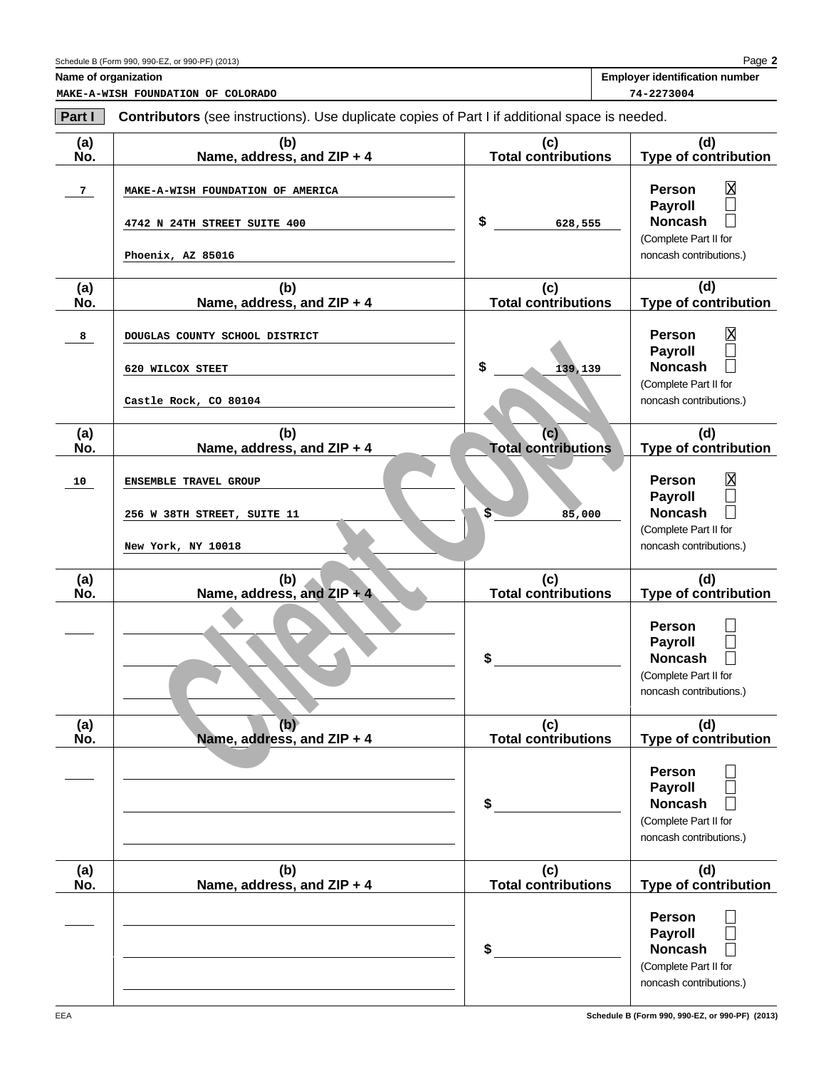Name of organization: MAKE-A-WISH FOUNDATION OF COLORADO

Employer identification number: 74-2273004

**Part I** **Contributors** (see instructions). Use duplicate copies of Part I if additional space is needed.

| (a) No. | (b) Name, address, and ZIP + 4 | (c) Total contributions | (d) Type of contribution |
|---|---|---|---|
| 7 | MAKE-A-WISH FOUNDATION OF AMERICA<br>4742 N 24TH STREET SUITE 400<br>Phoenix, AZ 85016 | $ 628,555 | Person [X]<br>Payroll [ ]<br>Noncash [ ]<br>(Complete Part II for noncash contributions.) |
| 8 | DOUGLAS COUNTY SCHOOL DISTRICT<br>620 WILCOX STEET<br>Castle Rock, CO 80104 | $ 139,139 | Person [X]<br>Payroll [ ]<br>Noncash [ ]<br>(Complete Part II for noncash contributions.) |
| 10 | ENSEMBLE TRAVEL GROUP<br>256 W 38TH STREET, SUITE 11<br>New York, NY 10018 | $ 85,000 | Person [X]<br>Payroll [ ]<br>Noncash [ ]<br>(Complete Part II for noncash contributions.) |
| | | $ | Person [ ]<br>Payroll [ ]<br>Noncash [ ]<br>(Complete Part II for noncash contributions.) |
| | | $ | Person [ ]<br>Payroll [ ]<br>Noncash [ ]<br>(Complete Part II for noncash contributions.) |
| | | $ | Person [ ]<br>Payroll [ ]<br>Noncash [ ]<br>(Complete Part II for noncash contributions.) |

Client Copy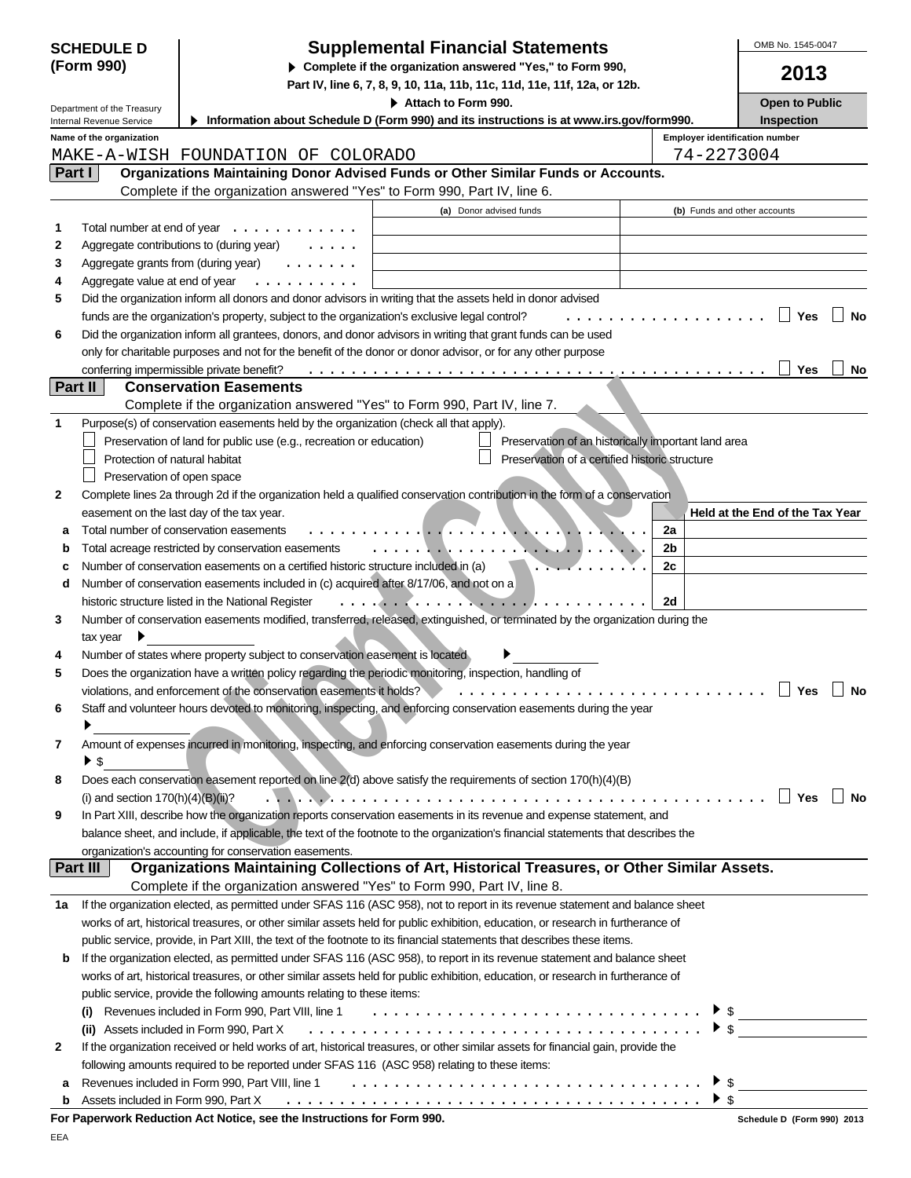**SCHEDULE D (Form 990)**

Department of the Treasury
Internal Revenue Service

# Supplemental Financial Statements

▶ Complete if the organization answered "Yes," to Form 990, Part IV, line 6, 7, 8, 9, 10, 11a, 11b, 11c, 11d, 11e, 11f, 12a, or 12b.

▶ Attach to Form 990.

▶ Information about Schedule D (Form 990) and its instructions is at www.irs.gov/form990.

OMB No. 1545-0047

**2013**

**Open to Public Inspection**

Name of the organization: MAKE-A-WISH FOUNDATION OF COLORADO

Employer identification number: 74-2273004

## Part I Organizations Maintaining Donor Advised Funds or Other Similar Funds or Accounts.

Complete if the organization answered "Yes" to Form 990, Part IV, line 6.

| | | (a) Donor advised funds | (b) Funds and other accounts |
|---|---|---|---|
| 1 | Total number at end of year | | |
| 2 | Aggregate contributions to (during year) | | |
| 3 | Aggregate grants from (during year) | | |
| 4 | Aggregate value at end of year | | |

5 Did the organization inform all donors and donor advisors in writing that the assets held in donor advised funds are the organization's property, subject to the organization's exclusive legal control? ☐ Yes ☐ No

6 Did the organization inform all grantees, donors, and donor advisors in writing that grant funds can be used only for charitable purposes and not for the benefit of the donor or donor advisor, or for any other purpose conferring impermissible private benefit? ☐ Yes ☐ No

## Part II Conservation Easements

Complete if the organization answered "Yes" to Form 990, Part IV, line 7.

1 Purpose(s) of conservation easements held by the organization (check all that apply).

☐ Preservation of land for public use (e.g., recreation or education)
☐ Preservation of an historically important land area
☐ Protection of natural habitat
☐ Preservation of a certified historic structure
☐ Preservation of open space

2 Complete lines 2a through 2d if the organization held a qualified conservation contribution in the form of a conservation easement on the last day of the tax year.

| | | | Held at the End of the Tax Year |
|---|---|---|---|
| a | Total number of conservation easements | 2a | |
| b | Total acreage restricted by conservation easements | 2b | |
| c | Number of conservation easements on a certified historic structure included in (a) | 2c | |
| d | Number of conservation easements included in (c) acquired after 8/17/06, and not on a historic structure listed in the National Register | 2d | |

3 Number of conservation easements modified, transferred, released, extinguished, or terminated by the organization during the tax year ▶

4 Number of states where property subject to conservation easement is located ▶

5 Does the organization have a written policy regarding the periodic monitoring, inspection, handling of violations, and enforcement of the conservation easements it holds? ☐ Yes ☐ No

6 Staff and volunteer hours devoted to monitoring, inspecting, and enforcing conservation easements during the year ▶

7 Amount of expenses incurred in monitoring, inspecting, and enforcing conservation easements during the year ▶ $

8 Does each conservation easement reported on line 2(d) above satisfy the requirements of section 170(h)(4)(B)(i) and section 170(h)(4)(B)(ii)? ☐ Yes ☐ No

9 In Part XIII, describe how the organization reports conservation easements in its revenue and expense statement, and balance sheet, and include, if applicable, the text of the footnote to the organization's financial statements that describes the organization's accounting for conservation easements.

## Part III Organizations Maintaining Collections of Art, Historical Treasures, or Other Similar Assets.

Complete if the organization answered "Yes" to Form 990, Part IV, line 8.

1a If the organization elected, as permitted under SFAS 116 (ASC 958), not to report in its revenue statement and balance sheet works of art, historical treasures, or other similar assets held for public exhibition, education, or research in furtherance of public service, provide, in Part XIII, the text of the footnote to its financial statements that describes these items.

b If the organization elected, as permitted under SFAS 116 (ASC 958), to report in its revenue statement and balance sheet works of art, historical treasures, or other similar assets held for public exhibition, education, or research in furtherance of public service, provide the following amounts relating to these items:

(i) Revenues included in Form 990, Part VIII, line 1 ▶ $

(ii) Assets included in Form 990, Part X ▶ $

2 If the organization received or held works of art, historical treasures, or other similar assets for financial gain, provide the following amounts required to be reported under SFAS 116 (ASC 958) relating to these items:

a Revenues included in Form 990, Part VIII, line 1 ▶ $

b Assets included in Form 990, Part X ▶ $

**For Paperwork Reduction Act Notice, see the Instructions for Form 990.**

Schedule D (Form 990) 2013

EEA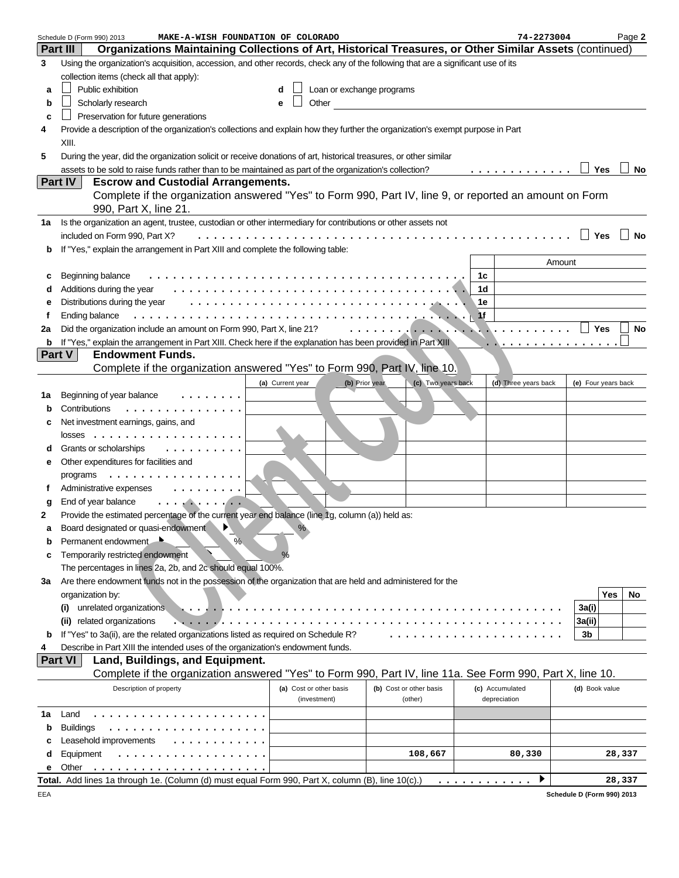Schedule D (Form 990) 2013 MAKE-A-WISH FOUNDATION OF COLORADO 74-2273004 Page 2

**Part III** **Organizations Maintaining Collections of Art, Historical Treasures, or Other Similar Assets** (continued)

**3** Using the organization's acquisition, accession, and other records, check any of the following that are a significant use of its collection items (check all that apply):

- **a** ☐ Public exhibition
- **b** ☐ Scholarly research
- **c** ☐ Preservation for future generations
- **d** ☐ Loan or exchange programs
- **e** ☐ Other

**4** Provide a description of the organization's collections and explain how they further the organization's exempt purpose in Part XIII.

**5** During the year, did the organization solicit or receive donations of art, historical treasures, or other similar assets to be sold to raise funds rather than to be maintained as part of the organization's collection? ☐ Yes ☐ No

**Part IV** **Escrow and Custodial Arrangements.**
Complete if the organization answered "Yes" to Form 990, Part IV, line 9, or reported an amount on Form 990, Part X, line 21.

**1a** Is the organization an agent, trustee, custodian or other intermediary for contributions or other assets not included on Form 990, Part X? ☐ Yes ☐ No

**b** If "Yes," explain the arrangement in Part XIII and complete the following table:

| | | | Amount |
|---|---|---|---|
| **c** | Beginning balance | 1c | |
| **d** | Additions during the year | 1d | |
| **e** | Distributions during the year | 1e | |
| **f** | Ending balance | 1f | |

**2a** Did the organization include an amount on Form 990, Part X, line 21? ☐ Yes ☐ No

**b** If "Yes," explain the arrangement in Part XIII. Check here if the explanation has been provided in Part XIII ☐

**Part V** **Endowment Funds.**
Complete if the organization answered "Yes" to Form 990, Part IV, line 10.

| | | (a) Current year | (b) Prior year | (c) Two years back | (d) Three years back | (e) Four years back |
|---|---|---|---|---|---|---|
| **1a** | Beginning of year balance | | | | | |
| **b** | Contributions | | | | | |
| **c** | Net investment earnings, gains, and losses | | | | | |
| **d** | Grants or scholarships | | | | | |
| **e** | Other expenditures for facilities and programs | | | | | |
| **f** | Administrative expenses | | | | | |
| **g** | End of year balance | | | | | |

**2** Provide the estimated percentage of the current year end balance (line 1g, column (a)) held as:

- **a** Board designated or quasi-endowment ▶ %
- **b** Permanent endowment ▶ %
- **c** Temporarily restricted endowment ▶ %

The percentages in lines 2a, 2b, and 2c should equal 100%.

**3a** Are there endowment funds not in the possession of the organization that are held and administered for the organization by:

| | | | Yes | No |
|---|---|---|---|---|
| | (i) unrelated organizations | 3a(i) | | |
| | (ii) related organizations | 3a(ii) | | |
| **b** | If "Yes" to 3a(ii), are the related organizations listed as required on Schedule R? | 3b | | |

**4** Describe in Part XIII the intended uses of the organization's endowment funds.

**Part VI** **Land, Buildings, and Equipment.**
Complete if the organization answered "Yes" to Form 990, Part IV, line 11a. See Form 990, Part X, line 10.

| | Description of property | (a) Cost or other basis (investment) | (b) Cost or other basis (other) | (c) Accumulated depreciation | (d) Book value |
|---|---|---|---|---|---|
| **1a** | Land | | | | |
| **b** | Buildings | | | | |
| **c** | Leasehold improvements | | | | |
| **d** | Equipment | | 108,667 | 80,330 | 28,337 |
| **e** | Other | | | | |

**Total.** Add lines 1a through 1e. (Column (d) must equal Form 990, Part X, column (B), line 10(c).) ▶ 28,337

EEA Schedule D (Form 990) 2013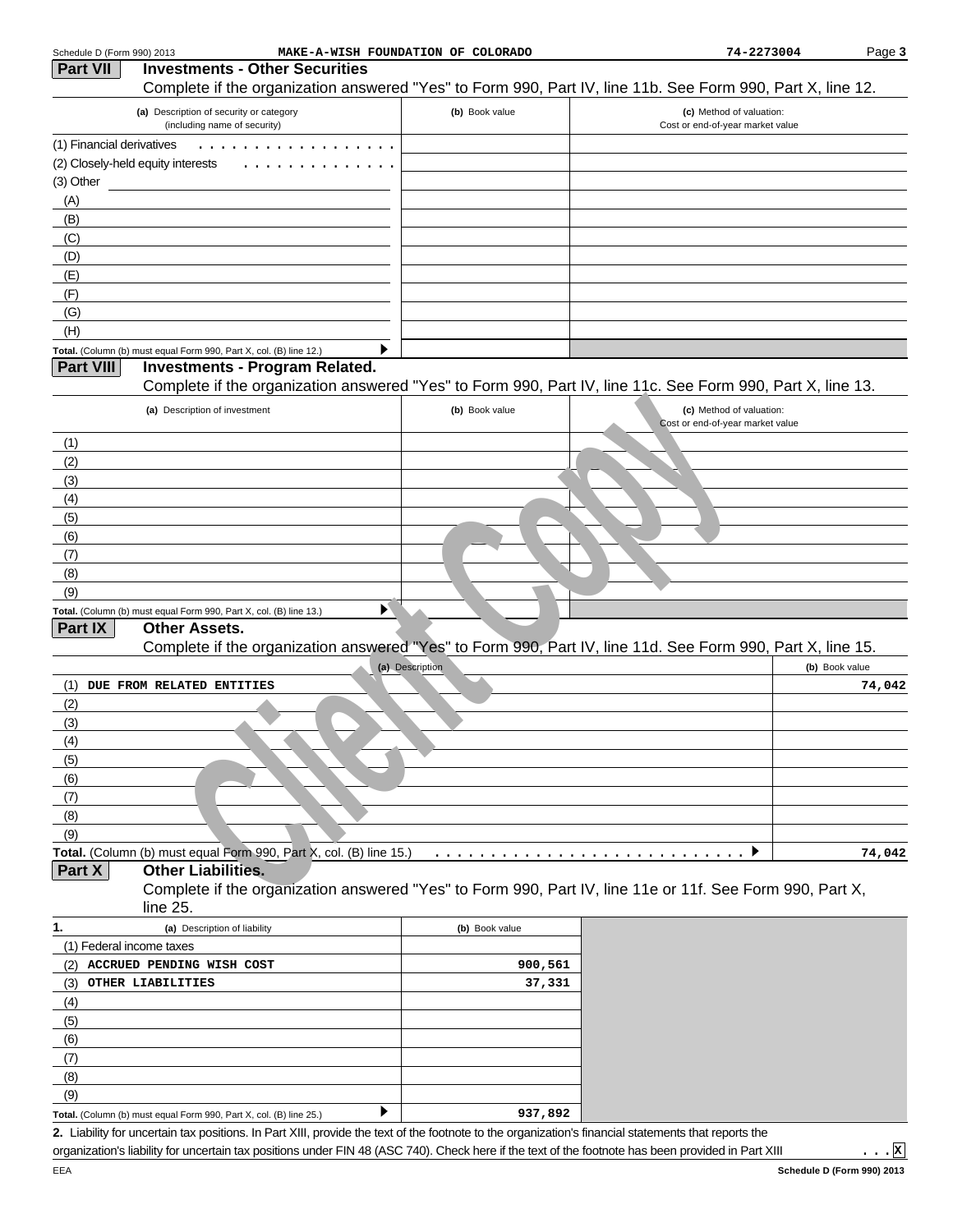Schedule D (Form 990) 2013 MAKE-A-WISH FOUNDATION OF COLORADO 74-2273004

## Part VII Investments - Other Securities

Complete if the organization answered "Yes" to Form 990, Part IV, line 11b. See Form 990, Part X, line 12.

| (a) Description of security or category (including name of security) | (b) Book value | (c) Method of valuation: Cost or end-of-year market value |
|---|---|---|
| (1) Financial derivatives | | |
| (2) Closely-held equity interests | | |
| (3) Other | | |
| (A) | | |
| (B) | | |
| (C) | | |
| (D) | | |
| (E) | | |
| (F) | | |
| (G) | | |
| (H) | | |
| Total. (Column (b) must equal Form 990, Part X, col. (B) line 12.) | | |

## Part VIII Investments - Program Related.

Complete if the organization answered "Yes" to Form 990, Part IV, line 11c. See Form 990, Part X, line 13.

| (a) Description of investment | (b) Book value | (c) Method of valuation: Cost or end-of-year market value |
|---|---|---|
| (1) | | |
| (2) | | |
| (3) | | |
| (4) | | |
| (5) | | |
| (6) | | |
| (7) | | |
| (8) | | |
| (9) | | |
| Total. (Column (b) must equal Form 990, Part X, col. (B) line 13.) | | |

## Part IX Other Assets.

Complete if the organization answered "Yes" to Form 990, Part IV, line 11d. See Form 990, Part X, line 15.

| (a) Description | (b) Book value |
|---|---|
| (1) DUE FROM RELATED ENTITIES | 74,042 |
| (2) | |
| (3) | |
| (4) | |
| (5) | |
| (6) | |
| (7) | |
| (8) | |
| (9) | |
| Total. (Column (b) must equal Form 990, Part X, col. (B) line 15.) | 74,042 |

## Part X Other Liabilities.

Complete if the organization answered "Yes" to Form 990, Part IV, line 11e or 11f. See Form 990, Part X, line 25.

| 1. (a) Description of liability | (b) Book value |
|---|---|
| (1) Federal income taxes | |
| (2) ACCRUED PENDING WISH COST | 900,561 |
| (3) OTHER LIABILITIES | 37,331 |
| (4) | |
| (5) | |
| (6) | |
| (7) | |
| (8) | |
| (9) | |
| Total. (Column (b) must equal Form 990, Part X, col. (B) line 25.) | 937,892 |

**2.** Liability for uncertain tax positions. In Part XIII, provide the text of the footnote to the organization's financial statements that reports the organization's liability for uncertain tax positions under FIN 48 (ASC 740). Check here if the text of the footnote has been provided in Part XIII . . . [X]

EEA Schedule D (Form 990) 2013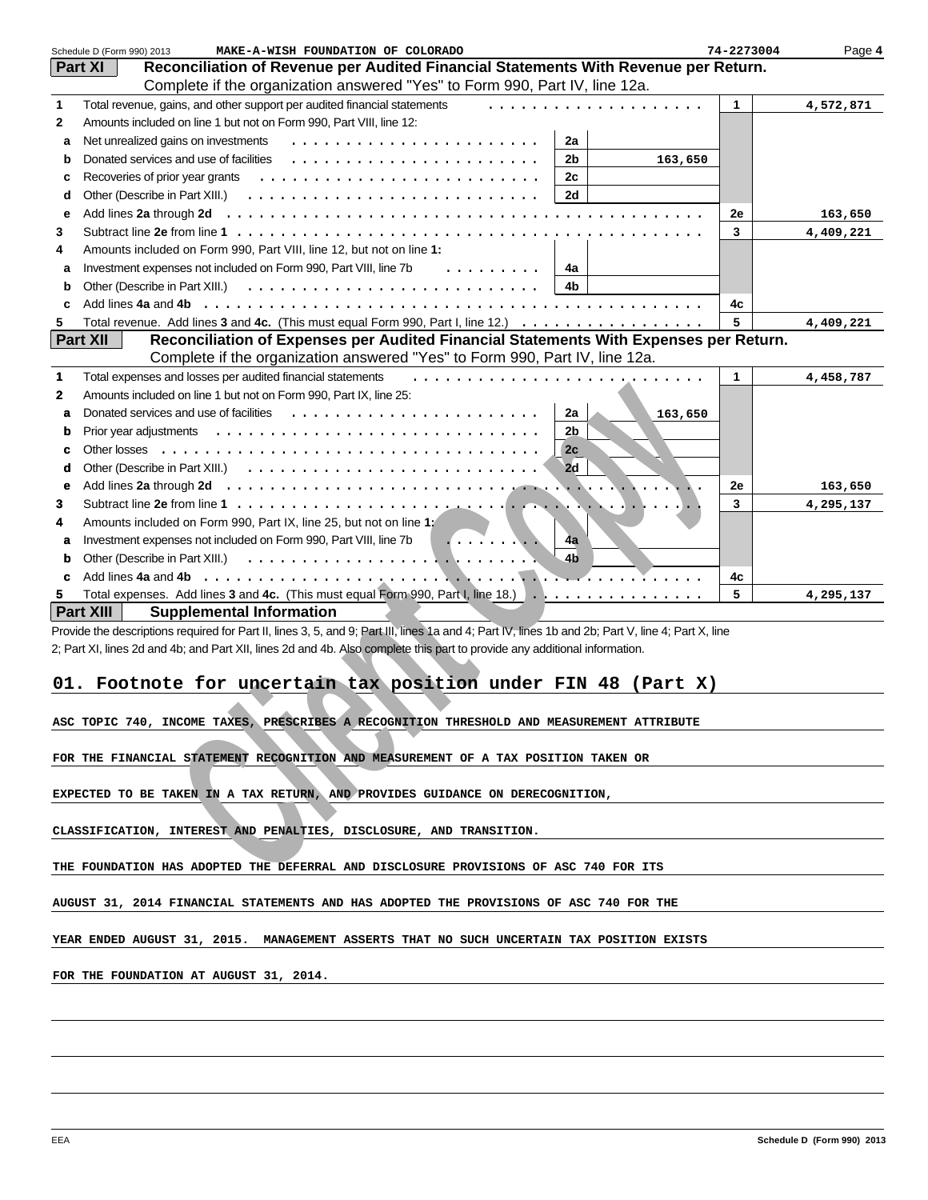Schedule D (Form 990) 2013 MAKE-A-WISH FOUNDATION OF COLORADO 74-2273004 Page 4

## Part XI Reconciliation of Revenue per Audited Financial Statements With Revenue per Return.

Complete if the organization answered "Yes" to Form 990, Part IV, line 12a.

| | | | | | |
|---|---|---|---|---|---|
| 1 | Total revenue, gains, and other support per audited financial statements | | | 1 | 4,572,871 |
| 2 | Amounts included on line 1 but not on Form 990, Part VIII, line 12: | | | | |
| a | Net unrealized gains on investments | 2a | | | |
| b | Donated services and use of facilities | 2b | 163,650 | | |
| c | Recoveries of prior year grants | 2c | | | |
| d | Other (Describe in Part XIII.) | 2d | | | |
| e | Add lines 2a through 2d | | | 2e | 163,650 |
| 3 | Subtract line 2e from line 1 | | | 3 | 4,409,221 |
| 4 | Amounts included on Form 990, Part VIII, line 12, but not on line 1: | | | | |
| a | Investment expenses not included on Form 990, Part VIII, line 7b | 4a | | | |
| b | Other (Describe in Part XIII.) | 4b | | | |
| c | Add lines 4a and 4b | | | 4c | |
| 5 | Total revenue. Add lines 3 and 4c. (This must equal Form 990, Part I, line 12.) | | | 5 | 4,409,221 |

## Part XII Reconciliation of Expenses per Audited Financial Statements With Expenses per Return.

Complete if the organization answered "Yes" to Form 990, Part IV, line 12a.

| | | | | | |
|---|---|---|---|---|---|
| 1 | Total expenses and losses per audited financial statements | | | 1 | 4,458,787 |
| 2 | Amounts included on line 1 but not on Form 990, Part IX, line 25: | | | | |
| a | Donated services and use of facilities | 2a | 163,650 | | |
| b | Prior year adjustments | 2b | | | |
| c | Other losses | 2c | | | |
| d | Other (Describe in Part XIII.) | 2d | | | |
| e | Add lines 2a through 2d | | | 2e | 163,650 |
| 3 | Subtract line 2e from line 1 | | | 3 | 4,295,137 |
| 4 | Amounts included on Form 990, Part IX, line 25, but not on line 1: | | | | |
| a | Investment expenses not included on Form 990, Part VIII, line 7b | 4a | | | |
| b | Other (Describe in Part XIII.) | 4b | | | |
| c | Add lines 4a and 4b | | | 4c | |
| 5 | Total expenses. Add lines 3 and 4c. (This must equal Form 990, Part I, line 18.) | | | 5 | 4,295,137 |

## Part XIII Supplemental Information

Provide the descriptions required for Part II, lines 3, 5, and 9; Part III, lines 1a and 4; Part IV, lines 1b and 2b; Part V, line 4; Part X, line 2; Part XI, lines 2d and 4b; and Part XII, lines 2d and 4b. Also complete this part to provide any additional information.

**01. Footnote for uncertain tax position under FIN 48 (Part X)**

ASC TOPIC 740, INCOME TAXES, PRESCRIBES A RECOGNITION THRESHOLD AND MEASUREMENT ATTRIBUTE FOR THE FINANCIAL STATEMENT RECOGNITION AND MEASUREMENT OF A TAX POSITION TAKEN OR EXPECTED TO BE TAKEN IN A TAX RETURN, AND PROVIDES GUIDANCE ON DERECOGNITION, CLASSIFICATION, INTEREST AND PENALTIES, DISCLOSURE, AND TRANSITION.

THE FOUNDATION HAS ADOPTED THE DEFERRAL AND DISCLOSURE PROVISIONS OF ASC 740 FOR ITS AUGUST 31, 2014 FINANCIAL STATEMENTS AND HAS ADOPTED THE PROVISIONS OF ASC 740 FOR THE YEAR ENDED AUGUST 31, 2015. MANAGEMENT ASSERTS THAT NO SUCH UNCERTAIN TAX POSITION EXISTS FOR THE FOUNDATION AT AUGUST 31, 2014.

EEA Schedule D (Form 990) 2013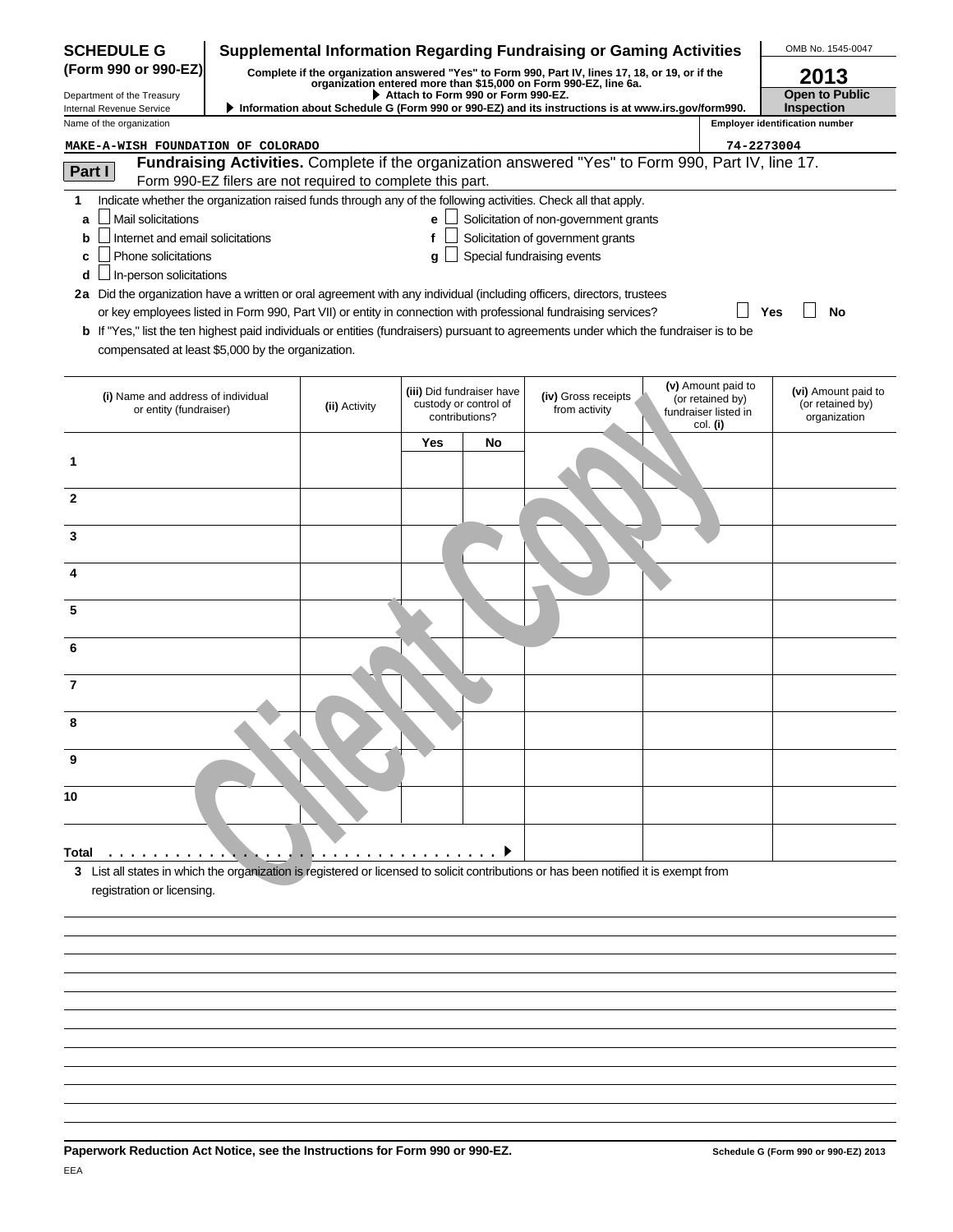**SCHEDULE G (Form 990 or 990-EZ)**

Department of the Treasury
Internal Revenue Service

# Supplemental Information Regarding Fundraising or Gaming Activities

**Complete if the organization answered "Yes" to Form 990, Part IV, lines 17, 18, or 19, or if the organization entered more than $15,000 on Form 990-EZ, line 6a.**

▶ **Attach to Form 990 or Form 990-EZ.**

▶ **Information about Schedule G (Form 990 or 990-EZ) and its instructions is at www.irs.gov/form990.**

OMB No. 1545-0047

**2013**

**Open to Public Inspection**

Name of the organization: MAKE-A-WISH FOUNDATION OF COLORADO

Employer identification number: 74-2273004

## Part I — Fundraising Activities. Complete if the organization answered "Yes" to Form 990, Part IV, line 17.

Form 990-EZ filers are not required to complete this part.

1 Indicate whether the organization raised funds through any of the following activities. Check all that apply.

- a ☐ Mail solicitations
- b ☐ Internet and email solicitations
- c ☐ Phone solicitations
- d ☐ In-person solicitations
- e ☐ Solicitation of non-government grants
- f ☐ Solicitation of government grants
- g ☐ Special fundraising events

2a Did the organization have a written or oral agreement with any individual (including officers, directors, trustees or key employees listed in Form 990, Part VII) or entity in connection with professional fundraising services? ☐ Yes ☐ No

b If "Yes," list the ten highest paid individuals or entities (fundraisers) pursuant to agreements under which the fundraiser is to be compensated at least $5,000 by the organization.

| | (i) Name and address of individual or entity (fundraiser) | (ii) Activity | (iii) Did fundraiser have custody or control of contributions? | | (iv) Gross receipts from activity | (v) Amount paid to (or retained by) fundraiser listed in col. (i) | (vi) Amount paid to (or retained by) organization |
|---|---|---|---|---|---|---|---|
| | | | Yes | No | | | |
| 1 | | | | | | | |
| 2 | | | | | | | |
| 3 | | | | | | | |
| 4 | | | | | | | |
| 5 | | | | | | | |
| 6 | | | | | | | |
| 7 | | | | | | | |
| 8 | | | | | | | |
| 9 | | | | | | | |
| 10 | | | | | | | |
| Total ▶ | | | | | | | |

3 List all states in which the organization is registered or licensed to solicit contributions or has been notified it is exempt from registration or licensing.

**Paperwork Reduction Act Notice, see the Instructions for Form 990 or 990-EZ.**

**Schedule G (Form 990 or 990-EZ) 2013**

EEA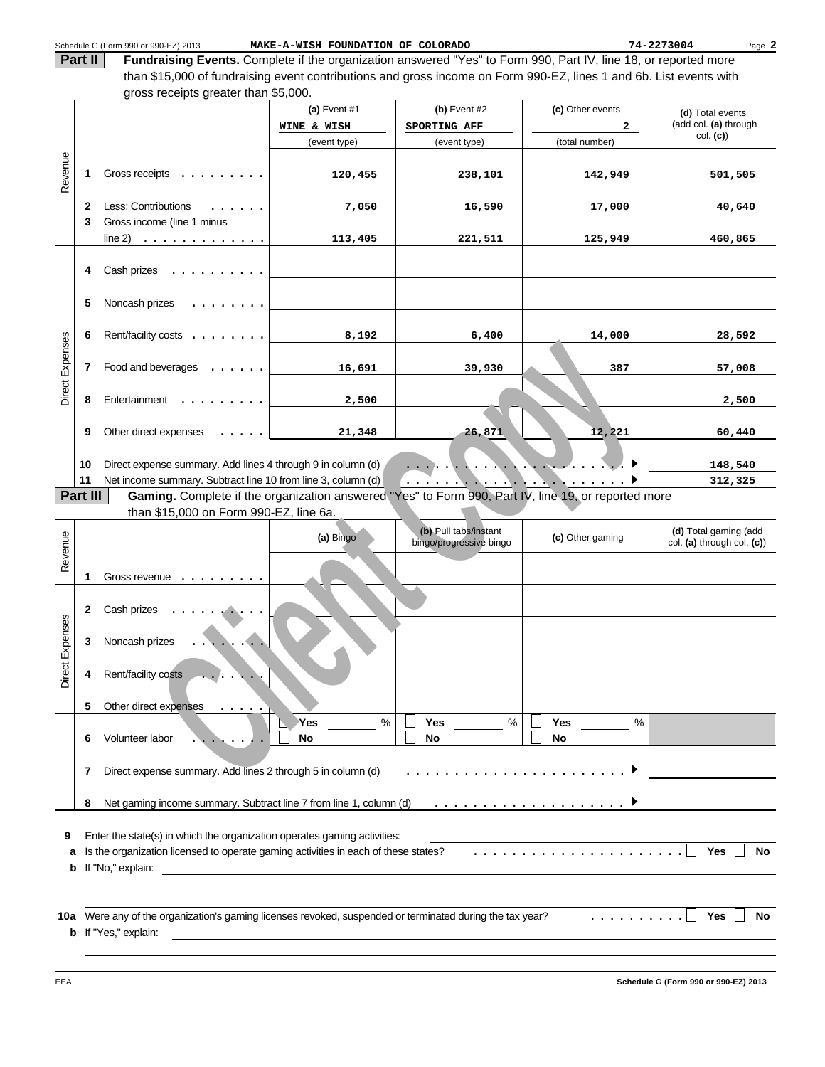Schedule G (Form 990 or 990-EZ) 2013 MAKE-A-WISH FOUNDATION OF COLORADO 74-2273004 Page 2

**Part II** **Fundraising Events.** Complete if the organization answered "Yes" to Form 990, Part IV, line 18, or reported more than $15,000 of fundraising event contributions and gross income on Form 990-EZ, lines 1 and 6b. List events with gross receipts greater than $5,000.

| | | | (a) Event #1 WINE & WISH (event type) | (b) Event #2 SPORTING AFF (event type) | (c) Other events 2 (total number) | (d) Total events (add col. (a) through col. (c)) |
|---|---|---|---|---|---|---|
| Revenue | 1 | Gross receipts | 120,455 | 238,101 | 142,949 | 501,505 |
| | 2 | Less: Contributions | 7,050 | 16,590 | 17,000 | 40,640 |
| | 3 | Gross income (line 1 minus line 2) | 113,405 | 221,511 | 125,949 | 460,865 |
| Direct Expenses | 4 | Cash prizes | | | | |
| | 5 | Noncash prizes | | | | |
| | 6 | Rent/facility costs | 8,192 | 6,400 | 14,000 | 28,592 |
| | 7 | Food and beverages | 16,691 | 39,930 | 387 | 57,008 |
| | 8 | Entertainment | 2,500 | | | 2,500 |
| | 9 | Other direct expenses | 21,348 | 26,871 | 12,221 | 60,440 |
| | 10 | Direct expense summary. Add lines 4 through 9 in column (d) | | | | 148,540 |
| | 11 | Net income summary. Subtract line 10 from line 3, column (d) | | | | 312,325 |

**Part III** **Gaming.** Complete if the organization answered "Yes" to Form 990, Part IV, line 19, or reported more than $15,000 on Form 990-EZ, line 6a.

| | | | (a) Bingo | (b) Pull tabs/instant bingo/progressive bingo | (c) Other gaming | (d) Total gaming (add col. (a) through col. (c)) |
|---|---|---|---|---|---|---|
| Revenue | 1 | Gross revenue | | | | |
| Direct Expenses | 2 | Cash prizes | | | | |
| | 3 | Noncash prizes | | | | |
| | 4 | Rent/facility costs | | | | |
| | 5 | Other direct expenses | | | | |
| | 6 | Volunteer labor | ☐ Yes ____ % ☐ No | ☐ Yes ____ % ☐ No | ☐ Yes ____ % ☐ No | |
| | 7 | Direct expense summary. Add lines 2 through 5 in column (d) | | | | |
| | 8 | Net gaming income summary. Subtract line 7 from line 1, column (d) | | | | |

**9** Enter the state(s) in which the organization operates gaming activities:

**a** Is the organization licensed to operate gaming activities in each of these states? ☐ Yes ☐ No

**b** If "No," explain:

**10a** Were any of the organization's gaming licenses revoked, suspended or terminated during the tax year? ☐ Yes ☐ No

**b** If "Yes," explain:

EEA Schedule G (Form 990 or 990-EZ) 2013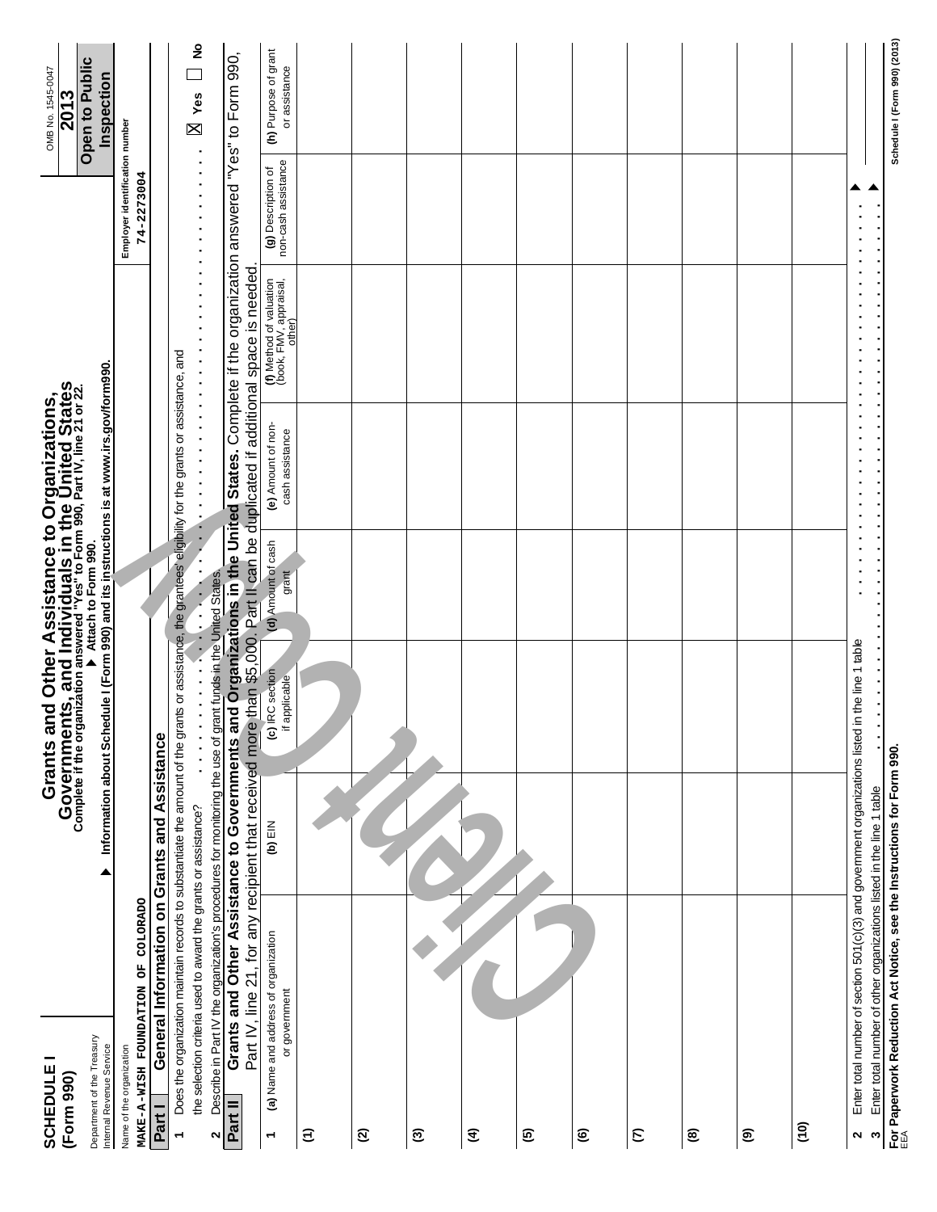**SCHEDULE I**
**(Form 990)**

Department of the Treasury
Internal Revenue Service

# Grants and Other Assistance to Organizations, Governments, and Individuals in the United States

**Complete if the organization answered "Yes" to Form 990, Part IV, line 21 or 22.**
**▶ Attach to Form 990.**
**▶ Information about Schedule I (Form 990) and its instructions is at www.irs.gov/form990.**

OMB No. 1545-0047
**2013**
**Open to Public Inspection**

Name of the organization: MAKE-A-WISH FOUNDATION OF COLORADO
Employer identification number: 74-2273004

## Part I General Information on Grants and Assistance

1 Does the organization maintain records to substantiate the amount of the grants or assistance, the grantees' eligibility for the grants or assistance, and the selection criteria used to award the grants or assistance? . . . . . . . . . . ☒ Yes ☐ No

2 Describe in Part IV the organization's procedures for monitoring the use of grant funds in the United States.

## Part II Grants and Other Assistance to Governments and Organizations in the United States.

Complete if the organization answered "Yes" to Form 990, Part IV, line 21, for any recipient that received more than $5,000. Part II can be duplicated if additional space is needed.

| 1 (a) Name and address of organization or government | (b) EIN | (c) IRC section if applicable | (d) Amount of cash grant | (e) Amount of non-cash assistance | (f) Method of valuation (book, FMV, appraisal, other) | (g) Description of non-cash assistance | (h) Purpose of grant or assistance |
|---|---|---|---|---|---|---|---|
| (1) | | | | | | | |
| (2) | | | | | | | |
| (3) | | | | | | | |
| (4) | | | | | | | |
| (5) | | | | | | | |
| (6) | | | | | | | |
| (7) | | | | | | | |
| (8) | | | | | | | |
| (9) | | | | | | | |
| (10) | | | | | | | |

2 Enter total number of section 501(c)(3) and government organizations listed in the line 1 table . . . . . . ▶

3 Enter total number of other organizations listed in the line 1 table . . . . . . ▶

**For Paperwork Reduction Act Notice, see the Instructions for Form 990.**
EEA

Schedule I (Form 990) (2013)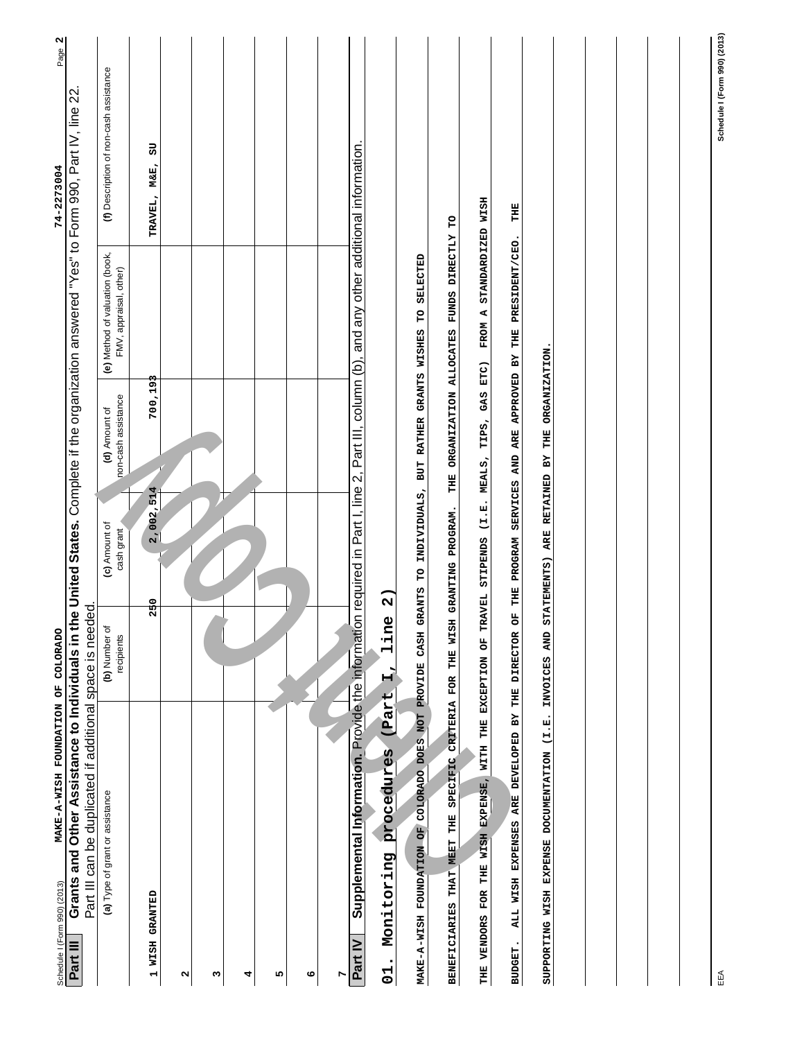Schedule I (Form 990) (2013) MAKE-A-WISH FOUNDATION OF COLORADO 74-2273004

## Part III Grants and Other Assistance to Individuals in the United States.

Complete if the organization answered "Yes" to Form 990, Part IV, line 22. Part III can be duplicated if additional space is needed.

| (a) Type of grant or assistance | (b) Number of recipients | (c) Amount of cash grant | (d) Amount of non-cash assistance | (e) Method of valuation (book, FMV, appraisal, other) | (f) Description of non-cash assistance |
|---|---|---|---|---|---|
| 1 WISH GRANTED | 250 | 2,002,514 | 700,193 | | TRAVEL, M&E, SU |
| 2 | | | | | |
| 3 | | | | | |
| 4 | | | | | |
| 5 | | | | | |
| 6 | | | | | |
| 7 | | | | | |

## Part IV Supplemental Information.

Provide the information required in Part I, line 2, Part III, column (b), and any other additional information.

01. Monitoring procedures (Part I, line 2)

MAKE-A-WISH FOUNDATION OF COLORADO DOES NOT PROVIDE CASH GRANTS TO INDIVIDUALS, BUT RATHER GRANTS WISHES TO SELECTED BENEFICIARIES THAT MEET THE SPECIFIC CRITERIA FOR THE WISH GRANTING PROGRAM. THE ORGANIZATION ALLOCATES FUNDS DIRECTLY TO THE VENDORS FOR THE WISH EXPENSE, WITH THE EXCEPTION OF TRAVEL STIPENDS (I.E. MEALS, TIPS, GAS ETC) FROM A STANDARDIZED WISH BUDGET. ALL WISH EXPENSES ARE DEVELOPED BY THE DIRECTOR OF THE PROGRAM SERVICES AND ARE APPROVED BY THE PRESIDENT/CEO. THE SUPPORTING WISH EXPENSE DOCUMENTATION (I.E. INVOICES AND STATEMENTS) ARE RETAINED BY THE ORGANIZATION.

Schedule I (Form 990) (2013)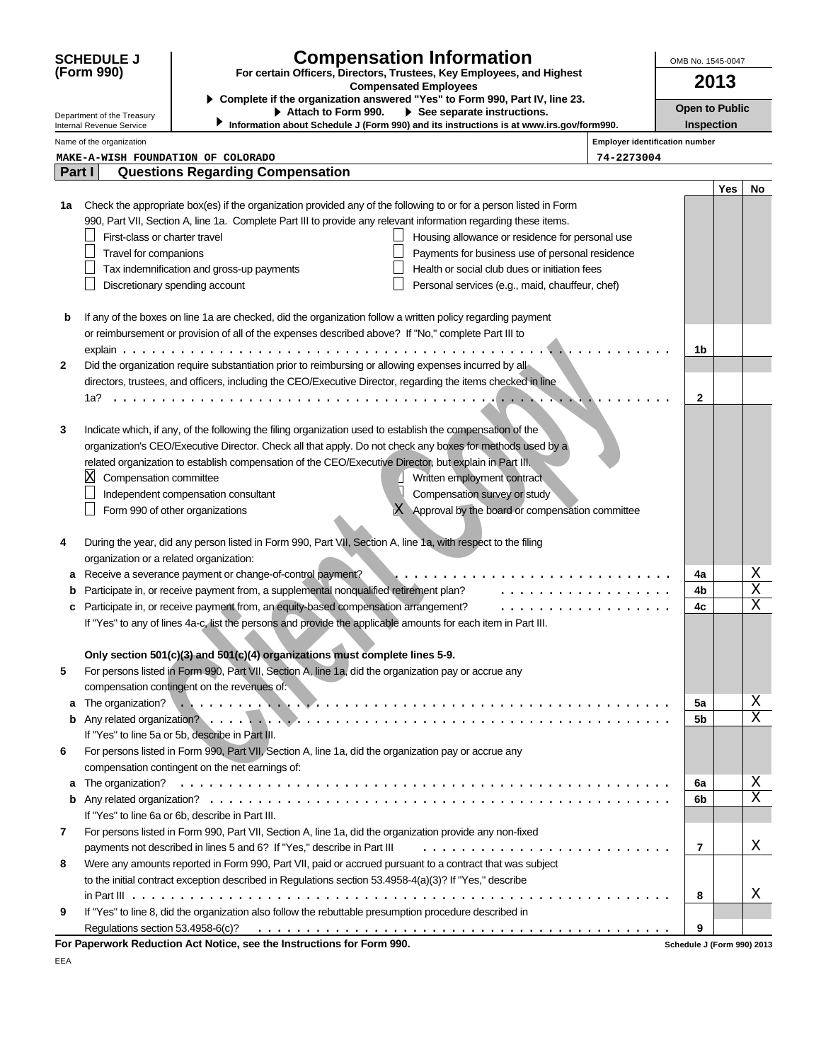**SCHEDULE J (Form 990)**

Department of the Treasury
Internal Revenue Service

# Compensation Information

**For certain Officers, Directors, Trustees, Key Employees, and Highest Compensated Employees**

▶ **Complete if the organization answered "Yes" to Form 990, Part IV, line 23.**
▶ **Attach to Form 990.** ▶ **See separate instructions.**
▶ **Information about Schedule J (Form 990) and its instructions is at www.irs.gov/form990.**

OMB No. 1545-0047

**2013**

**Open to Public Inspection**

Name of the organization: MAKE-A-WISH FOUNDATION OF COLORADO

Employer identification number: 74-2273004

## Part I Questions Regarding Compensation

| | | | Yes | No |
|---|---|---|---|---|
| **1a** | Check the appropriate box(es) if the organization provided any of the following to or for a person listed in Form 990, Part VII, Section A, line 1a. Complete Part III to provide any relevant information regarding these items.<br>☐ First-class or charter travel ☐ Housing allowance or residence for personal use<br>☐ Travel for companions ☐ Payments for business use of personal residence<br>☐ Tax indemnification and gross-up payments ☐ Health or social club dues or initiation fees<br>☐ Discretionary spending account ☐ Personal services (e.g., maid, chauffeur, chef) | | | |
| **b** | If any of the boxes on line 1a are checked, did the organization follow a written policy regarding payment or reimbursement or provision of all of the expenses described above? If "No," complete Part III to explain | 1b | | |
| **2** | Did the organization require substantiation prior to reimbursing or allowing expenses incurred by all directors, trustees, and officers, including the CEO/Executive Director, regarding the items checked in line 1a? | 2 | | |
| **3** | Indicate which, if any, of the following the filing organization used to establish the compensation of the organization's CEO/Executive Director. Check all that apply. Do not check any boxes for methods used by a related organization to establish compensation of the CEO/Executive Director, but explain in Part III.<br>☒ Compensation committee ☐ Written employment contract<br>☐ Independent compensation consultant ☐ Compensation survey or study<br>☐ Form 990 of other organizations ☒ Approval by the board or compensation committee | | | |
| **4** | During the year, did any person listed in Form 990, Part VII, Section A, line 1a, with respect to the filing organization or a related organization: | | | |
| **a** | Receive a severance payment or change-of-control payment? | 4a | | X |
| **b** | Participate in, or receive payment from, a supplemental nonqualified retirement plan? | 4b | | X |
| **c** | Participate in, or receive payment from, an equity-based compensation arrangement?<br>If "Yes" to any of lines 4a-c, list the persons and provide the applicable amounts for each item in Part III. | 4c | | X |
| | **Only section 501(c)(3) and 501(c)(4) organizations must complete lines 5-9.** | | | |
| **5** | For persons listed in Form 990, Part VII, Section A, line 1a, did the organization pay or accrue any compensation contingent on the revenues of: | | | |
| **a** | The organization? | 5a | | X |
| **b** | Any related organization?<br>If "Yes" to line 5a or 5b, describe in Part III. | 5b | | X |
| **6** | For persons listed in Form 990, Part VII, Section A, line 1a, did the organization pay or accrue any compensation contingent on the net earnings of: | | | |
| **a** | The organization? | 6a | | X |
| **b** | Any related organization?<br>If "Yes" to line 6a or 6b, describe in Part III. | 6b | | X |
| **7** | For persons listed in Form 990, Part VII, Section A, line 1a, did the organization provide any non-fixed payments not described in lines 5 and 6? If "Yes," describe in Part III | 7 | | X |
| **8** | Were any amounts reported in Form 990, Part VII, paid or accrued pursuant to a contract that was subject to the initial contract exception described in Regulations section 53.4958-4(a)(3)? If "Yes," describe in Part III | 8 | | X |
| **9** | If "Yes" to line 8, did the organization also follow the rebuttable presumption procedure described in Regulations section 53.4958-6(c)? | 9 | | |

**For Paperwork Reduction Act Notice, see the Instructions for Form 990.** Schedule J (Form 990) 2013

EEA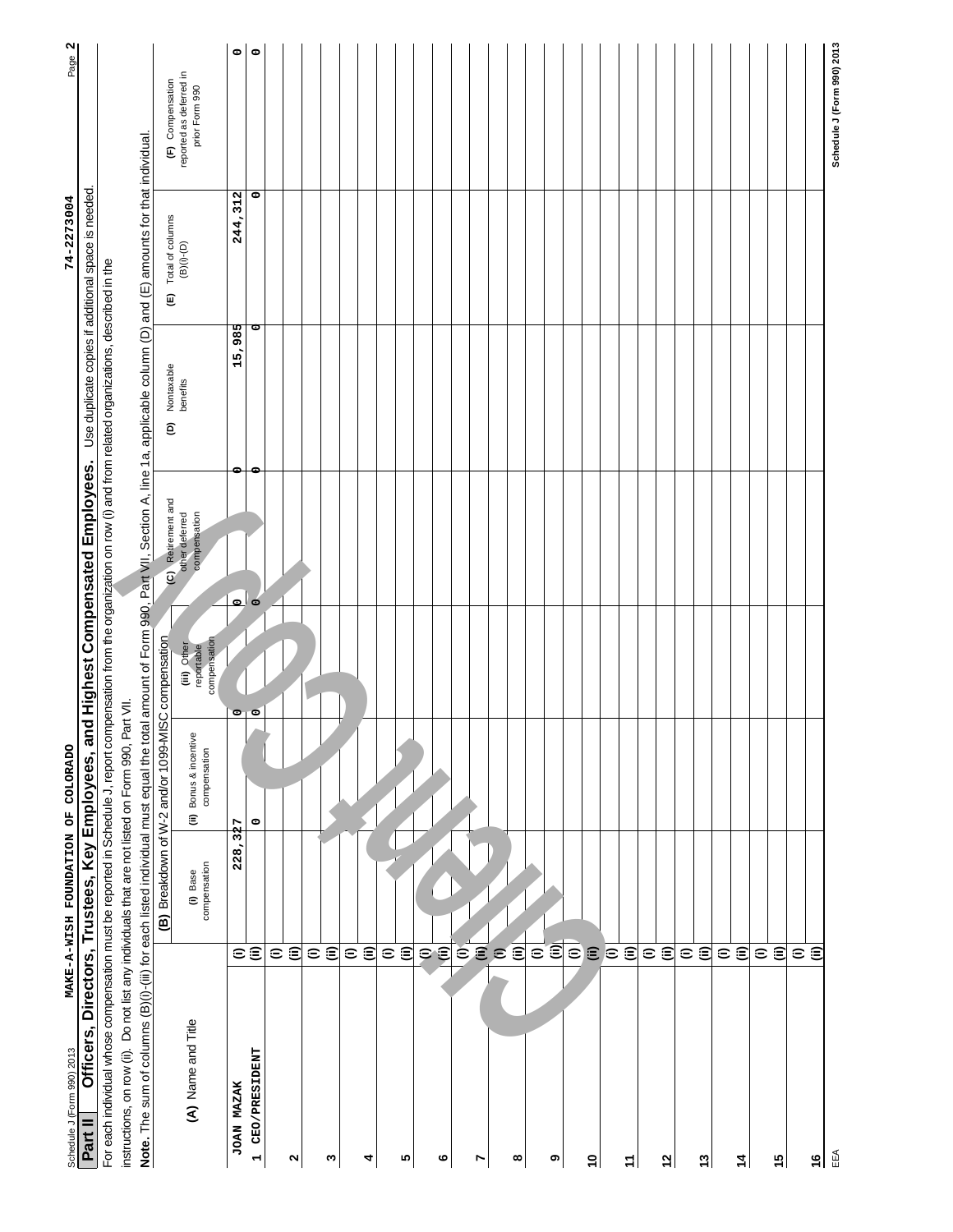Schedule J (Form 990) 2013 MAKE-A-WISH FOUNDATION OF COLORADO 74-2273004

## Part II Officers, Directors, Trustees, Key Employees, and Highest Compensated Employees.

Use duplicate copies if additional space is needed.

For each individual whose compensation must be reported in Schedule J, report compensation from the organization on row (i) and from related organizations, described in the instructions, on row (ii). Do not list any individuals that are not listed on Form 990, Part VII.

**Note.** The sum of columns (B)(i)-(iii) for each listed individual must equal the total amount of Form 990, Part VII, Section A, line 1a, applicable column (D) and (E) amounts for that individual.

| (A) Name and Title | | (B) Breakdown of W-2 and/or 1099-MISC compensation | | | (C) Retirement and other deferred compensation | (D) Nontaxable benefits | (E) Total of columns (B)(i)-(D) | (F) Compensation reported as deferred in prior Form 990 |
|---|---|---|---|---|---|---|---|---|
| | | (i) Base compensation | (ii) Bonus & incentive compensation | (iii) Other reportable compensation | | | | |
| JOAN MAZAK | (i) | 228,327 | 0 | 0 | 0 | 15,985 | 244,312 | 0 |
| 1 CEO/PRESIDENT | (ii) | 0 | 0 | 0 | 0 | 0 | 0 | 0 |
| 2 | (i) | | | | | | | |
| | (ii) | | | | | | | |
| 3 | (i) | | | | | | | |
| | (ii) | | | | | | | |
| 4 | (i) | | | | | | | |
| | (ii) | | | | | | | |
| 5 | (i) | | | | | | | |
| | (ii) | | | | | | | |
| 6 | (i) | | | | | | | |
| | (ii) | | | | | | | |
| 7 | (i) | | | | | | | |
| | (ii) | | | | | | | |
| 8 | (i) | | | | | | | |
| | (ii) | | | | | | | |
| 9 | (i) | | | | | | | |
| | (ii) | | | | | | | |
| 10 | (i) | | | | | | | |
| | (ii) | | | | | | | |
| 11 | (i) | | | | | | | |
| | (ii) | | | | | | | |
| 12 | (i) | | | | | | | |
| | (ii) | | | | | | | |
| 13 | (i) | | | | | | | |
| | (ii) | | | | | | | |
| 14 | (i) | | | | | | | |
| | (ii) | | | | | | | |
| 15 | (i) | | | | | | | |
| | (ii) | | | | | | | |
| 16 | (i) | | | | | | | |
| | (ii) | | | | | | | |

Schedule J (Form 990) 2013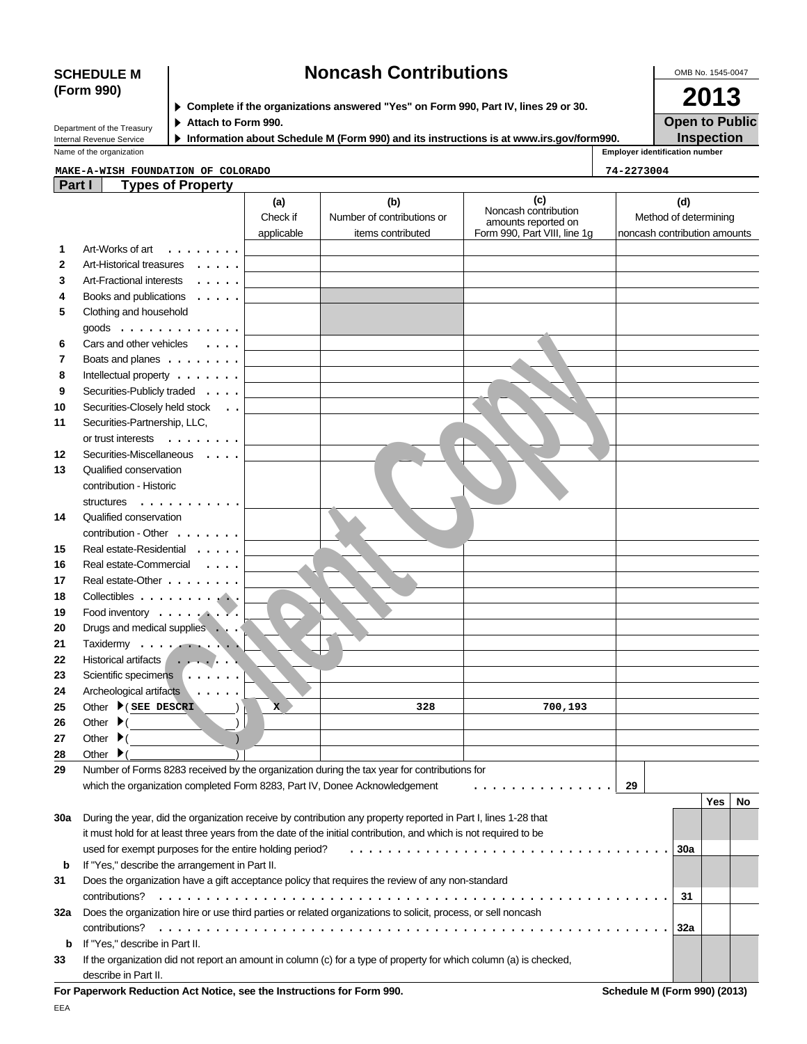# SCHEDULE M (Form 990)

# Noncash Contributions

OMB No. 1545-0047

**2013**

**Open to Public Inspection**

Department of the Treasury
Internal Revenue Service

▶ **Complete if the organizations answered "Yes" on Form 990, Part IV, lines 29 or 30.**
▶ **Attach to Form 990.**
▶ **Information about Schedule M (Form 990) and its instructions is at www.irs.gov/form990.**

| Name of the organization | Employer identification number |
|---|---|
| MAKE-A-WISH FOUNDATION OF COLORADO | 74-2273004 |

## Part I — Types of Property

| | | (a) Check if applicable | (b) Number of contributions or items contributed | (c) Noncash contribution amounts reported on Form 990, Part VIII, line 1g | (d) Method of determining noncash contribution amounts |
|---|---|---|---|---|---|
| 1 | Art-Works of art | | | | |
| 2 | Art-Historical treasures | | | | |
| 3 | Art-Fractional interests | | | | |
| 4 | Books and publications | | | | |
| 5 | Clothing and household goods | | | | |
| 6 | Cars and other vehicles | | | | |
| 7 | Boats and planes | | | | |
| 8 | Intellectual property | | | | |
| 9 | Securities-Publicly traded | | | | |
| 10 | Securities-Closely held stock | | | | |
| 11 | Securities-Partnership, LLC, or trust interests | | | | |
| 12 | Securities-Miscellaneous | | | | |
| 13 | Qualified conservation contribution - Historic structures | | | | |
| 14 | Qualified conservation contribution - Other | | | | |
| 15 | Real estate-Residential | | | | |
| 16 | Real estate-Commercial | | | | |
| 17 | Real estate-Other | | | | |
| 18 | Collectibles | | | | |
| 19 | Food inventory | | | | |
| 20 | Drugs and medical supplies | | | | |
| 21 | Taxidermy | | | | |
| 22 | Historical artifacts | | | | |
| 23 | Scientific specimens | | | | |
| 24 | Archeological artifacts | | | | |
| 25 | Other ▶ ( SEE DESCRI ) | X | 328 | 700,193 | |
| 26 | Other ▶ ( ) | | | | |
| 27 | Other ▶ ( ) | | | | |
| 28 | Other ▶ ( ) | | | | |

**29** Number of Forms 8283 received by the organization during the tax year for contributions for which the organization completed Form 8283, Part IV, Donee Acknowledgement . . . . . **29**

| | | | Yes | No |
|---|---|---|---|---|
| 30a | During the year, did the organization receive by contribution any property reported in Part I, lines 1-28 that it must hold for at least three years from the date of the initial contribution, and which is not required to be used for exempt purposes for the entire holding period? | 30a | | |
| b | If "Yes," describe the arrangement in Part II. | | | |
| 31 | Does the organization have a gift acceptance policy that requires the review of any non-standard contributions? | 31 | | |
| 32a | Does the organization hire or use third parties or related organizations to solicit, process, or sell noncash contributions? | 32a | | |
| b | If "Yes," describe in Part II. | | | |
| 33 | If the organization did not report an amount in column (c) for a type of property for which column (a) is checked, describe in Part II. | | | |

**For Paperwork Reduction Act Notice, see the Instructions for Form 990.** **Schedule M (Form 990) (2013)**

EEA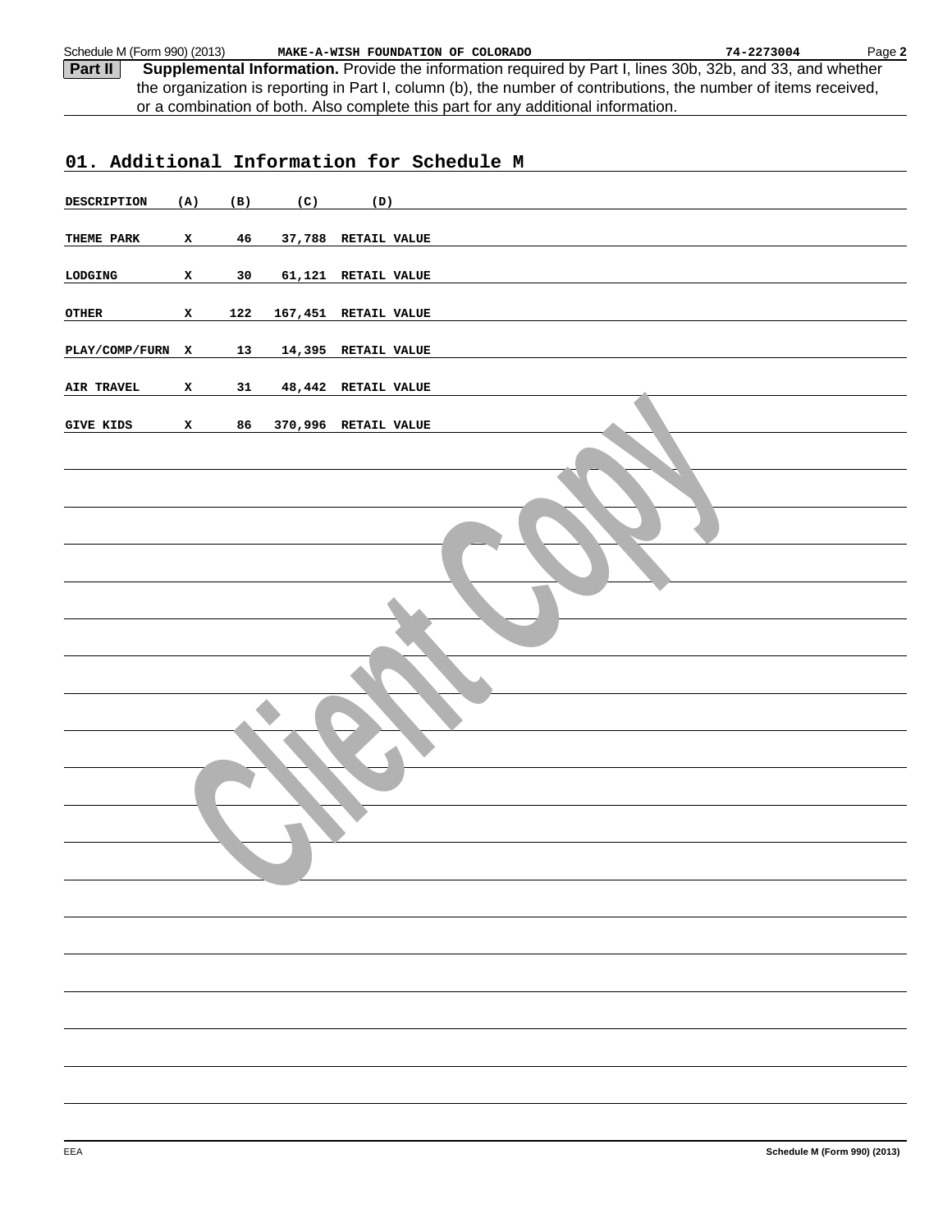**Part II** **Supplemental Information.** Provide the information required by Part I, lines 30b, 32b, and 33, and whether the organization is reporting in Part I, column (b), the number of contributions, the number of items received, or a combination of both. Also complete this part for any additional information.

## 01. Additional Information for Schedule M

| DESCRIPTION | (A) | (B) | (C) | (D) |
|---|---|---|---|---|
| THEME PARK | X | 46 | 37,788 | RETAIL VALUE |
| LODGING | X | 30 | 61,121 | RETAIL VALUE |
| OTHER | X | 122 | 167,451 | RETAIL VALUE |
| PLAY/COMP/FURN | X | 13 | 14,395 | RETAIL VALUE |
| AIR TRAVEL | X | 31 | 48,442 | RETAIL VALUE |
| GIVE KIDS | X | 86 | 370,996 | RETAIL VALUE |

Client Copy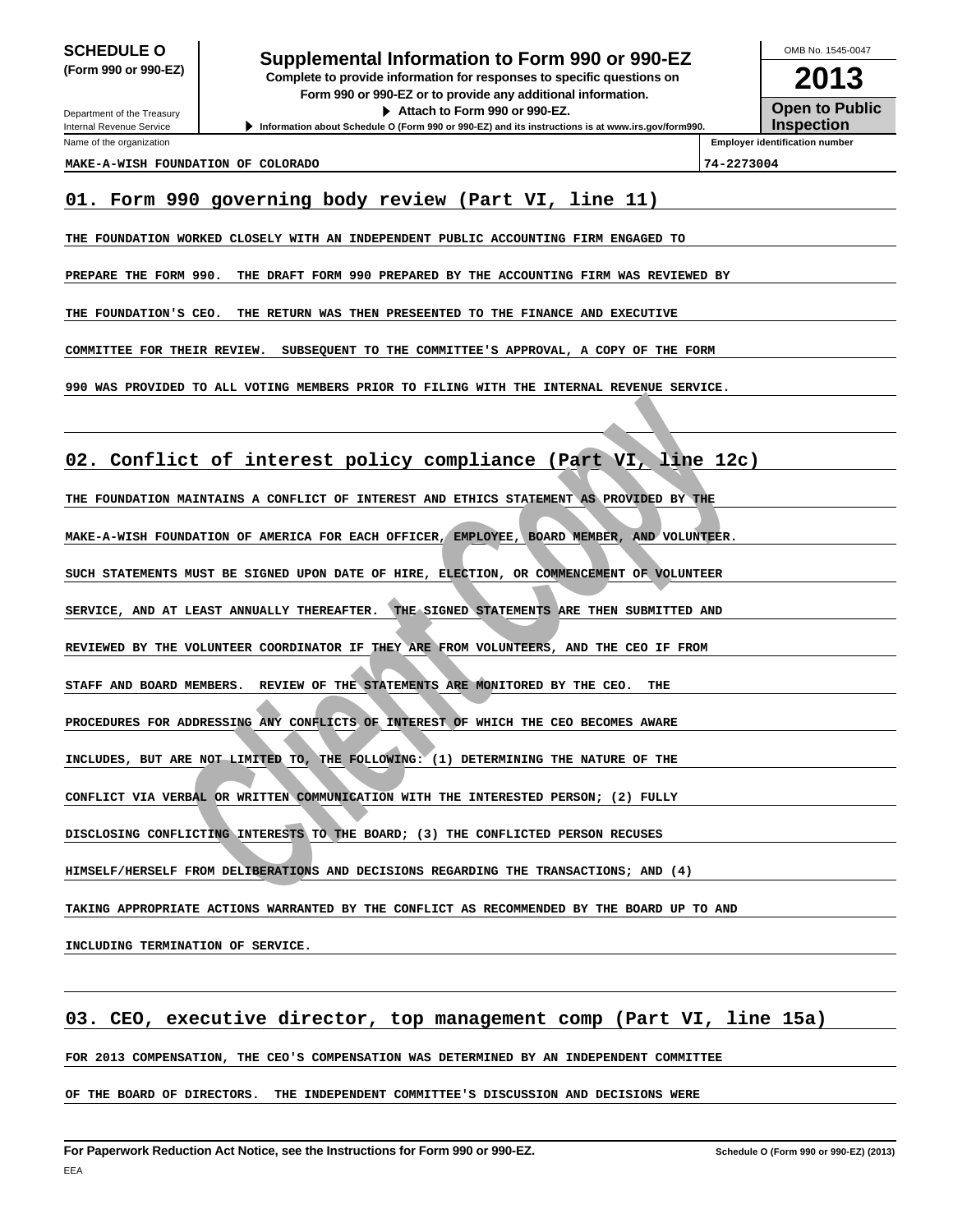**SCHEDULE O (Form 990 or 990-EZ)**

Department of the Treasury
Internal Revenue Service

# Supplemental Information to Form 990 or 990-EZ

**Complete to provide information for responses to specific questions on Form 990 or 990-EZ or to provide any additional information.**

**▶ Attach to Form 990 or 990-EZ.**

**▶ Information about Schedule O (Form 990 or 990-EZ) and its instructions is at www.irs.gov/form990.**

OMB No. 1545-0047

**2013**

**Open to Public Inspection**

| Name of the organization | Employer identification number |
|---|---|
| MAKE-A-WISH FOUNDATION OF COLORADO | 74-2273004 |

## 01. Form 990 governing body review (Part VI, line 11)

THE FOUNDATION WORKED CLOSELY WITH AN INDEPENDENT PUBLIC ACCOUNTING FIRM ENGAGED TO PREPARE THE FORM 990. THE DRAFT FORM 990 PREPARED BY THE ACCOUNTING FIRM WAS REVIEWED BY THE FOUNDATION'S CEO. THE RETURN WAS THEN PRESEENTED TO THE FINANCE AND EXECUTIVE COMMITTEE FOR THEIR REVIEW. SUBSEQUENT TO THE COMMITTEE'S APPROVAL, A COPY OF THE FORM 990 WAS PROVIDED TO ALL VOTING MEMBERS PRIOR TO FILING WITH THE INTERNAL REVENUE SERVICE.

## 02. Conflict of interest policy compliance (Part VI, line 12c)

THE FOUNDATION MAINTAINS A CONFLICT OF INTEREST AND ETHICS STATEMENT AS PROVIDED BY THE MAKE-A-WISH FOUNDATION OF AMERICA FOR EACH OFFICER, EMPLOYEE, BOARD MEMBER, AND VOLUNTEER. SUCH STATEMENTS MUST BE SIGNED UPON DATE OF HIRE, ELECTION, OR COMMENCEMENT OF VOLUNTEER SERVICE, AND AT LEAST ANNUALLY THEREAFTER. THE SIGNED STATEMENTS ARE THEN SUBMITTED AND REVIEWED BY THE VOLUNTEER COORDINATOR IF THEY ARE FROM VOLUNTEERS, AND THE CEO IF FROM STAFF AND BOARD MEMBERS. REVIEW OF THE STATEMENTS ARE MONITORED BY THE CEO. THE PROCEDURES FOR ADDRESSING ANY CONFLICTS OF INTEREST OF WHICH THE CEO BECOMES AWARE INCLUDES, BUT ARE NOT LIMITED TO, THE FOLLOWING: (1) DETERMINING THE NATURE OF THE CONFLICT VIA VERBAL OR WRITTEN COMMUNICATION WITH THE INTERESTED PERSON; (2) FULLY DISCLOSING CONFLICTING INTERESTS TO THE BOARD; (3) THE CONFLICTED PERSON RECUSES HIMSELF/HERSELF FROM DELIBERATIONS AND DECISIONS REGARDING THE TRANSACTIONS; AND (4) TAKING APPROPRIATE ACTIONS WARRANTED BY THE CONFLICT AS RECOMMENDED BY THE BOARD UP TO AND INCLUDING TERMINATION OF SERVICE.

## 03. CEO, executive director, top management comp (Part VI, line 15a)

FOR 2013 COMPENSATION, THE CEO'S COMPENSATION WAS DETERMINED BY AN INDEPENDENT COMMITTEE OF THE BOARD OF DIRECTORS. THE INDEPENDENT COMMITTEE'S DISCUSSION AND DECISIONS WERE

**For Paperwork Reduction Act Notice, see the Instructions for Form 990 or 990-EZ.** Schedule O (Form 990 or 990-EZ) (2013)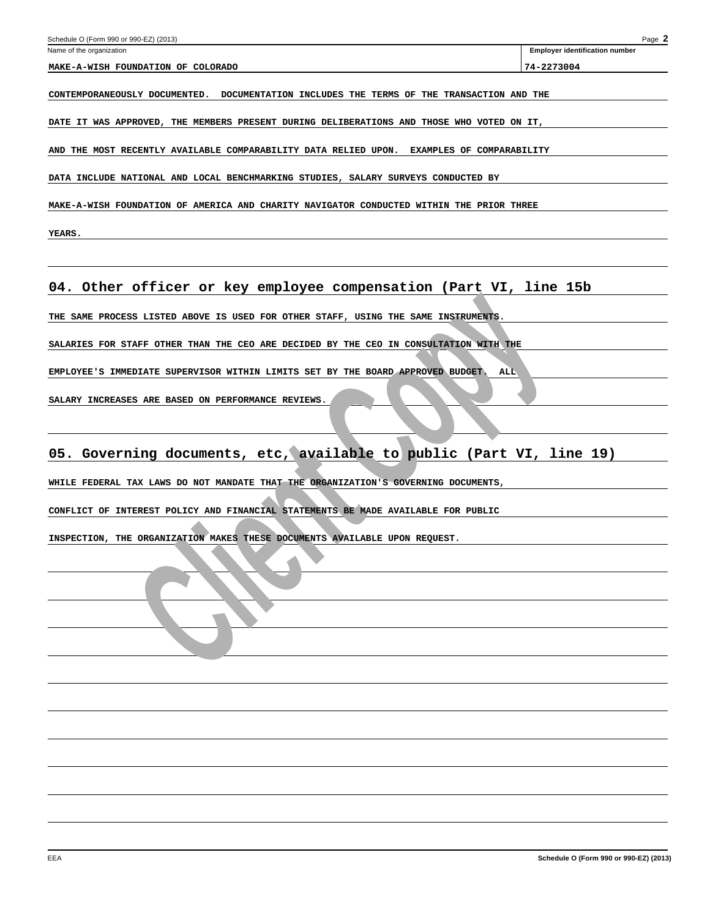Name of the organization: MAKE-A-WISH FOUNDATION OF COLORADO

Employer identification number: 74-2273004

CONTEMPORANEOUSLY DOCUMENTED. DOCUMENTATION INCLUDES THE TERMS OF THE TRANSACTION AND THE DATE IT WAS APPROVED, THE MEMBERS PRESENT DURING DELIBERATIONS AND THOSE WHO VOTED ON IT, AND THE MOST RECENTLY AVAILABLE COMPARABILITY DATA RELIED UPON. EXAMPLES OF COMPARABILITY DATA INCLUDE NATIONAL AND LOCAL BENCHMARKING STUDIES, SALARY SURVEYS CONDUCTED BY MAKE-A-WISH FOUNDATION OF AMERICA AND CHARITY NAVIGATOR CONDUCTED WITHIN THE PRIOR THREE YEARS.

## 04. Other officer or key employee compensation (Part VI, line 15b

THE SAME PROCESS LISTED ABOVE IS USED FOR OTHER STAFF, USING THE SAME INSTRUMENTS. SALARIES FOR STAFF OTHER THAN THE CEO ARE DECIDED BY THE CEO IN CONSULTATION WITH THE EMPLOYEE'S IMMEDIATE SUPERVISOR WITHIN LIMITS SET BY THE BOARD APPROVED BUDGET. ALL SALARY INCREASES ARE BASED ON PERFORMANCE REVIEWS.

## 05. Governing documents, etc, available to public (Part VI, line 19)

WHILE FEDERAL TAX LAWS DO NOT MANDATE THAT THE ORGANIZATION'S GOVERNING DOCUMENTS, CONFLICT OF INTEREST POLICY AND FINANCIAL STATEMENTS BE MADE AVAILABLE FOR PUBLIC INSPECTION, THE ORGANIZATION MAKES THESE DOCUMENTS AVAILABLE UPON REQUEST.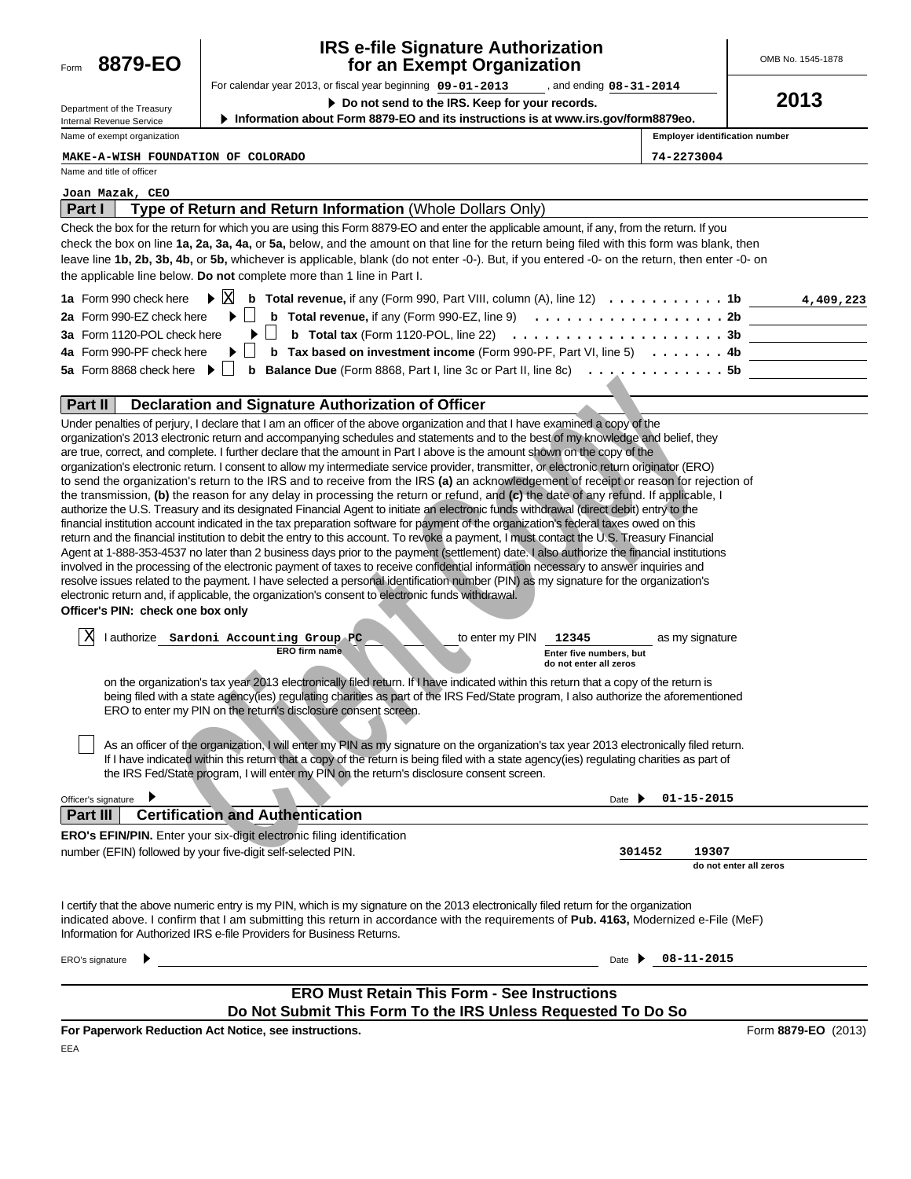Form **8879-EO**

Department of the Treasury
Internal Revenue Service

# IRS e-file Signature Authorization for an Exempt Organization

For calendar year 2013, or fiscal year beginning **09-01-2013** , and ending **08-31-2014**

▶ **Do not send to the IRS. Keep for your records.**

▶ **Information about Form 8879-EO and its instructions is at www.irs.gov/form8879eo.**

OMB No. 1545-1878

**2013**

| Name of exempt organization | Employer identification number |
|---|---|
| MAKE-A-WISH FOUNDATION OF COLORADO | 74-2273004 |

Name and title of officer

Joan Mazak, CEO

## Part I — Type of Return and Return Information (Whole Dollars Only)

Check the box for the return for which you are using this Form 8879-EO and enter the applicable amount, if any, from the return. If you check the box on line **1a, 2a, 3a, 4a,** or **5a,** below, and the amount on that line for the return being filed with this form was blank, then leave line **1b, 2b, 3b, 4b,** or **5b,** whichever is applicable, blank (do not enter -0-). But, if you entered -0- on the return, then enter -0- on the applicable line below. **Do not** complete more than 1 line in Part I.

| | | | |
|---|---|---|---|
| **1a** Form 990 check here ▶ ☒ | **b Total revenue,** if any (Form 990, Part VIII, column (A), line 12) | **1b** | 4,409,223 |
| **2a** Form 990-EZ check here ▶ ☐ | **b Total revenue,** if any (Form 990-EZ, line 9) | **2b** | |
| **3a** Form 1120-POL check here ▶ ☐ | **b Total tax** (Form 1120-POL, line 22) | **3b** | |
| **4a** Form 990-PF check here ▶ ☐ | **b Tax based on investment income** (Form 990-PF, Part VI, line 5) | **4b** | |
| **5a** Form 8868 check here ▶ ☐ | **b Balance Due** (Form 8868, Part I, line 3c or Part II, line 8c) | **5b** | |

## Part II — Declaration and Signature Authorization of Officer

Under penalties of perjury, I declare that I am an officer of the above organization and that I have examined a copy of the organization's 2013 electronic return and accompanying schedules and statements and to the best of my knowledge and belief, they are true, correct, and complete. I further declare that the amount in Part I above is the amount shown on the copy of the organization's electronic return. I consent to allow my intermediate service provider, transmitter, or electronic return originator (ERO) to send the organization's return to the IRS and to receive from the IRS **(a)** an acknowledgement of receipt or reason for rejection of the transmission, **(b)** the reason for any delay in processing the return or refund, and **(c)** the date of any refund. If applicable, I authorize the U.S. Treasury and its designated Financial Agent to initiate an electronic funds withdrawal (direct debit) entry to the financial institution account indicated in the tax preparation software for payment of the organization's federal taxes owed on this return and the financial institution to debit the entry to this account. To revoke a payment, I must contact the U.S. Treasury Financial Agent at 1-888-353-4537 no later than 2 business days prior to the payment (settlement) date. I also authorize the financial institutions involved in the processing of the electronic payment of taxes to receive confidential information necessary to answer inquiries and resolve issues related to the payment. I have selected a personal identification number (PIN) as my signature for the organization's electronic return and, if applicable, the organization's consent to electronic funds withdrawal.

**Officer's PIN: check one box only**

☒ I authorize **Sardoni Accounting Group PC** (ERO firm name) to enter my PIN **12345** (Enter five numbers, but do not enter all zeros) as my signature on the organization's tax year 2013 electronically filed return. If I have indicated within this return that a copy of the return is being filed with a state agency(ies) regulating charities as part of the IRS Fed/State program, I also authorize the aforementioned ERO to enter my PIN on the return's disclosure consent screen.

☐ As an officer of the organization, I will enter my PIN as my signature on the organization's tax year 2013 electronically filed return. If I have indicated within this return that a copy of the return is being filed with a state agency(ies) regulating charities as part of the IRS Fed/State program, I will enter my PIN on the return's disclosure consent screen.

Officer's signature ▶ Date ▶ **01-15-2015**

## Part III — Certification and Authentication

**ERO's EFIN/PIN.** Enter your six-digit electronic filing identification number (EFIN) followed by your five-digit self-selected PIN. **301452 19307** (do not enter all zeros)

I certify that the above numeric entry is my PIN, which is my signature on the 2013 electronically filed return for the organization indicated above. I confirm that I am submitting this return in accordance with the requirements of **Pub. 4163,** Modernized e-File (MeF) Information for Authorized IRS e-file Providers for Business Returns.

ERO's signature ▶ Date ▶ **08-11-2015**

**ERO Must Retain This Form - See Instructions**
**Do Not Submit This Form To the IRS Unless Requested To Do So**

**For Paperwork Reduction Act Notice, see instructions.** Form **8879-EO** (2013)

EEA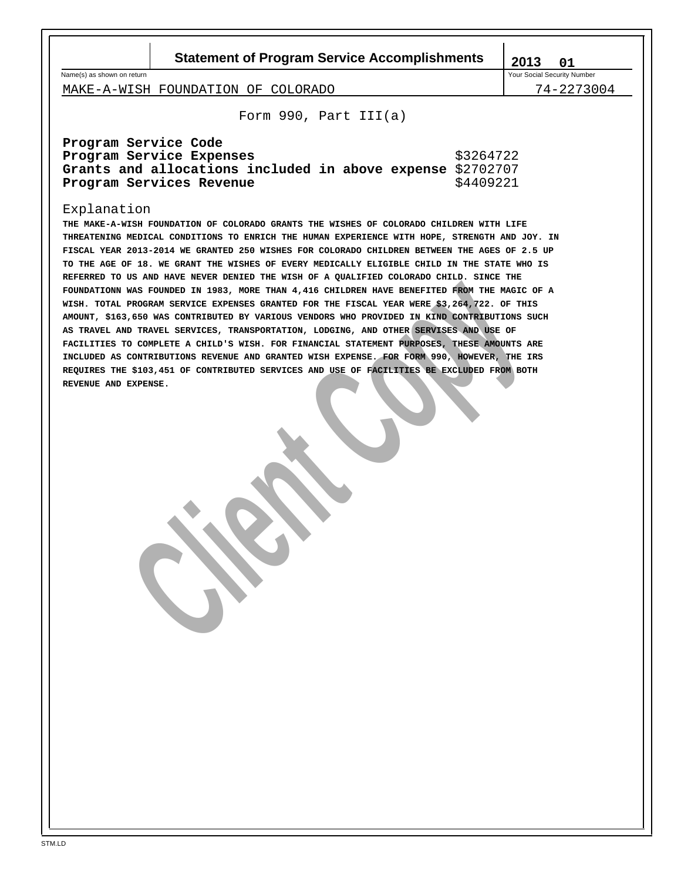# Statement of Program Service Accomplishments

**2013 01**

Name(s) as shown on return: MAKE-A-WISH FOUNDATION OF COLORADO

Your Social Security Number: 74-2273004

Form 990, Part III(a)

| | |
|---|---|
| **Program Service Code** | |
| **Program Service Expenses** | $3264722 |
| **Grants and allocations included in above expense** | $2702707 |
| **Program Services Revenue** | $4409221 |

Explanation

**THE MAKE-A-WISH FOUNDATION OF COLORADO GRANTS THE WISHES OF COLORADO CHILDREN WITH LIFE THREATENING MEDICAL CONDITIONS TO ENRICH THE HUMAN EXPERIENCE WITH HOPE, STRENGTH AND JOY. IN FISCAL YEAR 2013-2014 WE GRANTED 250 WISHES FOR COLORADO CHILDREN BETWEEN THE AGES OF 2.5 UP TO THE AGE OF 18. WE GRANT THE WISHES OF EVERY MEDICALLY ELIGIBLE CHILD IN THE STATE WHO IS REFERRED TO US AND HAVE NEVER DENIED THE WISH OF A QUALIFIED COLORADO CHILD. SINCE THE FOUNDATIONN WAS FOUNDED IN 1983, MORE THAN 4,416 CHILDREN HAVE BENEFITED FROM THE MAGIC OF A WISH. TOTAL PROGRAM SERVICE EXPENSES GRANTED FOR THE FISCAL YEAR WERE $3,264,722. OF THIS AMOUNT, $163,650 WAS CONTRIBUTED BY VARIOUS VENDORS WHO PROVIDED IN KIND CONTRIBUTIONS SUCH AS TRAVEL AND TRAVEL SERVICES, TRANSPORTATION, LODGING, AND OTHER SERVISES AND USE OF FACILITIES TO COMPLETE A CHILD'S WISH. FOR FINANCIAL STATEMENT PURPOSES, THESE AMOUNTS ARE INCLUDED AS CONTRIBUTIONS REVENUE AND GRANTED WISH EXPENSE. FOR FORM 990, HOWEVER, THE IRS REQUIRES THE $103,451 OF CONTRIBUTED SERVICES AND USE OF FACILITIES BE EXCLUDED FROM BOTH REVENUE AND EXPENSE.**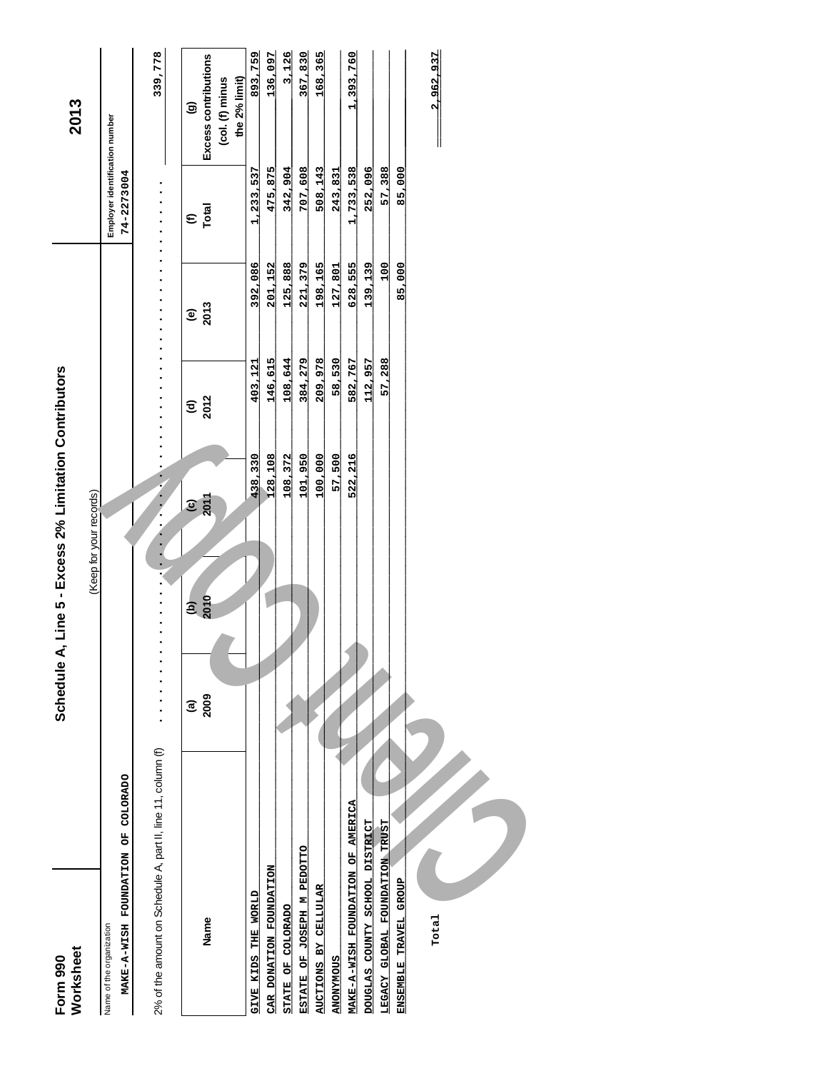Form 990 Worksheet

# Schedule A, Line 5 - Excess 2% Limitation Contributors

(Keep for your records)

**2013**

Name of the organization: MAKE-A-WISH FOUNDATION OF COLORADO

Employer identification number: 74-2273004

2% of the amount on Schedule A, part II, line 11, column (f) . . . . . . . . 339,778

| Name | (a) 2009 | (b) 2010 | (c) 2011 | (d) 2012 | (e) 2013 | (f) Total | (g) Excess contributions (col. (f) minus the 2% limit) |
|---|---|---|---|---|---|---|---|
| GIVE KIDS THE WORLD | | | 438,330 | 403,121 | 392,086 | 1,233,537 | 893,759 |
| CAR DONATION FOUNDATION | | | 128,108 | 146,615 | 201,152 | 475,875 | 136,097 |
| STATE OF COLORADO | | | 108,372 | 108,644 | 125,888 | 342,904 | 3,126 |
| ESTATE OF JOSEPH M PEDOTTO | | | 101,950 | 384,279 | 221,379 | 707,608 | 367,830 |
| AUCTIONS BY CELLULAR | | | 100,000 | 209,978 | 198,165 | 508,143 | 168,365 |
| ANONYMOUS | | | 57,500 | 58,530 | 127,801 | 243,831 | |
| MAKE-A-WISH FOUNDATION OF AMERICA | | | 522,216 | 582,767 | 628,555 | 1,733,538 | 1,393,760 |
| DOUGLAS COUNTY SCHOOL DISTRICT | | | | 112,957 | 139,139 | 252,096 | |
| LEGACY GLOBAL FOUNDATION TRUST | | | | 57,288 | 100 | 57,388 | |
| ENSEMBLE TRAVEL GROUP | | | | | 85,000 | 85,000 | |
| Total | | | | | | | 2,962,937 |